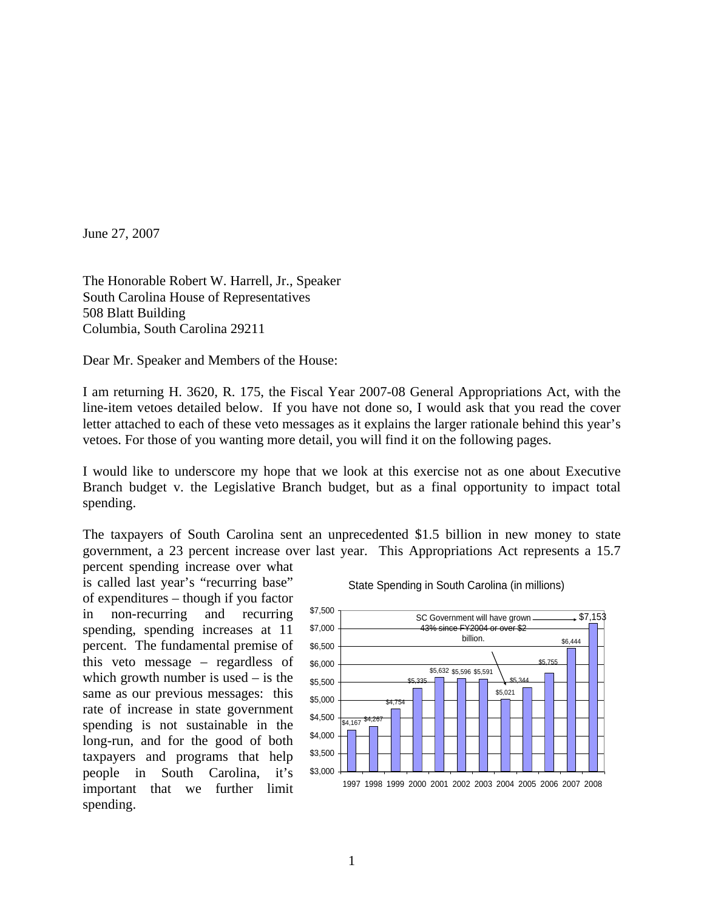June 27, 2007

The Honorable Robert W. Harrell, Jr., Speaker
South Carolina House of Representatives
508 Blatt Building
Columbia, South Carolina 29211

Dear Mr. Speaker and Members of the House:

I am returning H. 3620, R. 175, the Fiscal Year 2007-08 General Appropriations Act, with the line-item vetoes detailed below. If you have not done so, I would ask that you read the cover letter attached to each of these veto messages as it explains the larger rationale behind this year's vetoes. For those of you wanting more detail, you will find it on the following pages.

I would like to underscore my hope that we look at this exercise not as one about Executive Branch budget v. the Legislative Branch budget, but as a final opportunity to impact total spending.

The taxpayers of South Carolina sent an unprecedented $1.5 billion in new money to state government, a 23 percent increase over last year. This Appropriations Act represents a 15.7 percent spending increase over what is called last year's "recurring base" of expenditures – though if you factor in non-recurring and recurring spending, spending increases at 11 percent. The fundamental premise of this veto message – regardless of which growth number is used – is the same as our previous messages: this rate of increase in state government spending is not sustainable in the long-run, and for the good of both taxpayers and programs that help people in South Carolina, it's important that we further limit spending.

State Spending in South Carolina (in millions)

| Year | Spending |
| --- | --- |
| 1997 | $4,167 |
| 1998 | $4,267 |
| 1999 | $4,754 |
| 2000 | $5,335 |
| 2001 | $5,632 |
| 2002 | $5,596 |
| 2003 | $5,591 |
| 2004 | $5,021 |
| 2005 | $5,344 |
| 2006 | $5,755 |
| 2007 | $6,444 |
| 2008 | $7,153 |

SC Government will have grown 43% since FY2004 or over $2 billion.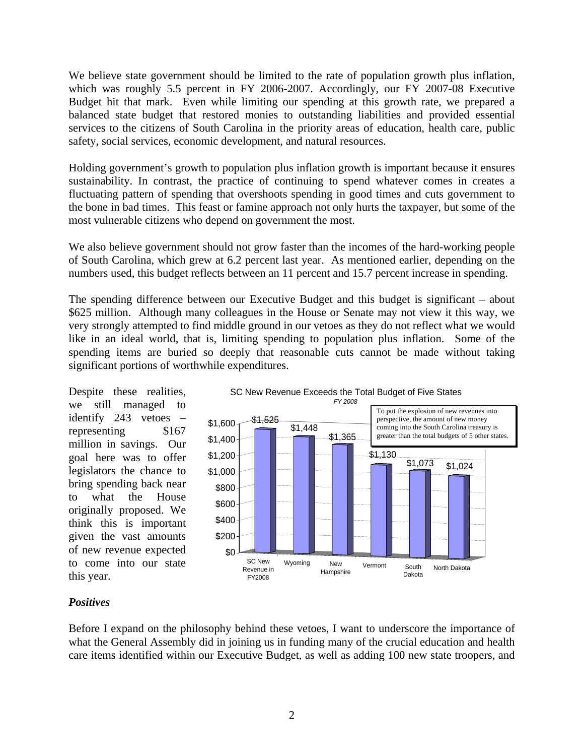We believe state government should be limited to the rate of population growth plus inflation, which was roughly 5.5 percent in FY 2006-2007. Accordingly, our FY 2007-08 Executive Budget hit that mark. Even while limiting our spending at this growth rate, we prepared a balanced state budget that restored monies to outstanding liabilities and provided essential services to the citizens of South Carolina in the priority areas of education, health care, public safety, social services, economic development, and natural resources.

Holding government's growth to population plus inflation growth is important because it ensures sustainability. In contrast, the practice of continuing to spend whatever comes in creates a fluctuating pattern of spending that overshoots spending in good times and cuts government to the bone in bad times. This feast or famine approach not only hurts the taxpayer, but some of the most vulnerable citizens who depend on government the most.

We also believe government should not grow faster than the incomes of the hard-working people of South Carolina, which grew at 6.2 percent last year. As mentioned earlier, depending on the numbers used, this budget reflects between an 11 percent and 15.7 percent increase in spending.

The spending difference between our Executive Budget and this budget is significant – about \$625 million. Although many colleagues in the House or Senate may not view it this way, we very strongly attempted to find middle ground in our vetoes as they do not reflect what we would like in an ideal world, that is, limiting spending to population plus inflation. Some of the spending items are buried so deeply that reasonable cuts cannot be made without taking significant portions of worthwhile expenditures.

Despite these realities, we still managed to identify 243 vetoes – representing \$167 million in savings. Our goal here was to offer legislators the chance to bring spending back near to what the House originally proposed. We think this is important given the vast amounts of new revenue expected to come into our state this year.

SC New Revenue Exceeds the Total Budget of Five States

*FY 2008*

| | Amount |
|---|---|
| SC New Revenue in FY2008 | \$1,525 |
| Wyoming | \$1,448 |
| New Hampshire | \$1,365 |
| Vermont | \$1,130 |
| South Dakota | \$1,073 |
| North Dakota | \$1,024 |

To put the explosion of new revenues into perspective, the amount of new money coming into the South Carolina treasury is greater than the total budgets of 5 other states.

### *Positives*

Before I expand on the philosophy behind these vetoes, I want to underscore the importance of what the General Assembly did in joining us in funding many of the crucial education and health care items identified within our Executive Budget, as well as adding 100 new state troopers, and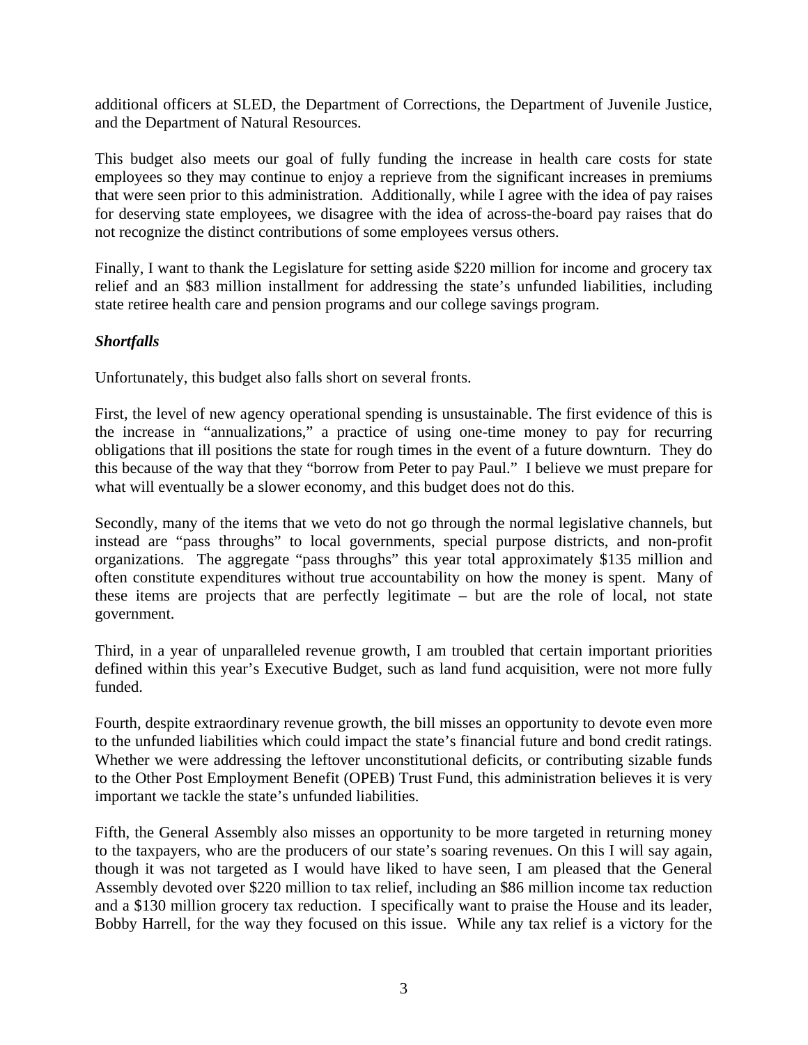additional officers at SLED, the Department of Corrections, the Department of Juvenile Justice, and the Department of Natural Resources.

This budget also meets our goal of fully funding the increase in health care costs for state employees so they may continue to enjoy a reprieve from the significant increases in premiums that were seen prior to this administration. Additionally, while I agree with the idea of pay raises for deserving state employees, we disagree with the idea of across-the-board pay raises that do not recognize the distinct contributions of some employees versus others.

Finally, I want to thank the Legislature for setting aside $220 million for income and grocery tax relief and an $83 million installment for addressing the state's unfunded liabilities, including state retiree health care and pension programs and our college savings program.

***Shortfalls***

Unfortunately, this budget also falls short on several fronts.

First, the level of new agency operational spending is unsustainable. The first evidence of this is the increase in "annualizations," a practice of using one-time money to pay for recurring obligations that ill positions the state for rough times in the event of a future downturn. They do this because of the way that they "borrow from Peter to pay Paul." I believe we must prepare for what will eventually be a slower economy, and this budget does not do this.

Secondly, many of the items that we veto do not go through the normal legislative channels, but instead are "pass throughs" to local governments, special purpose districts, and non-profit organizations. The aggregate "pass throughs" this year total approximately $135 million and often constitute expenditures without true accountability on how the money is spent. Many of these items are projects that are perfectly legitimate – but are the role of local, not state government.

Third, in a year of unparalleled revenue growth, I am troubled that certain important priorities defined within this year's Executive Budget, such as land fund acquisition, were not more fully funded.

Fourth, despite extraordinary revenue growth, the bill misses an opportunity to devote even more to the unfunded liabilities which could impact the state's financial future and bond credit ratings. Whether we were addressing the leftover unconstitutional deficits, or contributing sizable funds to the Other Post Employment Benefit (OPEB) Trust Fund, this administration believes it is very important we tackle the state's unfunded liabilities.

Fifth, the General Assembly also misses an opportunity to be more targeted in returning money to the taxpayers, who are the producers of our state's soaring revenues. On this I will say again, though it was not targeted as I would have liked to have seen, I am pleased that the General Assembly devoted over $220 million to tax relief, including an $86 million income tax reduction and a $130 million grocery tax reduction. I specifically want to praise the House and its leader, Bobby Harrell, for the way they focused on this issue. While any tax relief is a victory for the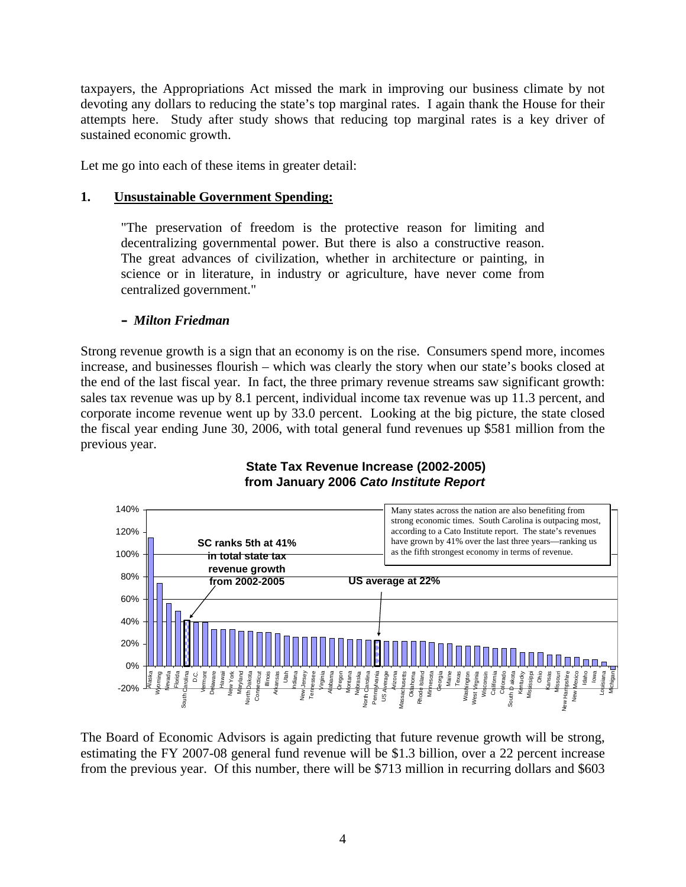taxpayers, the Appropriations Act missed the mark in improving our business climate by not devoting any dollars to reducing the state's top marginal rates. I again thank the House for their attempts here. Study after study shows that reducing top marginal rates is a key driver of sustained economic growth.

Let me go into each of these items in greater detail:

## 1. Unsustainable Government Spending:

> "The preservation of freedom is the protective reason for limiting and decentralizing governmental power. But there is also a constructive reason. The great advances of civilization, whether in architecture or painting, in science or in literature, in industry or agriculture, have never come from centralized government."
>
> **– *Milton Friedman***

Strong revenue growth is a sign that an economy is on the rise. Consumers spend more, incomes increase, and businesses flourish – which was clearly the story when our state's books closed at the end of the last fiscal year. In fact, the three primary revenue streams saw significant growth: sales tax revenue was up by 8.1 percent, individual income tax revenue was up 11.3 percent, and corporate income revenue went up by 33.0 percent. Looking at the big picture, the state closed the fiscal year ending June 30, 2006, with total general fund revenues up $581 million from the previous year.

**State Tax Revenue Increase (2002-2005)**
**from January 2006 *Cato Institute Report***

Many states across the nation are also benefiting from strong economic times. South Carolina is outpacing most, according to a Cato Institute report. The state's revenues have grown by 41% over the last three years—ranking us as the fifth strongest economy in terms of revenue.

**SC ranks 5th at 41% in total state tax revenue growth from 2002-2005**

**US average at 22%**

The Board of Economic Advisors is again predicting that future revenue growth will be strong, estimating the FY 2007-08 general fund revenue will be $1.3 billion, over a 22 percent increase from the previous year. Of this number, there will be $713 million in recurring dollars and $603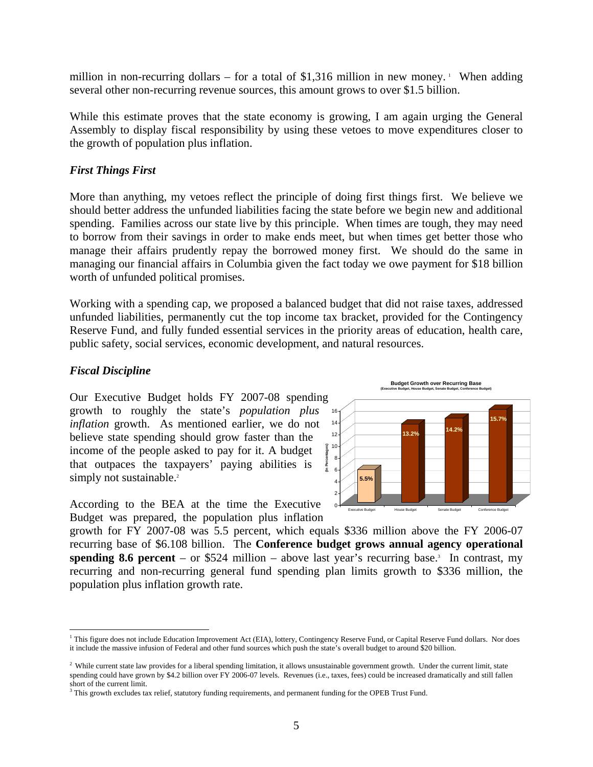million in non-recurring dollars – for a total of $1,316 million in new money.[1] When adding several other non-recurring revenue sources, this amount grows to over $1.5 billion.

While this estimate proves that the state economy is growing, I am again urging the General Assembly to display fiscal responsibility by using these vetoes to move expenditures closer to the growth of population plus inflation.

### *First Things First*

More than anything, my vetoes reflect the principle of doing first things first. We believe we should better address the unfunded liabilities facing the state before we begin new and additional spending. Families across our state live by this principle. When times are tough, they may need to borrow from their savings in order to make ends meet, but when times get better those who manage their affairs prudently repay the borrowed money first. We should do the same in managing our financial affairs in Columbia given the fact today we owe payment for $18 billion worth of unfunded political promises.

Working with a spending cap, we proposed a balanced budget that did not raise taxes, addressed unfunded liabilities, permanently cut the top income tax bracket, provided for the Contingency Reserve Fund, and fully funded essential services in the priority areas of education, health care, public safety, social services, economic development, and natural resources.

### *Fiscal Discipline*

Our Executive Budget holds FY 2007-08 spending growth to roughly the state's *population plus inflation* growth. As mentioned earlier, we do not believe state spending should grow faster than the income of the people asked to pay for it. A budget that outpaces the taxpayers' paying abilities is simply not sustainable.[2]

**Budget Growth over Recurring Base**
(Executive Budget, House Budget, Senate Budget, Conference Budget)

| Budget | Growth (In Percentages) |
|---|---|
| Executive Budget | 5.5% |
| House Budget | 13.2% |
| Senate Budget | 14.2% |
| Conference Budget | 15.7% |

According to the BEA at the time the Executive Budget was prepared, the population plus inflation growth for FY 2007-08 was 5.5 percent, which equals $336 million above the FY 2006-07 recurring base of $6.108 billion. The **Conference budget grows annual agency operational spending 8.6 percent** – or $524 million – above last year's recurring base.[3] In contrast, my recurring and non-recurring general fund spending plan limits growth to $336 million, the population plus inflation growth rate.

---

[1] This figure does not include Education Improvement Act (EIA), lottery, Contingency Reserve Fund, or Capital Reserve Fund dollars. Nor does it include the massive infusion of Federal and other fund sources which push the state's overall budget to around $20 billion.

[2] While current state law provides for a liberal spending limitation, it allows unsustainable government growth. Under the current limit, state spending could have grown by $4.2 billion over FY 2006-07 levels. Revenues (i.e., taxes, fees) could be increased dramatically and still fallen short of the current limit.

[3] This growth excludes tax relief, statutory funding requirements, and permanent funding for the OPEB Trust Fund.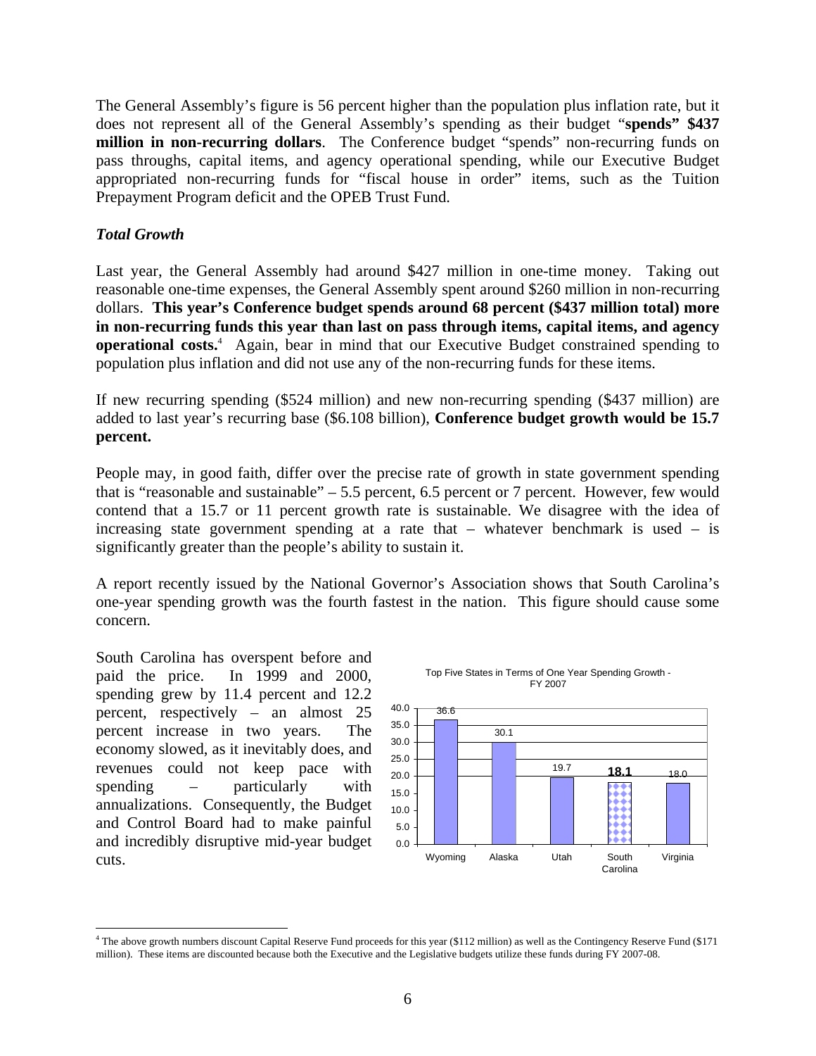The General Assembly's figure is 56 percent higher than the population plus inflation rate, but it does not represent all of the General Assembly's spending as their budget "**spends" $437 million in non-recurring dollars**. The Conference budget "spends" non-recurring funds on pass throughs, capital items, and agency operational spending, while our Executive Budget appropriated non-recurring funds for "fiscal house in order" items, such as the Tuition Prepayment Program deficit and the OPEB Trust Fund.

### *Total Growth*

Last year, the General Assembly had around $427 million in one-time money. Taking out reasonable one-time expenses, the General Assembly spent around $260 million in non-recurring dollars. **This year's Conference budget spends around 68 percent ($437 million total) more in non-recurring funds this year than last on pass through items, capital items, and agency operational costs.**[4] Again, bear in mind that our Executive Budget constrained spending to population plus inflation and did not use any of the non-recurring funds for these items.

If new recurring spending ($524 million) and new non-recurring spending ($437 million) are added to last year's recurring base ($6.108 billion), **Conference budget growth would be 15.7 percent.**

People may, in good faith, differ over the precise rate of growth in state government spending that is "reasonable and sustainable" – 5.5 percent, 6.5 percent or 7 percent. However, few would contend that a 15.7 or 11 percent growth rate is sustainable. We disagree with the idea of increasing state government spending at a rate that – whatever benchmark is used – is significantly greater than the people's ability to sustain it.

A report recently issued by the National Governor's Association shows that South Carolina's one-year spending growth was the fourth fastest in the nation. This figure should cause some concern.

South Carolina has overspent before and paid the price. In 1999 and 2000, spending grew by 11.4 percent and 12.2 percent, respectively – an almost 25 percent increase in two years. The economy slowed, as it inevitably does, and revenues could not keep pace with spending – particularly with annualizations. Consequently, the Budget and Control Board had to make painful and incredibly disruptive mid-year budget cuts.

Top Five States in Terms of One Year Spending Growth - FY 2007

| State | Growth |
|---|---|
| Wyoming | 36.6 |
| Alaska | 30.1 |
| Utah | 19.7 |
| South Carolina | **18.1** |
| Virginia | 18.0 |

[4] The above growth numbers discount Capital Reserve Fund proceeds for this year ($112 million) as well as the Contingency Reserve Fund ($171 million). These items are discounted because both the Executive and the Legislative budgets utilize these funds during FY 2007-08.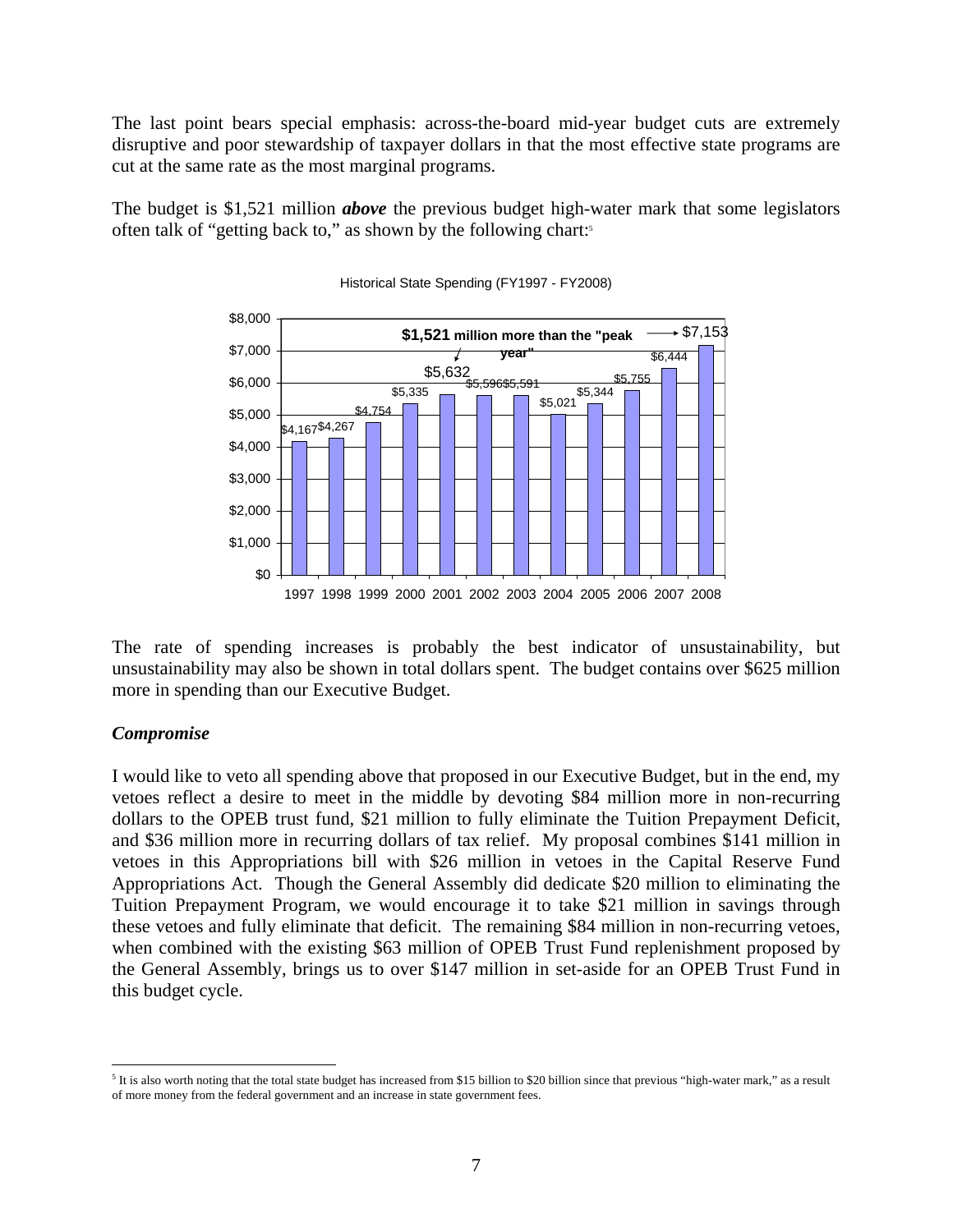The last point bears special emphasis: across-the-board mid-year budget cuts are extremely disruptive and poor stewardship of taxpayer dollars in that the most effective state programs are cut at the same rate as the most marginal programs.

The budget is $1,521 million ***above*** the previous budget high-water mark that some legislators often talk of "getting back to," as shown by the following chart:[5]

Historical State Spending (FY1997 - FY2008)

| Year | Spending |
|---|---|
| 1997 | $4,167 |
| 1998 | $4,267 |
| 1999 | $4,754 |
| 2000 | $5,335 |
| 2001 | $5,632 |
| 2002 | $5,596 |
| 2003 | $5,591 |
| 2004 | $5,021 |
| 2005 | $5,344 |
| 2006 | $5,755 |
| 2007 | $6,444 |
| 2008 | $7,153 |

**$1,521 million more than the "peak year"**

The rate of spending increases is probably the best indicator of unsustainability, but unsustainability may also be shown in total dollars spent. The budget contains over $625 million more in spending than our Executive Budget.

### *Compromise*

I would like to veto all spending above that proposed in our Executive Budget, but in the end, my vetoes reflect a desire to meet in the middle by devoting $84 million more in non-recurring dollars to the OPEB trust fund, $21 million to fully eliminate the Tuition Prepayment Deficit, and $36 million more in recurring dollars of tax relief. My proposal combines $141 million in vetoes in this Appropriations bill with $26 million in vetoes in the Capital Reserve Fund Appropriations Act. Though the General Assembly did dedicate $20 million to eliminating the Tuition Prepayment Program, we would encourage it to take $21 million in savings through these vetoes and fully eliminate that deficit. The remaining $84 million in non-recurring vetoes, when combined with the existing $63 million of OPEB Trust Fund replenishment proposed by the General Assembly, brings us to over $147 million in set-aside for an OPEB Trust Fund in this budget cycle.

---

[5] It is also worth noting that the total state budget has increased from $15 billion to $20 billion since that previous "high-water mark," as a result of more money from the federal government and an increase in state government fees.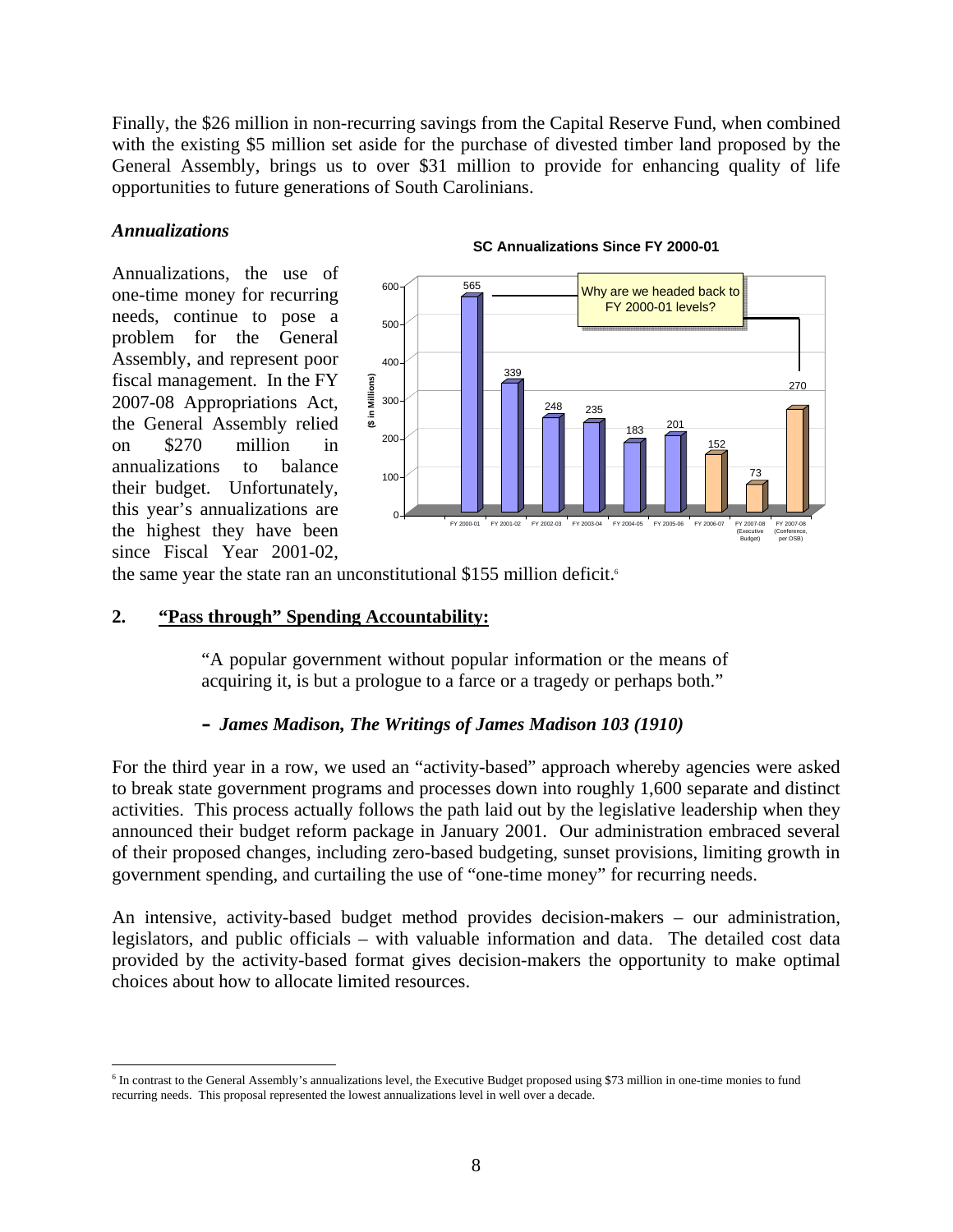Finally, the $26 million in non-recurring savings from the Capital Reserve Fund, when combined with the existing $5 million set aside for the purchase of divested timber land proposed by the General Assembly, brings us to over $31 million to provide for enhancing quality of life opportunities to future generations of South Carolinians.

### *Annualizations*

Annualizations, the use of one-time money for recurring needs, continue to pose a problem for the General Assembly, and represent poor fiscal management. In the FY 2007-08 Appropriations Act, the General Assembly relied on $270 million in annualizations to balance their budget. Unfortunately, this year's annualizations are the highest they have been since Fiscal Year 2001-02, the same year the state ran an unconstitutional $155 million deficit.[6]

**SC Annualizations Since FY 2000-01**

| Fiscal Year | ($ in Millions) |
|---|---|
| FY 2000-01 | 565 |
| FY 2001-02 | 339 |
| FY 2002-03 | 248 |
| FY 2003-04 | 235 |
| FY 2004-05 | 183 |
| FY 2005-06 | 201 |
| FY 2006-07 | 152 |
| FY 2007-08 (Executive Budget) | 73 |
| FY 2007-08 (Conference, per OSB) | 270 |

Why are we headed back to FY 2000-01 levels?

## 2. <u>"Pass through" Spending Accountability:</u>

> "A popular government without popular information or the means of acquiring it, is but a prologue to a farce or a tragedy or perhaps both."
>
> **– *James Madison, The Writings of James Madison 103 (1910)***

For the third year in a row, we used an "activity-based" approach whereby agencies were asked to break state government programs and processes down into roughly 1,600 separate and distinct activities. This process actually follows the path laid out by the legislative leadership when they announced their budget reform package in January 2001. Our administration embraced several of their proposed changes, including zero-based budgeting, sunset provisions, limiting growth in government spending, and curtailing the use of "one-time money" for recurring needs.

An intensive, activity-based budget method provides decision-makers – our administration, legislators, and public officials – with valuable information and data. The detailed cost data provided by the activity-based format gives decision-makers the opportunity to make optimal choices about how to allocate limited resources.

---

[6] In contrast to the General Assembly's annualizations level, the Executive Budget proposed using $73 million in one-time monies to fund recurring needs. This proposal represented the lowest annualizations level in well over a decade.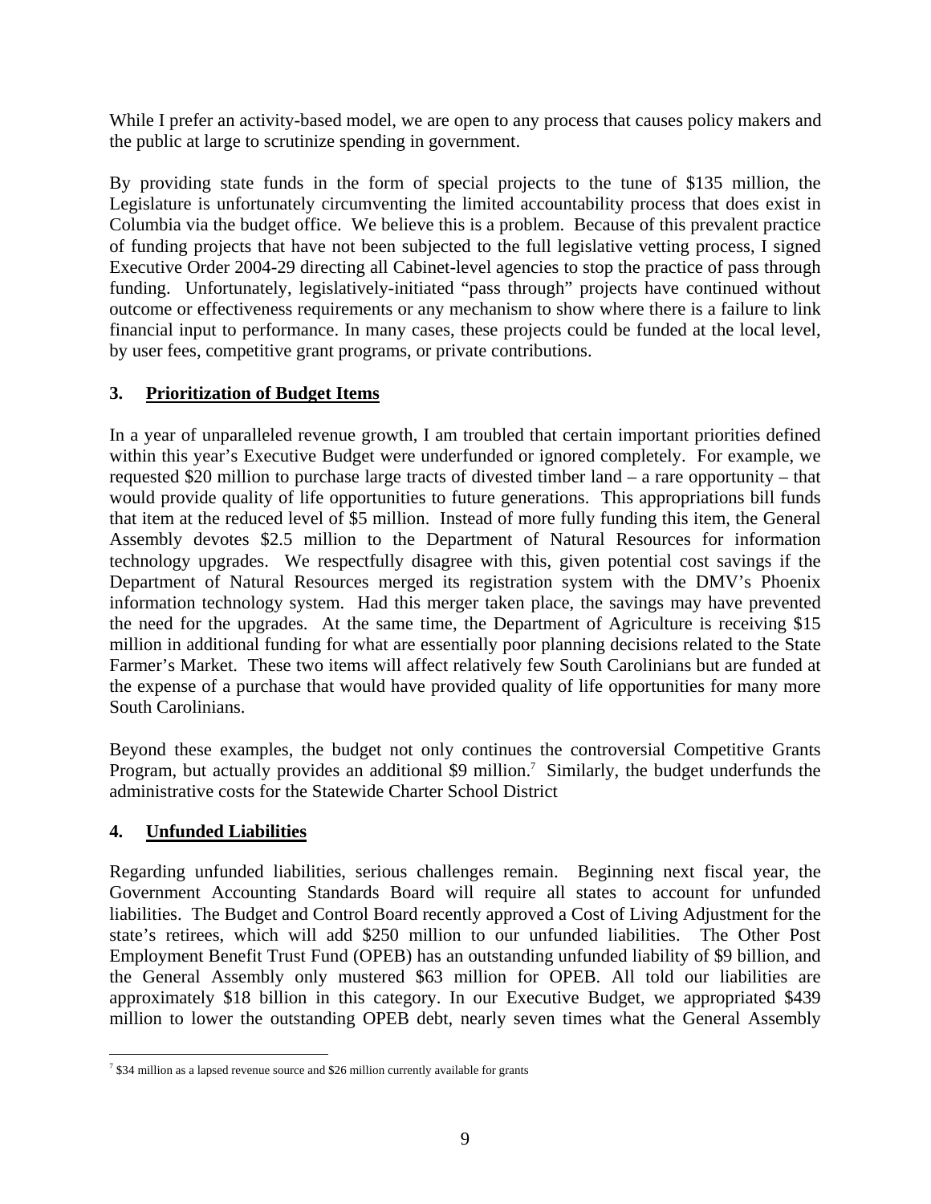While I prefer an activity-based model, we are open to any process that causes policy makers and the public at large to scrutinize spending in government.

By providing state funds in the form of special projects to the tune of $135 million, the Legislature is unfortunately circumventing the limited accountability process that does exist in Columbia via the budget office. We believe this is a problem. Because of this prevalent practice of funding projects that have not been subjected to the full legislative vetting process, I signed Executive Order 2004-29 directing all Cabinet-level agencies to stop the practice of pass through funding. Unfortunately, legislatively-initiated "pass through" projects have continued without outcome or effectiveness requirements or any mechanism to show where there is a failure to link financial input to performance. In many cases, these projects could be funded at the local level, by user fees, competitive grant programs, or private contributions.

### 3. Prioritization of Budget Items

In a year of unparalleled revenue growth, I am troubled that certain important priorities defined within this year's Executive Budget were underfunded or ignored completely. For example, we requested $20 million to purchase large tracts of divested timber land – a rare opportunity – that would provide quality of life opportunities to future generations. This appropriations bill funds that item at the reduced level of $5 million. Instead of more fully funding this item, the General Assembly devotes $2.5 million to the Department of Natural Resources for information technology upgrades. We respectfully disagree with this, given potential cost savings if the Department of Natural Resources merged its registration system with the DMV's Phoenix information technology system. Had this merger taken place, the savings may have prevented the need for the upgrades. At the same time, the Department of Agriculture is receiving $15 million in additional funding for what are essentially poor planning decisions related to the State Farmer's Market. These two items will affect relatively few South Carolinians but are funded at the expense of a purchase that would have provided quality of life opportunities for many more South Carolinians.

Beyond these examples, the budget not only continues the controversial Competitive Grants Program, but actually provides an additional $9 million.[7] Similarly, the budget underfunds the administrative costs for the Statewide Charter School District

### 4. Unfunded Liabilities

Regarding unfunded liabilities, serious challenges remain. Beginning next fiscal year, the Government Accounting Standards Board will require all states to account for unfunded liabilities. The Budget and Control Board recently approved a Cost of Living Adjustment for the state's retirees, which will add $250 million to our unfunded liabilities. The Other Post Employment Benefit Trust Fund (OPEB) has an outstanding unfunded liability of $9 billion, and the General Assembly only mustered $63 million for OPEB. All told our liabilities are approximately $18 billion in this category. In our Executive Budget, we appropriated $439 million to lower the outstanding OPEB debt, nearly seven times what the General Assembly

---

[7] $34 million as a lapsed revenue source and $26 million currently available for grants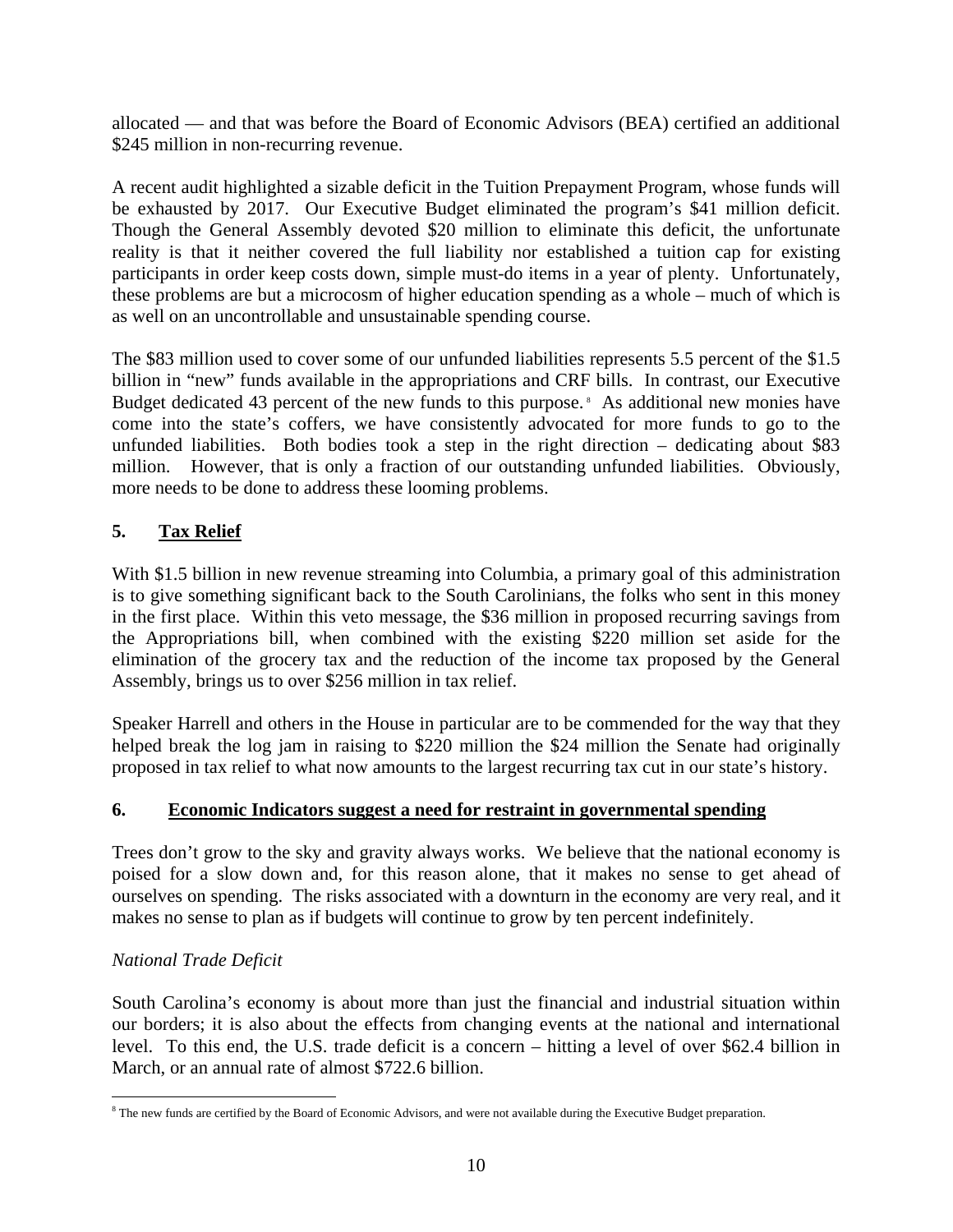allocated — and that was before the Board of Economic Advisors (BEA) certified an additional $245 million in non-recurring revenue.

A recent audit highlighted a sizable deficit in the Tuition Prepayment Program, whose funds will be exhausted by 2017. Our Executive Budget eliminated the program's $41 million deficit. Though the General Assembly devoted $20 million to eliminate this deficit, the unfortunate reality is that it neither covered the full liability nor established a tuition cap for existing participants in order keep costs down, simple must-do items in a year of plenty. Unfortunately, these problems are but a microcosm of higher education spending as a whole – much of which is as well on an uncontrollable and unsustainable spending course.

The $83 million used to cover some of our unfunded liabilities represents 5.5 percent of the $1.5 billion in "new" funds available in the appropriations and CRF bills. In contrast, our Executive Budget dedicated 43 percent of the new funds to this purpose.[8] As additional new monies have come into the state's coffers, we have consistently advocated for more funds to go to the unfunded liabilities. Both bodies took a step in the right direction – dedicating about $83 million. However, that is only a fraction of our outstanding unfunded liabilities. Obviously, more needs to be done to address these looming problems.

## 5. Tax Relief

With $1.5 billion in new revenue streaming into Columbia, a primary goal of this administration is to give something significant back to the South Carolinians, the folks who sent in this money in the first place. Within this veto message, the $36 million in proposed recurring savings from the Appropriations bill, when combined with the existing $220 million set aside for the elimination of the grocery tax and the reduction of the income tax proposed by the General Assembly, brings us to over $256 million in tax relief.

Speaker Harrell and others in the House in particular are to be commended for the way that they helped break the log jam in raising to $220 million the $24 million the Senate had originally proposed in tax relief to what now amounts to the largest recurring tax cut in our state's history.

## 6. Economic Indicators suggest a need for restraint in governmental spending

Trees don't grow to the sky and gravity always works. We believe that the national economy is poised for a slow down and, for this reason alone, that it makes no sense to get ahead of ourselves on spending. The risks associated with a downturn in the economy are very real, and it makes no sense to plan as if budgets will continue to grow by ten percent indefinitely.

*National Trade Deficit*

South Carolina's economy is about more than just the financial and industrial situation within our borders; it is also about the effects from changing events at the national and international level. To this end, the U.S. trade deficit is a concern – hitting a level of over $62.4 billion in March, or an annual rate of almost $722.6 billion.

---

[8] The new funds are certified by the Board of Economic Advisors, and were not available during the Executive Budget preparation.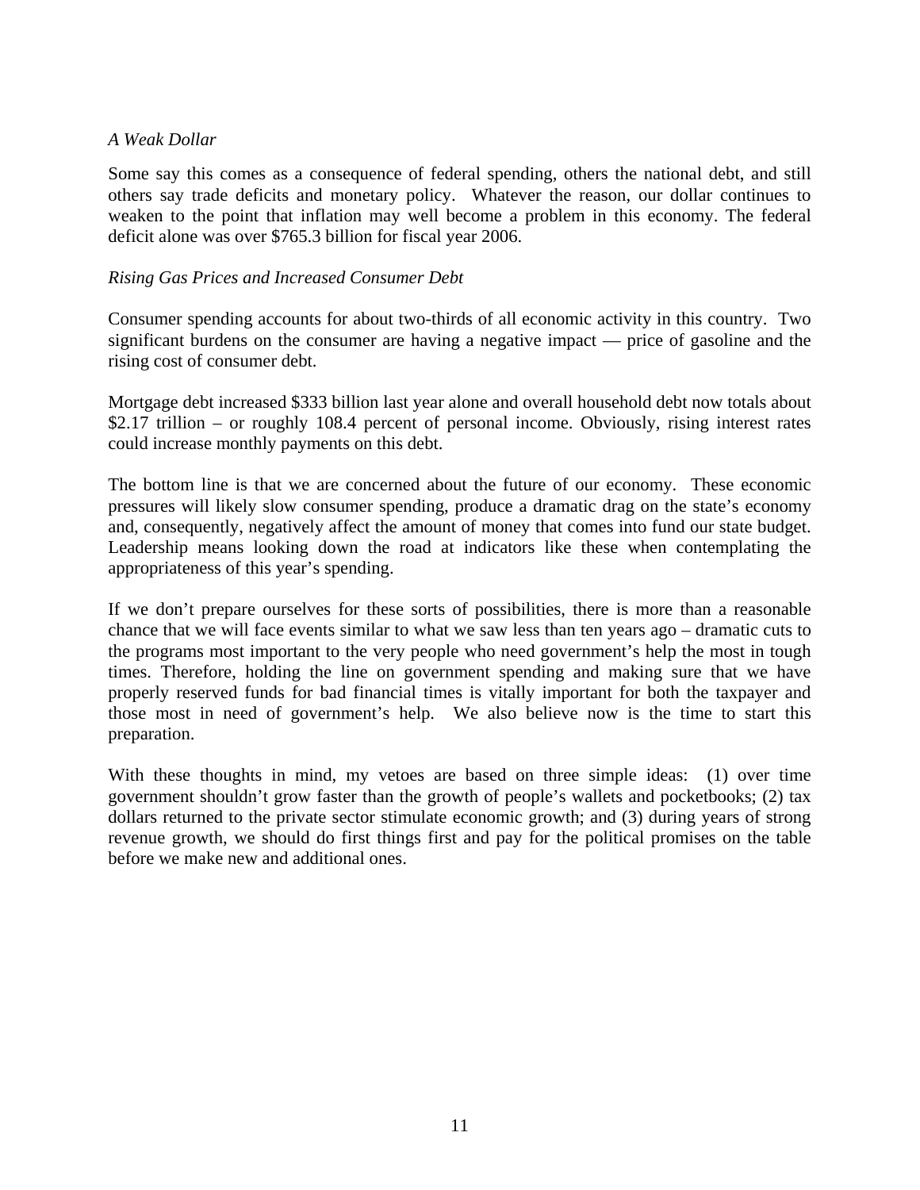*A Weak Dollar*

Some say this comes as a consequence of federal spending, others the national debt, and still others say trade deficits and monetary policy. Whatever the reason, our dollar continues to weaken to the point that inflation may well become a problem in this economy. The federal deficit alone was over $765.3 billion for fiscal year 2006.

*Rising Gas Prices and Increased Consumer Debt*

Consumer spending accounts for about two-thirds of all economic activity in this country. Two significant burdens on the consumer are having a negative impact — price of gasoline and the rising cost of consumer debt.

Mortgage debt increased $333 billion last year alone and overall household debt now totals about $2.17 trillion – or roughly 108.4 percent of personal income. Obviously, rising interest rates could increase monthly payments on this debt.

The bottom line is that we are concerned about the future of our economy. These economic pressures will likely slow consumer spending, produce a dramatic drag on the state's economy and, consequently, negatively affect the amount of money that comes into fund our state budget. Leadership means looking down the road at indicators like these when contemplating the appropriateness of this year's spending.

If we don't prepare ourselves for these sorts of possibilities, there is more than a reasonable chance that we will face events similar to what we saw less than ten years ago – dramatic cuts to the programs most important to the very people who need government's help the most in tough times. Therefore, holding the line on government spending and making sure that we have properly reserved funds for bad financial times is vitally important for both the taxpayer and those most in need of government's help. We also believe now is the time to start this preparation.

With these thoughts in mind, my vetoes are based on three simple ideas: (1) over time government shouldn't grow faster than the growth of people's wallets and pocketbooks; (2) tax dollars returned to the private sector stimulate economic growth; and (3) during years of strong revenue growth, we should do first things first and pay for the political promises on the table before we make new and additional ones.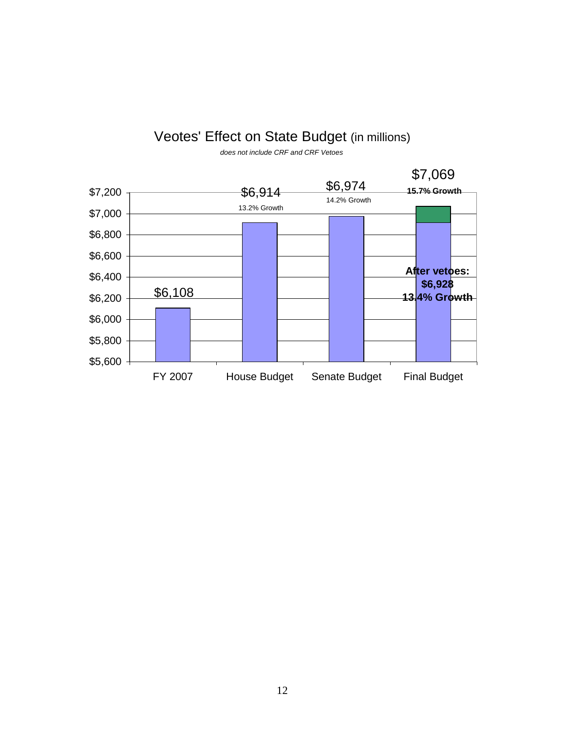## Veotes' Effect on State Budget (in millions)

*does not include CRF and CRF Vetoes*

| | FY 2007 | House Budget | Senate Budget | Final Budget |
|---|---|---|---|---|
| Budget | $6,108 | $6,914 | $6,974 | $7,069 |
| Growth | | 13.2% Growth | 14.2% Growth | 15.7% Growth |
| After vetoes | | | | $6,928 (13.4% Growth) |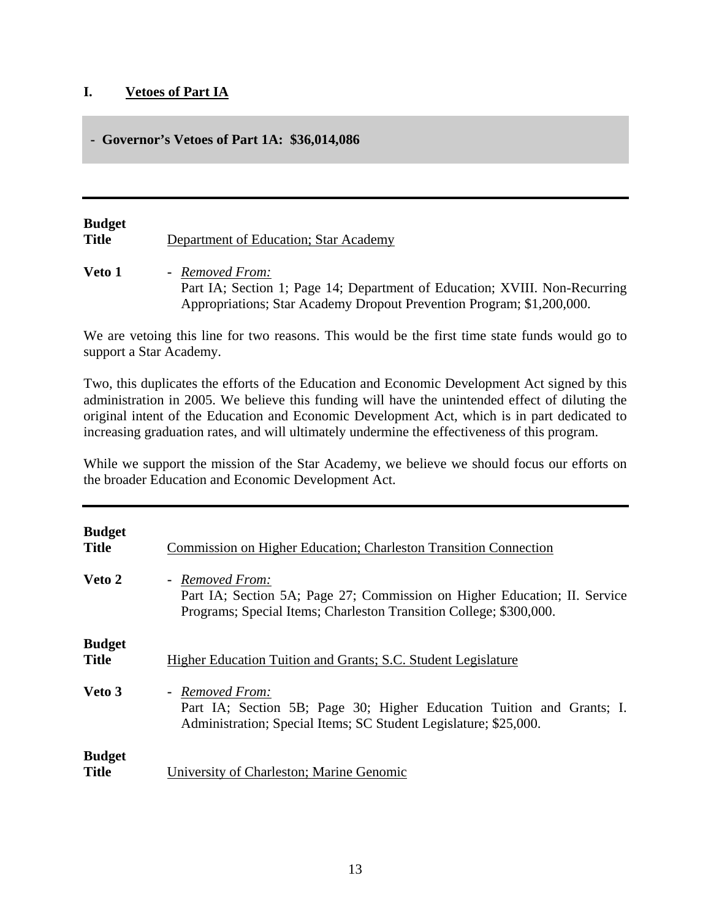## I. Vetoes of Part IA

**- Governor's Vetoes of Part 1A: $36,014,086**

---

**Budget Title** Department of Education; Star Academy

**Veto 1** - *Removed From:*
Part IA; Section 1; Page 14; Department of Education; XVIII. Non-Recurring Appropriations; Star Academy Dropout Prevention Program; $1,200,000.

We are vetoing this line for two reasons. This would be the first time state funds would go to support a Star Academy.

Two, this duplicates the efforts of the Education and Economic Development Act signed by this administration in 2005. We believe this funding will have the unintended effect of diluting the original intent of the Education and Economic Development Act, which is in part dedicated to increasing graduation rates, and will ultimately undermine the effectiveness of this program.

While we support the mission of the Star Academy, we believe we should focus our efforts on the broader Education and Economic Development Act.

---

**Budget Title** Commission on Higher Education; Charleston Transition Connection

**Veto 2** - *Removed From:*
Part IA; Section 5A; Page 27; Commission on Higher Education; II. Service Programs; Special Items; Charleston Transition College; $300,000.

**Budget Title** Higher Education Tuition and Grants; S.C. Student Legislature

**Veto 3** - *Removed From:*
Part IA; Section 5B; Page 30; Higher Education Tuition and Grants; I. Administration; Special Items; SC Student Legislature; $25,000.

**Budget Title** University of Charleston; Marine Genomic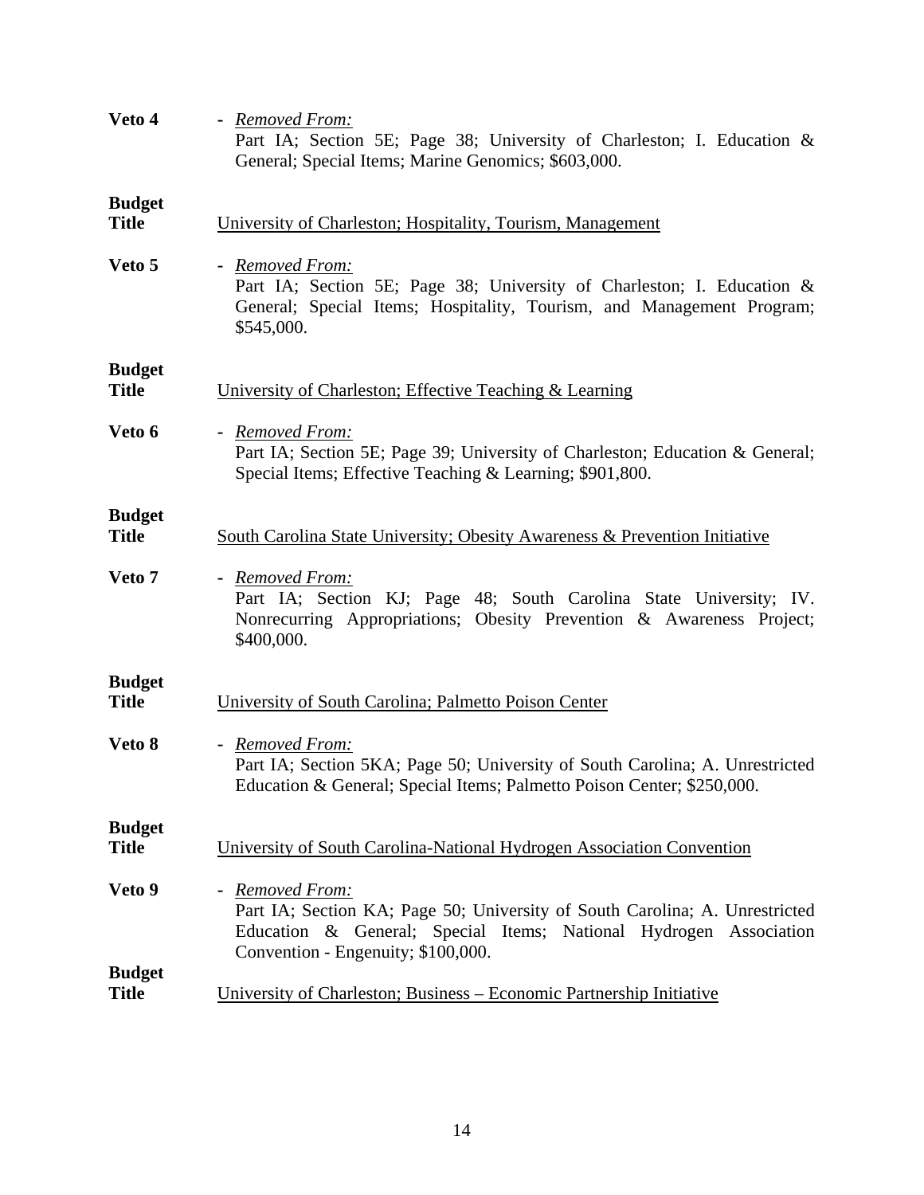**Veto 4** - *Removed From:*
Part IA; Section 5E; Page 38; University of Charleston; I. Education & General; Special Items; Marine Genomics; $603,000.

**Budget Title** University of Charleston; Hospitality, Tourism, Management

**Veto 5** - *Removed From:*
Part IA; Section 5E; Page 38; University of Charleston; I. Education & General; Special Items; Hospitality, Tourism, and Management Program; $545,000.

**Budget Title** University of Charleston; Effective Teaching & Learning

**Veto 6** - *Removed From:*
Part IA; Section 5E; Page 39; University of Charleston; Education & General; Special Items; Effective Teaching & Learning; $901,800.

**Budget Title** South Carolina State University; Obesity Awareness & Prevention Initiative

**Veto 7** - *Removed From:*
Part IA; Section KJ; Page 48; South Carolina State University; IV. Nonrecurring Appropriations; Obesity Prevention & Awareness Project; $400,000.

**Budget Title** University of South Carolina; Palmetto Poison Center

**Veto 8** - *Removed From:*
Part IA; Section 5KA; Page 50; University of South Carolina; A. Unrestricted Education & General; Special Items; Palmetto Poison Center; $250,000.

**Budget Title** University of South Carolina-National Hydrogen Association Convention

**Veto 9** - *Removed From:*
Part IA; Section KA; Page 50; University of South Carolina; A. Unrestricted Education & General; Special Items; National Hydrogen Association Convention - Engenuity; $100,000.

**Budget Title** University of Charleston; Business – Economic Partnership Initiative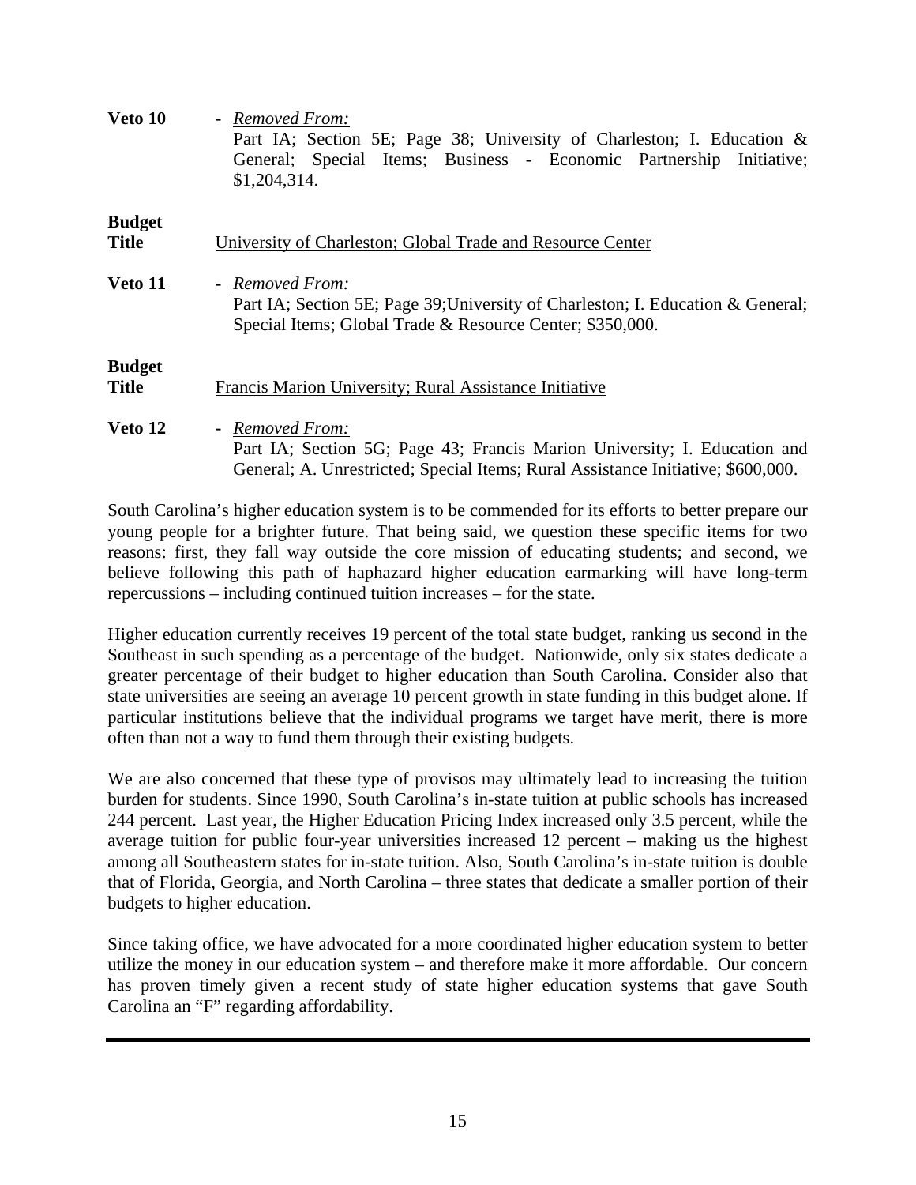**Veto 10** - *Removed From:*
Part IA; Section 5E; Page 38; University of Charleston; I. Education & General; Special Items; Business - Economic Partnership Initiative; $1,204,314.

**Budget Title** University of Charleston; Global Trade and Resource Center

**Veto 11** - *Removed From:*
Part IA; Section 5E; Page 39;University of Charleston; I. Education & General; Special Items; Global Trade & Resource Center; $350,000.

**Budget Title** Francis Marion University; Rural Assistance Initiative

**Veto 12** - *Removed From:*
Part IA; Section 5G; Page 43; Francis Marion University; I. Education and General; A. Unrestricted; Special Items; Rural Assistance Initiative; $600,000.

South Carolina's higher education system is to be commended for its efforts to better prepare our young people for a brighter future. That being said, we question these specific items for two reasons: first, they fall way outside the core mission of educating students; and second, we believe following this path of haphazard higher education earmarking will have long-term repercussions – including continued tuition increases – for the state.

Higher education currently receives 19 percent of the total state budget, ranking us second in the Southeast in such spending as a percentage of the budget. Nationwide, only six states dedicate a greater percentage of their budget to higher education than South Carolina. Consider also that state universities are seeing an average 10 percent growth in state funding in this budget alone. If particular institutions believe that the individual programs we target have merit, there is more often than not a way to fund them through their existing budgets.

We are also concerned that these type of provisos may ultimately lead to increasing the tuition burden for students. Since 1990, South Carolina's in-state tuition at public schools has increased 244 percent. Last year, the Higher Education Pricing Index increased only 3.5 percent, while the average tuition for public four-year universities increased 12 percent – making us the highest among all Southeastern states for in-state tuition. Also, South Carolina's in-state tuition is double that of Florida, Georgia, and North Carolina – three states that dedicate a smaller portion of their budgets to higher education.

Since taking office, we have advocated for a more coordinated higher education system to better utilize the money in our education system – and therefore make it more affordable. Our concern has proven timely given a recent study of state higher education systems that gave South Carolina an "F" regarding affordability.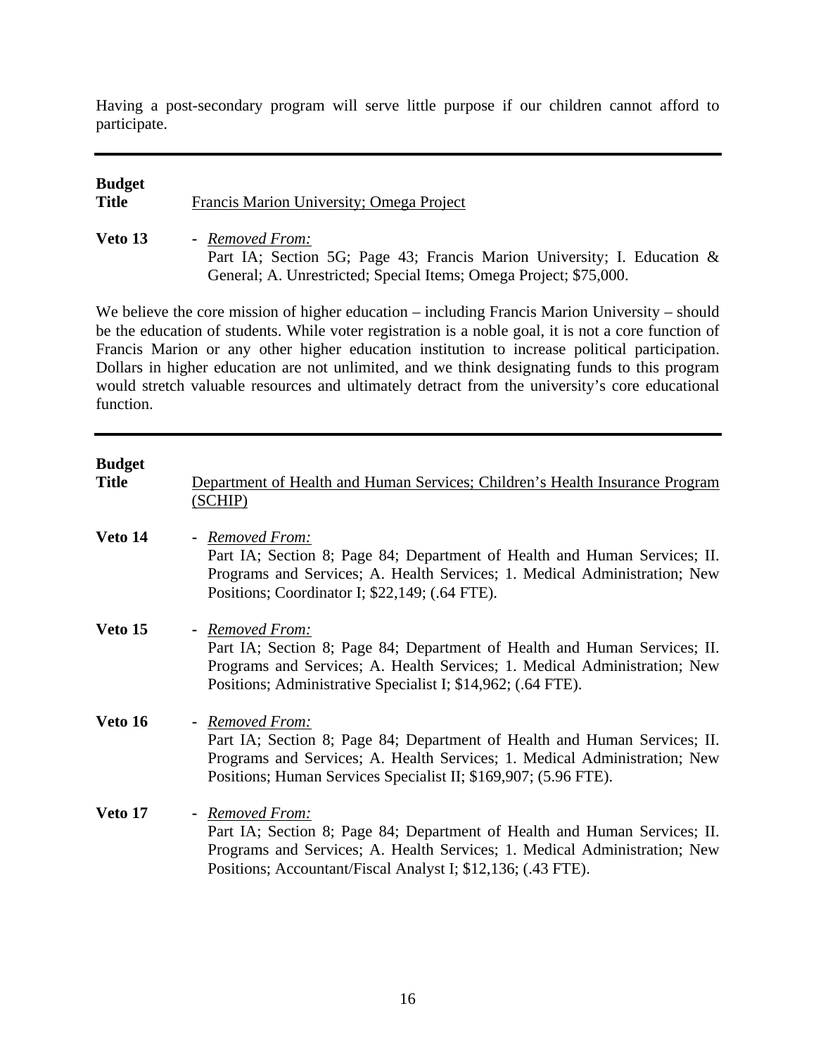Having a post-secondary program will serve little purpose if our children cannot afford to participate.

---

**Budget Title** Francis Marion University; Omega Project

**Veto 13** - *Removed From:*
Part IA; Section 5G; Page 43; Francis Marion University; I. Education & General; A. Unrestricted; Special Items; Omega Project; $75,000.

We believe the core mission of higher education – including Francis Marion University – should be the education of students. While voter registration is a noble goal, it is not a core function of Francis Marion or any other higher education institution to increase political participation. Dollars in higher education are not unlimited, and we think designating funds to this program would stretch valuable resources and ultimately detract from the university's core educational function.

---

**Budget Title** Department of Health and Human Services; Children's Health Insurance Program (SCHIP)

**Veto 14** - *Removed From:*
Part IA; Section 8; Page 84; Department of Health and Human Services; II. Programs and Services; A. Health Services; 1. Medical Administration; New Positions; Coordinator I; $22,149; (.64 FTE).

**Veto 15** - *Removed From:*
Part IA; Section 8; Page 84; Department of Health and Human Services; II. Programs and Services; A. Health Services; 1. Medical Administration; New Positions; Administrative Specialist I; $14,962; (.64 FTE).

**Veto 16** - *Removed From:*
Part IA; Section 8; Page 84; Department of Health and Human Services; II. Programs and Services; A. Health Services; 1. Medical Administration; New Positions; Human Services Specialist II; $169,907; (5.96 FTE).

**Veto 17** - *Removed From:*
Part IA; Section 8; Page 84; Department of Health and Human Services; II. Programs and Services; A. Health Services; 1. Medical Administration; New Positions; Accountant/Fiscal Analyst I; $12,136; (.43 FTE).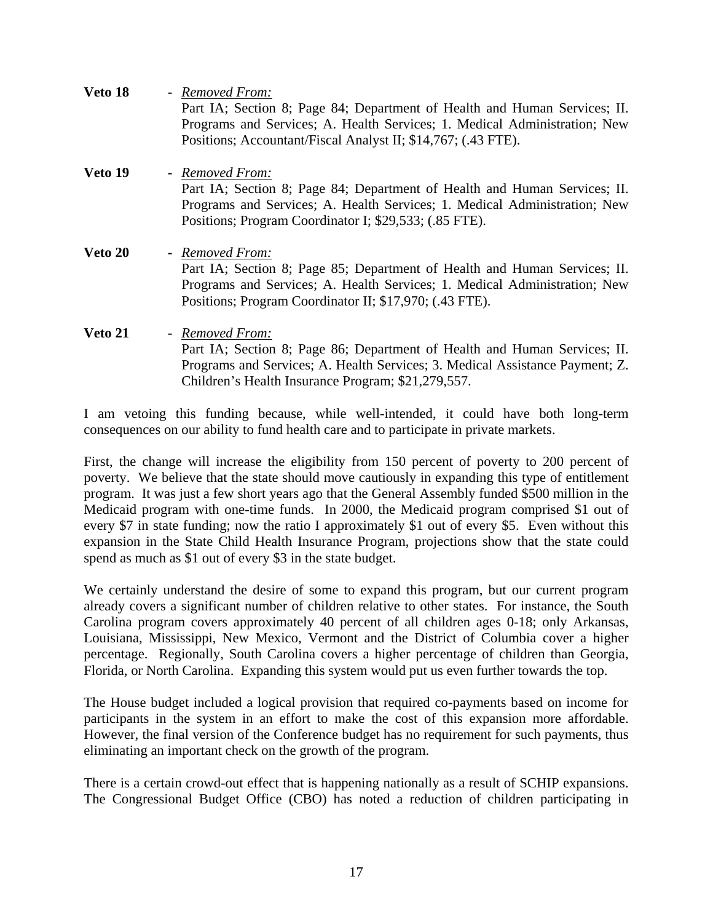**Veto 18** - *Removed From:*
Part IA; Section 8; Page 84; Department of Health and Human Services; II. Programs and Services; A. Health Services; 1. Medical Administration; New Positions; Accountant/Fiscal Analyst II; $14,767; (.43 FTE).

**Veto 19** - *Removed From:*
Part IA; Section 8; Page 84; Department of Health and Human Services; II. Programs and Services; A. Health Services; 1. Medical Administration; New Positions; Program Coordinator I; $29,533; (.85 FTE).

**Veto 20** - *Removed From:*
Part IA; Section 8; Page 85; Department of Health and Human Services; II. Programs and Services; A. Health Services; 1. Medical Administration; New Positions; Program Coordinator II; $17,970; (.43 FTE).

**Veto 21** - *Removed From:*
Part IA; Section 8; Page 86; Department of Health and Human Services; II. Programs and Services; A. Health Services; 3. Medical Assistance Payment; Z. Children's Health Insurance Program; $21,279,557.

I am vetoing this funding because, while well-intended, it could have both long-term consequences on our ability to fund health care and to participate in private markets.

First, the change will increase the eligibility from 150 percent of poverty to 200 percent of poverty. We believe that the state should move cautiously in expanding this type of entitlement program. It was just a few short years ago that the General Assembly funded $500 million in the Medicaid program with one-time funds. In 2000, the Medicaid program comprised $1 out of every $7 in state funding; now the ratio I approximately $1 out of every $5. Even without this expansion in the State Child Health Insurance Program, projections show that the state could spend as much as $1 out of every $3 in the state budget.

We certainly understand the desire of some to expand this program, but our current program already covers a significant number of children relative to other states. For instance, the South Carolina program covers approximately 40 percent of all children ages 0-18; only Arkansas, Louisiana, Mississippi, New Mexico, Vermont and the District of Columbia cover a higher percentage. Regionally, South Carolina covers a higher percentage of children than Georgia, Florida, or North Carolina. Expanding this system would put us even further towards the top.

The House budget included a logical provision that required co-payments based on income for participants in the system in an effort to make the cost of this expansion more affordable. However, the final version of the Conference budget has no requirement for such payments, thus eliminating an important check on the growth of the program.

There is a certain crowd-out effect that is happening nationally as a result of SCHIP expansions. The Congressional Budget Office (CBO) has noted a reduction of children participating in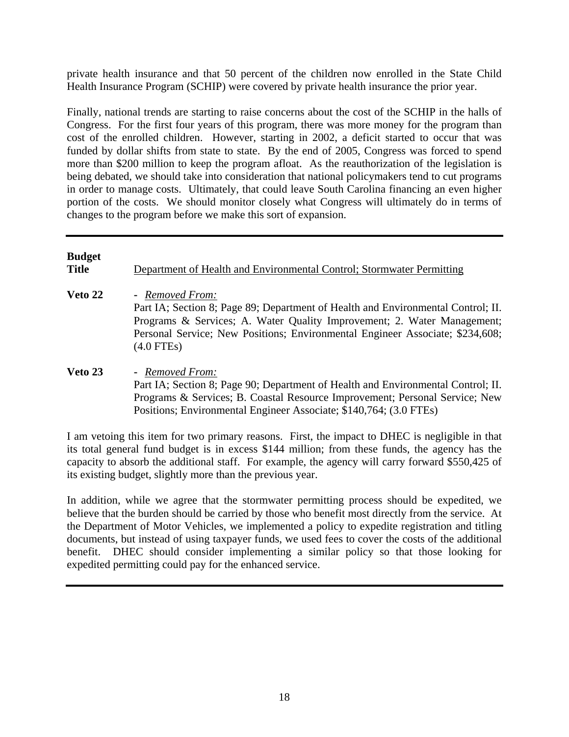private health insurance and that 50 percent of the children now enrolled in the State Child Health Insurance Program (SCHIP) were covered by private health insurance the prior year.

Finally, national trends are starting to raise concerns about the cost of the SCHIP in the halls of Congress. For the first four years of this program, there was more money for the program than cost of the enrolled children. However, starting in 2002, a deficit started to occur that was funded by dollar shifts from state to state. By the end of 2005, Congress was forced to spend more than $200 million to keep the program afloat. As the reauthorization of the legislation is being debated, we should take into consideration that national policymakers tend to cut programs in order to manage costs. Ultimately, that could leave South Carolina financing an even higher portion of the costs. We should monitor closely what Congress will ultimately do in terms of changes to the program before we make this sort of expansion.

---

**Budget Title** Department of Health and Environmental Control; Stormwater Permitting

**Veto 22** - *Removed From:*
Part IA; Section 8; Page 89; Department of Health and Environmental Control; II. Programs & Services; A. Water Quality Improvement; 2. Water Management; Personal Service; New Positions; Environmental Engineer Associate; $234,608; (4.0 FTEs)

**Veto 23** - *Removed From:*
Part IA; Section 8; Page 90; Department of Health and Environmental Control; II. Programs & Services; B. Coastal Resource Improvement; Personal Service; New Positions; Environmental Engineer Associate; $140,764; (3.0 FTEs)

I am vetoing this item for two primary reasons. First, the impact to DHEC is negligible in that its total general fund budget is in excess $144 million; from these funds, the agency has the capacity to absorb the additional staff. For example, the agency will carry forward $550,425 of its existing budget, slightly more than the previous year.

In addition, while we agree that the stormwater permitting process should be expedited, we believe that the burden should be carried by those who benefit most directly from the service. At the Department of Motor Vehicles, we implemented a policy to expedite registration and titling documents, but instead of using taxpayer funds, we used fees to cover the costs of the additional benefit. DHEC should consider implementing a similar policy so that those looking for expedited permitting could pay for the enhanced service.

---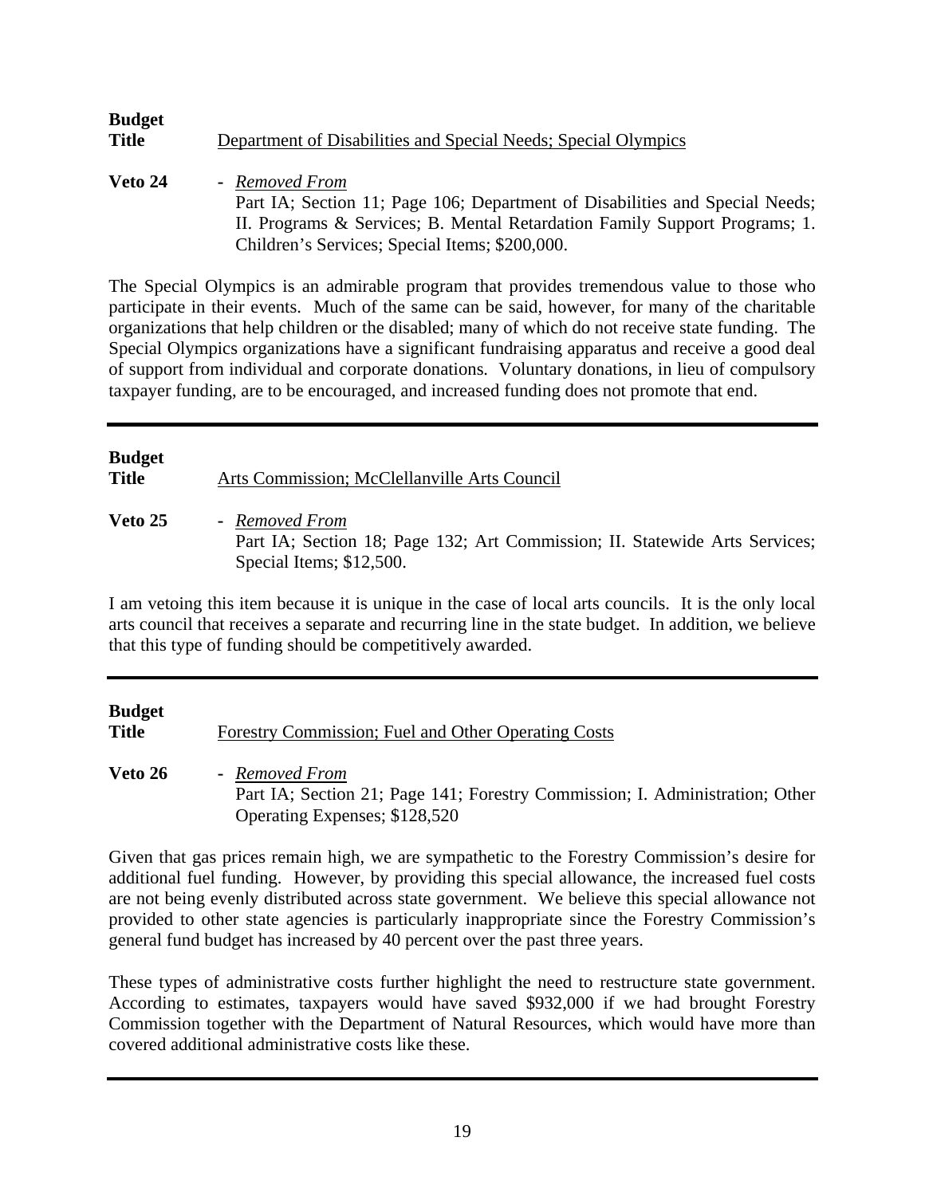**Budget Title** Department of Disabilities and Special Needs; Special Olympics

**Veto 24** - *Removed From*
Part IA; Section 11; Page 106; Department of Disabilities and Special Needs; II. Programs & Services; B. Mental Retardation Family Support Programs; 1. Children's Services; Special Items; $200,000.

The Special Olympics is an admirable program that provides tremendous value to those who participate in their events. Much of the same can be said, however, for many of the charitable organizations that help children or the disabled; many of which do not receive state funding. The Special Olympics organizations have a significant fundraising apparatus and receive a good deal of support from individual and corporate donations. Voluntary donations, in lieu of compulsory taxpayer funding, are to be encouraged, and increased funding does not promote that end.

---

**Budget Title** Arts Commission; McClellanville Arts Council

**Veto 25** - *Removed From*
Part IA; Section 18; Page 132; Art Commission; II. Statewide Arts Services; Special Items; $12,500.

I am vetoing this item because it is unique in the case of local arts councils. It is the only local arts council that receives a separate and recurring line in the state budget. In addition, we believe that this type of funding should be competitively awarded.

---

**Budget Title** Forestry Commission; Fuel and Other Operating Costs

**Veto 26** - *Removed From*
Part IA; Section 21; Page 141; Forestry Commission; I. Administration; Other Operating Expenses; $128,520

Given that gas prices remain high, we are sympathetic to the Forestry Commission's desire for additional fuel funding. However, by providing this special allowance, the increased fuel costs are not being evenly distributed across state government. We believe this special allowance not provided to other state agencies is particularly inappropriate since the Forestry Commission's general fund budget has increased by 40 percent over the past three years.

These types of administrative costs further highlight the need to restructure state government. According to estimates, taxpayers would have saved $932,000 if we had brought Forestry Commission together with the Department of Natural Resources, which would have more than covered additional administrative costs like these.

---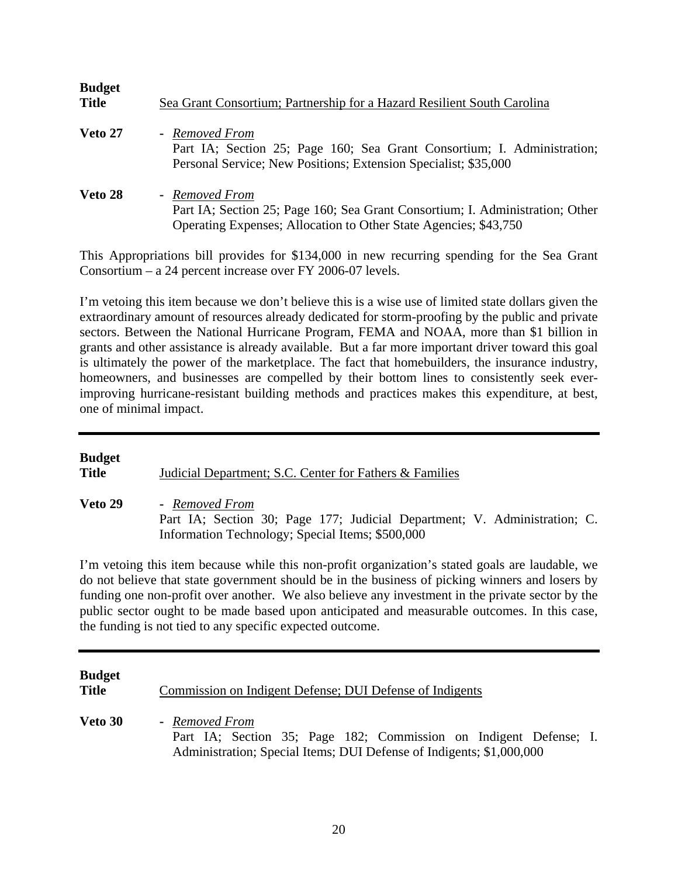**Budget Title** Sea Grant Consortium; Partnership for a Hazard Resilient South Carolina

**Veto 27** - *Removed From*
Part IA; Section 25; Page 160; Sea Grant Consortium; I. Administration; Personal Service; New Positions; Extension Specialist; $35,000

**Veto 28** - *Removed From*
Part IA; Section 25; Page 160; Sea Grant Consortium; I. Administration; Other Operating Expenses; Allocation to Other State Agencies; $43,750

This Appropriations bill provides for $134,000 in new recurring spending for the Sea Grant Consortium – a 24 percent increase over FY 2006-07 levels.

I'm vetoing this item because we don't believe this is a wise use of limited state dollars given the extraordinary amount of resources already dedicated for storm-proofing by the public and private sectors. Between the National Hurricane Program, FEMA and NOAA, more than $1 billion in grants and other assistance is already available. But a far more important driver toward this goal is ultimately the power of the marketplace. The fact that homebuilders, the insurance industry, homeowners, and businesses are compelled by their bottom lines to consistently seek ever-improving hurricane-resistant building methods and practices makes this expenditure, at best, one of minimal impact.

---

**Budget Title** Judicial Department; S.C. Center for Fathers & Families

**Veto 29** - *Removed From*
Part IA; Section 30; Page 177; Judicial Department; V. Administration; C. Information Technology; Special Items; $500,000

I'm vetoing this item because while this non-profit organization's stated goals are laudable, we do not believe that state government should be in the business of picking winners and losers by funding one non-profit over another. We also believe any investment in the private sector by the public sector ought to be made based upon anticipated and measurable outcomes. In this case, the funding is not tied to any specific expected outcome.

---

**Budget Title** Commission on Indigent Defense; DUI Defense of Indigents

**Veto 30** - *Removed From*
Part IA; Section 35; Page 182; Commission on Indigent Defense; I. Administration; Special Items; DUI Defense of Indigents; $1,000,000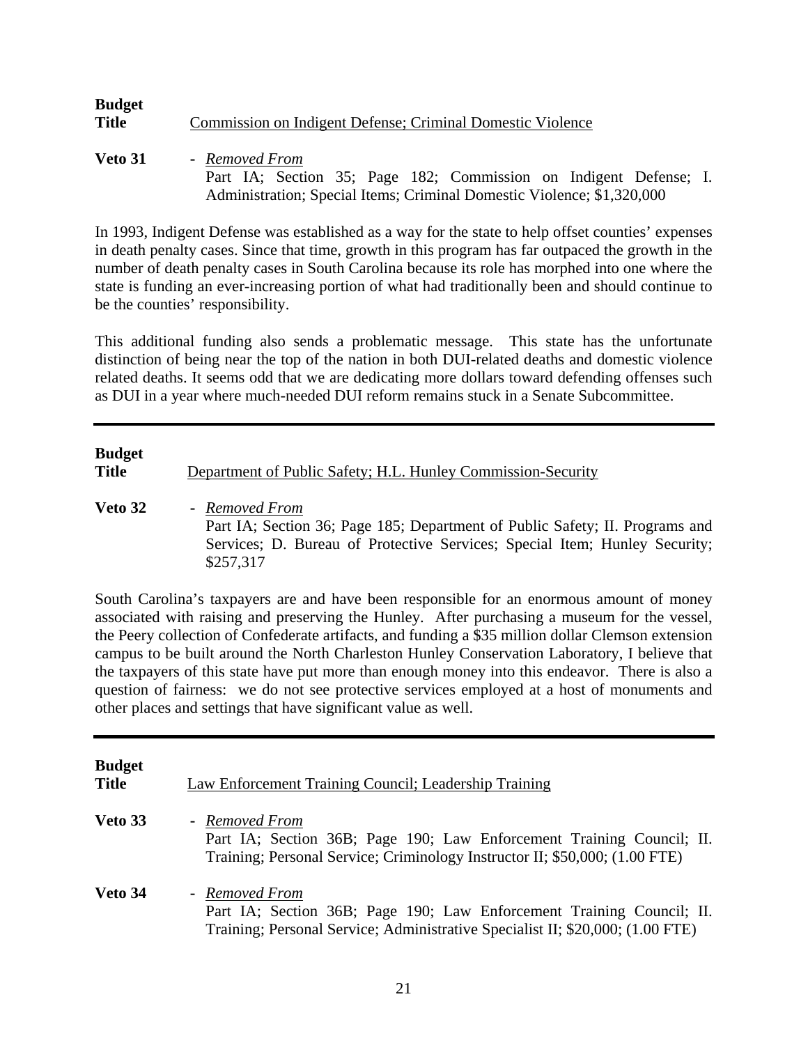**Budget Title** Commission on Indigent Defense; Criminal Domestic Violence

**Veto 31** - *Removed From*
Part IA; Section 35; Page 182; Commission on Indigent Defense; I. Administration; Special Items; Criminal Domestic Violence; $1,320,000

In 1993, Indigent Defense was established as a way for the state to help offset counties' expenses in death penalty cases. Since that time, growth in this program has far outpaced the growth in the number of death penalty cases in South Carolina because its role has morphed into one where the state is funding an ever-increasing portion of what had traditionally been and should continue to be the counties' responsibility.

This additional funding also sends a problematic message. This state has the unfortunate distinction of being near the top of the nation in both DUI-related deaths and domestic violence related deaths. It seems odd that we are dedicating more dollars toward defending offenses such as DUI in a year where much-needed DUI reform remains stuck in a Senate Subcommittee.

---

**Budget Title** Department of Public Safety; H.L. Hunley Commission-Security

**Veto 32** - *Removed From*
Part IA; Section 36; Page 185; Department of Public Safety; II. Programs and Services; D. Bureau of Protective Services; Special Item; Hunley Security; $257,317

South Carolina's taxpayers are and have been responsible for an enormous amount of money associated with raising and preserving the Hunley. After purchasing a museum for the vessel, the Peery collection of Confederate artifacts, and funding a $35 million dollar Clemson extension campus to be built around the North Charleston Hunley Conservation Laboratory, I believe that the taxpayers of this state have put more than enough money into this endeavor. There is also a question of fairness: we do not see protective services employed at a host of monuments and other places and settings that have significant value as well.

---

**Budget Title** Law Enforcement Training Council; Leadership Training

**Veto 33** - *Removed From*
Part IA; Section 36B; Page 190; Law Enforcement Training Council; II. Training; Personal Service; Criminology Instructor II; $50,000; (1.00 FTE)

**Veto 34** - *Removed From*
Part IA; Section 36B; Page 190; Law Enforcement Training Council; II. Training; Personal Service; Administrative Specialist II; $20,000; (1.00 FTE)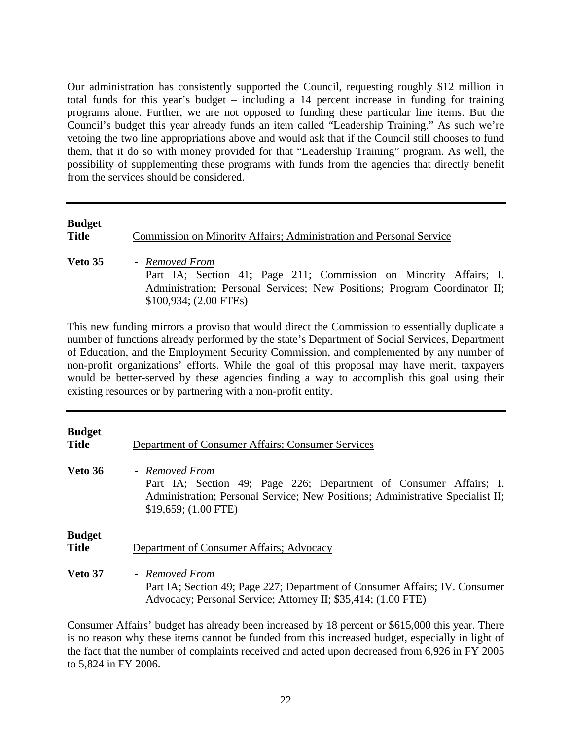Our administration has consistently supported the Council, requesting roughly $12 million in total funds for this year's budget – including a 14 percent increase in funding for training programs alone. Further, we are not opposed to funding these particular line items. But the Council's budget this year already funds an item called "Leadership Training." As such we're vetoing the two line appropriations above and would ask that if the Council still chooses to fund them, that it do so with money provided for that "Leadership Training" program. As well, the possibility of supplementing these programs with funds from the agencies that directly benefit from the services should be considered.

---

**Budget Title** Commission on Minority Affairs; Administration and Personal Service

**Veto 35** - *Removed From*
Part IA; Section 41; Page 211; Commission on Minority Affairs; I. Administration; Personal Services; New Positions; Program Coordinator II; $100,934; (2.00 FTEs)

This new funding mirrors a proviso that would direct the Commission to essentially duplicate a number of functions already performed by the state's Department of Social Services, Department of Education, and the Employment Security Commission, and complemented by any number of non-profit organizations' efforts. While the goal of this proposal may have merit, taxpayers would be better-served by these agencies finding a way to accomplish this goal using their existing resources or by partnering with a non-profit entity.

---

**Budget Title** Department of Consumer Affairs; Consumer Services

**Veto 36** - *Removed From*
Part IA; Section 49; Page 226; Department of Consumer Affairs; I. Administration; Personal Service; New Positions; Administrative Specialist II; $19,659; (1.00 FTE)

**Budget Title** Department of Consumer Affairs; Advocacy

**Veto 37** - *Removed From*
Part IA; Section 49; Page 227; Department of Consumer Affairs; IV. Consumer Advocacy; Personal Service; Attorney II; $35,414; (1.00 FTE)

Consumer Affairs' budget has already been increased by 18 percent or $615,000 this year. There is no reason why these items cannot be funded from this increased budget, especially in light of the fact that the number of complaints received and acted upon decreased from 6,926 in FY 2005 to 5,824 in FY 2006.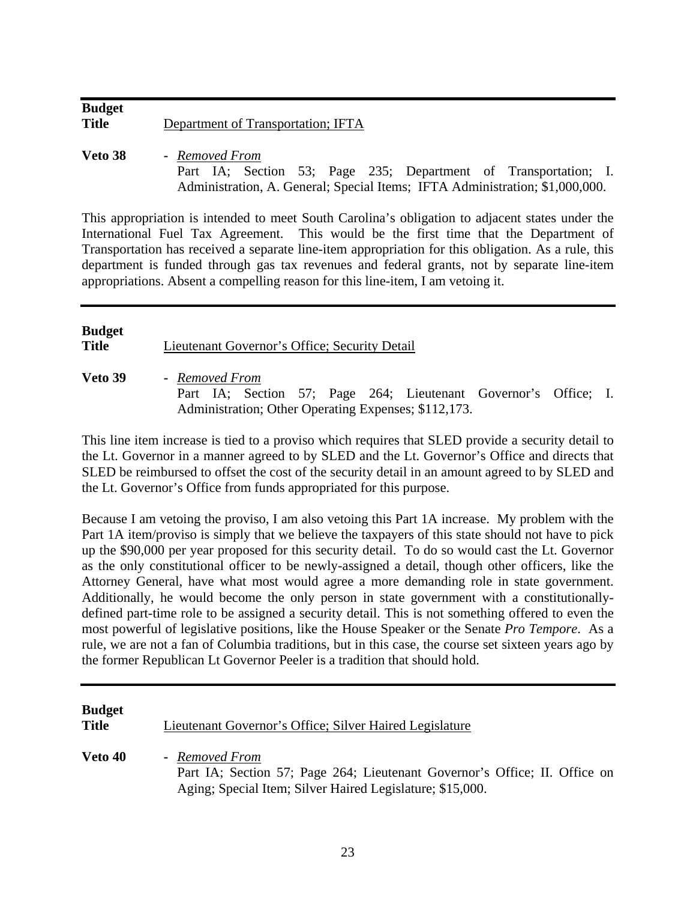**Budget Title** Department of Transportation; IFTA

**Veto 38** - *Removed From*
Part IA; Section 53; Page 235; Department of Transportation; I. Administration, A. General; Special Items; IFTA Administration; $1,000,000.

This appropriation is intended to meet South Carolina's obligation to adjacent states under the International Fuel Tax Agreement. This would be the first time that the Department of Transportation has received a separate line-item appropriation for this obligation. As a rule, this department is funded through gas tax revenues and federal grants, not by separate line-item appropriations. Absent a compelling reason for this line-item, I am vetoing it.

---

**Budget Title** Lieutenant Governor's Office; Security Detail

**Veto 39** - *Removed From*
Part IA; Section 57; Page 264; Lieutenant Governor's Office; I. Administration; Other Operating Expenses; $112,173.

This line item increase is tied to a proviso which requires that SLED provide a security detail to the Lt. Governor in a manner agreed to by SLED and the Lt. Governor's Office and directs that SLED be reimbursed to offset the cost of the security detail in an amount agreed to by SLED and the Lt. Governor's Office from funds appropriated for this purpose.

Because I am vetoing the proviso, I am also vetoing this Part 1A increase. My problem with the Part 1A item/proviso is simply that we believe the taxpayers of this state should not have to pick up the $90,000 per year proposed for this security detail. To do so would cast the Lt. Governor as the only constitutional officer to be newly-assigned a detail, though other officers, like the Attorney General, have what most would agree a more demanding role in state government. Additionally, he would become the only person in state government with a constitutionally-defined part-time role to be assigned a security detail. This is not something offered to even the most powerful of legislative positions, like the House Speaker or the Senate *Pro Tempore*. As a rule, we are not a fan of Columbia traditions, but in this case, the course set sixteen years ago by the former Republican Lt Governor Peeler is a tradition that should hold.

---

**Budget Title** Lieutenant Governor's Office; Silver Haired Legislature

**Veto 40** - *Removed From*
Part IA; Section 57; Page 264; Lieutenant Governor's Office; II. Office on Aging; Special Item; Silver Haired Legislature; $15,000.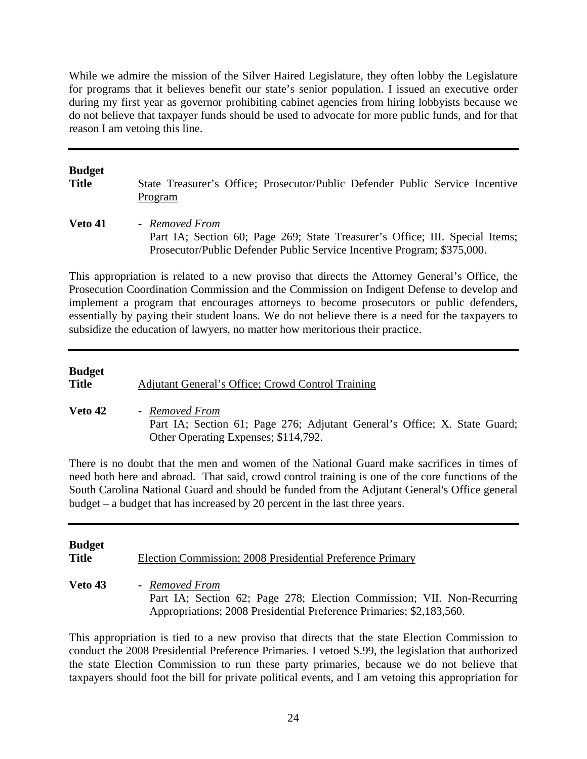While we admire the mission of the Silver Haired Legislature, they often lobby the Legislature for programs that it believes benefit our state's senior population. I issued an executive order during my first year as governor prohibiting cabinet agencies from hiring lobbyists because we do not believe that taxpayer funds should be used to advocate for more public funds, and for that reason I am vetoing this line.

---

**Budget Title** State Treasurer's Office; Prosecutor/Public Defender Public Service Incentive Program

**Veto 41** - *Removed From*
Part IA; Section 60; Page 269; State Treasurer's Office; III. Special Items; Prosecutor/Public Defender Public Service Incentive Program; $375,000.

This appropriation is related to a new proviso that directs the Attorney General's Office, the Prosecution Coordination Commission and the Commission on Indigent Defense to develop and implement a program that encourages attorneys to become prosecutors or public defenders, essentially by paying their student loans. We do not believe there is a need for the taxpayers to subsidize the education of lawyers, no matter how meritorious their practice.

---

**Budget Title** Adjutant General's Office; Crowd Control Training

**Veto 42** - *Removed From*
Part IA; Section 61; Page 276; Adjutant General's Office; X. State Guard; Other Operating Expenses; $114,792.

There is no doubt that the men and women of the National Guard make sacrifices in times of need both here and abroad. That said, crowd control training is one of the core functions of the South Carolina National Guard and should be funded from the Adjutant General's Office general budget – a budget that has increased by 20 percent in the last three years.

---

**Budget Title** Election Commission; 2008 Presidential Preference Primary

**Veto 43** - *Removed From*
Part IA; Section 62; Page 278; Election Commission; VII. Non-Recurring Appropriations; 2008 Presidential Preference Primaries; $2,183,560.

This appropriation is tied to a new proviso that directs that the state Election Commission to conduct the 2008 Presidential Preference Primaries. I vetoed S.99, the legislation that authorized the state Election Commission to run these party primaries, because we do not believe that taxpayers should foot the bill for private political events, and I am vetoing this appropriation for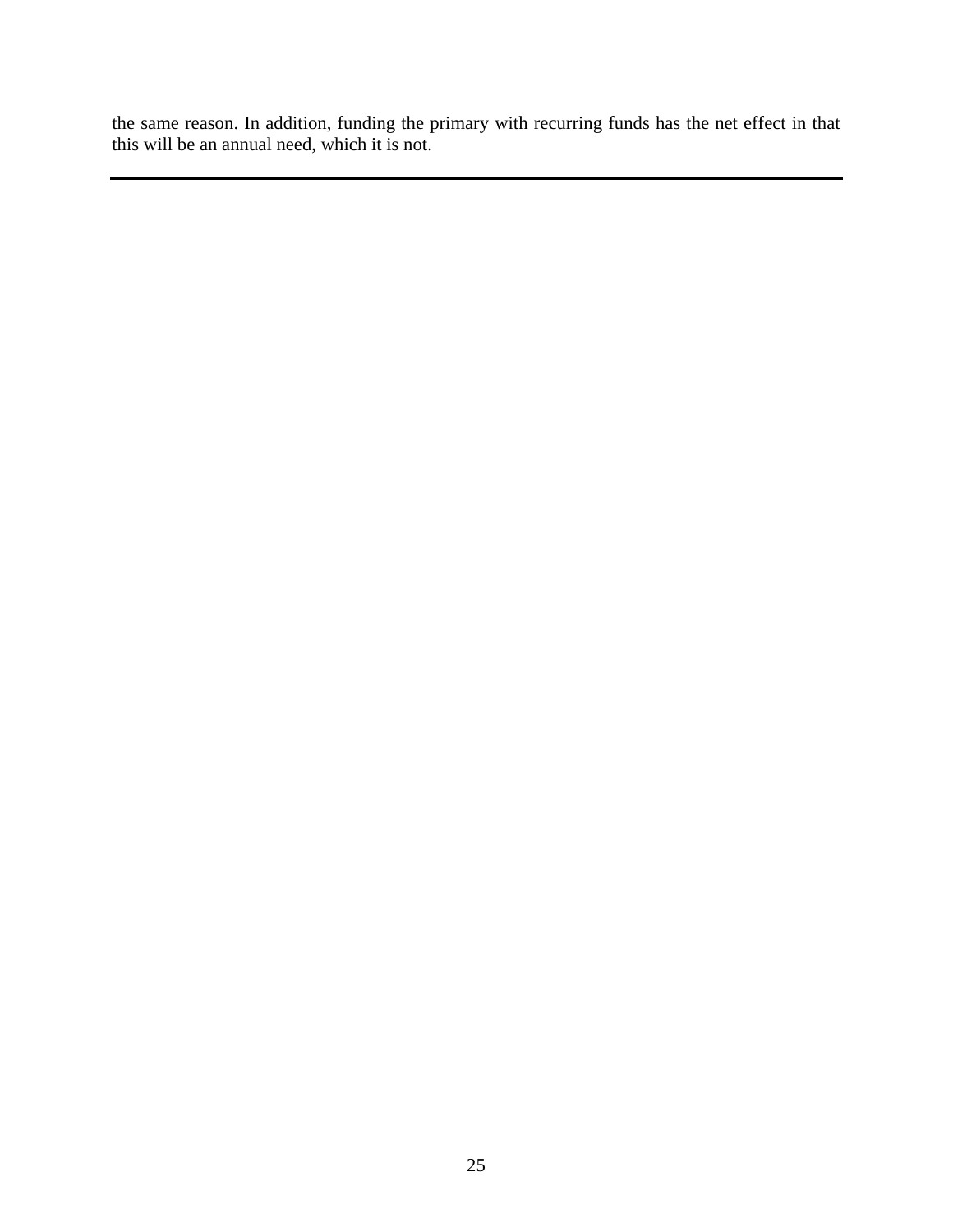the same reason. In addition, funding the primary with recurring funds has the net effect in that this will be an annual need, which it is not.

---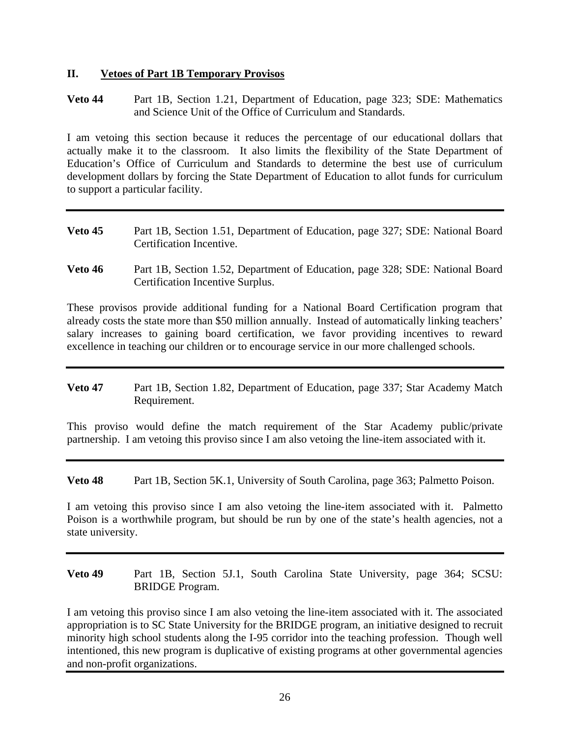## II. Vetoes of Part 1B Temporary Provisos

**Veto 44** Part 1B, Section 1.21, Department of Education, page 323; SDE: Mathematics and Science Unit of the Office of Curriculum and Standards.

I am vetoing this section because it reduces the percentage of our educational dollars that actually make it to the classroom. It also limits the flexibility of the State Department of Education's Office of Curriculum and Standards to determine the best use of curriculum development dollars by forcing the State Department of Education to allot funds for curriculum to support a particular facility.

---

**Veto 45** Part 1B, Section 1.51, Department of Education, page 327; SDE: National Board Certification Incentive.

**Veto 46** Part 1B, Section 1.52, Department of Education, page 328; SDE: National Board Certification Incentive Surplus.

These provisos provide additional funding for a National Board Certification program that already costs the state more than $50 million annually. Instead of automatically linking teachers' salary increases to gaining board certification, we favor providing incentives to reward excellence in teaching our children or to encourage service in our more challenged schools.

---

**Veto 47** Part 1B, Section 1.82, Department of Education, page 337; Star Academy Match Requirement.

This proviso would define the match requirement of the Star Academy public/private partnership. I am vetoing this proviso since I am also vetoing the line-item associated with it.

---

**Veto 48** Part 1B, Section 5K.1, University of South Carolina, page 363; Palmetto Poison.

I am vetoing this proviso since I am also vetoing the line-item associated with it. Palmetto Poison is a worthwhile program, but should be run by one of the state's health agencies, not a state university.

---

**Veto 49** Part 1B, Section 5J.1, South Carolina State University, page 364; SCSU: BRIDGE Program.

I am vetoing this proviso since I am also vetoing the line-item associated with it. The associated appropriation is to SC State University for the BRIDGE program, an initiative designed to recruit minority high school students along the I-95 corridor into the teaching profession. Though well intentioned, this new program is duplicative of existing programs at other governmental agencies and non-profit organizations.

---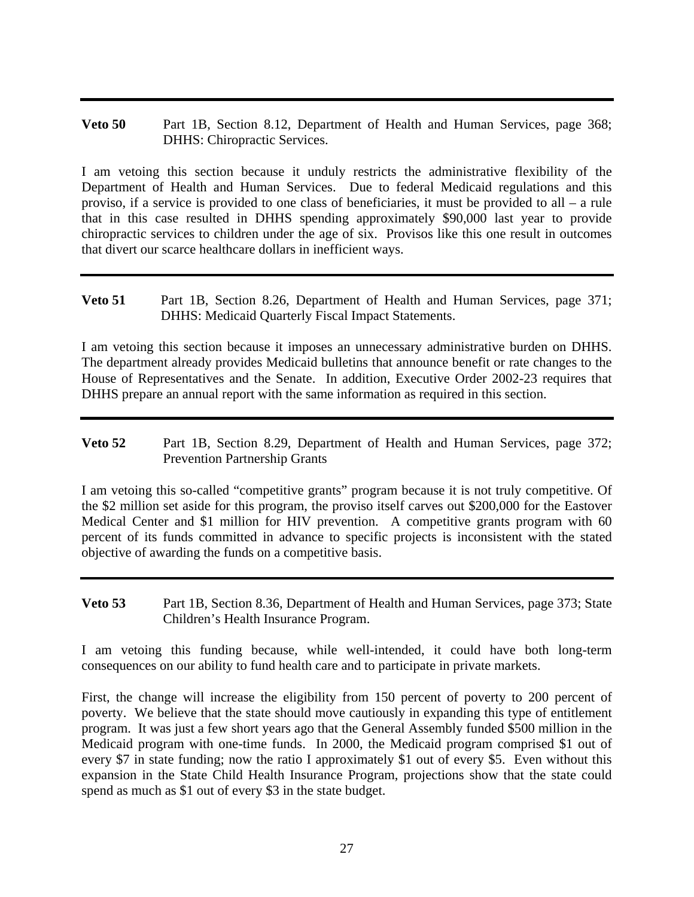---

**Veto 50** Part 1B, Section 8.12, Department of Health and Human Services, page 368; DHHS: Chiropractic Services.

I am vetoing this section because it unduly restricts the administrative flexibility of the Department of Health and Human Services. Due to federal Medicaid regulations and this proviso, if a service is provided to one class of beneficiaries, it must be provided to all – a rule that in this case resulted in DHHS spending approximately $90,000 last year to provide chiropractic services to children under the age of six. Provisos like this one result in outcomes that divert our scarce healthcare dollars in inefficient ways.

---

**Veto 51** Part 1B, Section 8.26, Department of Health and Human Services, page 371; DHHS: Medicaid Quarterly Fiscal Impact Statements.

I am vetoing this section because it imposes an unnecessary administrative burden on DHHS. The department already provides Medicaid bulletins that announce benefit or rate changes to the House of Representatives and the Senate. In addition, Executive Order 2002-23 requires that DHHS prepare an annual report with the same information as required in this section.

---

**Veto 52** Part 1B, Section 8.29, Department of Health and Human Services, page 372; Prevention Partnership Grants

I am vetoing this so-called "competitive grants" program because it is not truly competitive. Of the $2 million set aside for this program, the proviso itself carves out $200,000 for the Eastover Medical Center and $1 million for HIV prevention. A competitive grants program with 60 percent of its funds committed in advance to specific projects is inconsistent with the stated objective of awarding the funds on a competitive basis.

---

**Veto 53** Part 1B, Section 8.36, Department of Health and Human Services, page 373; State Children's Health Insurance Program.

I am vetoing this funding because, while well-intended, it could have both long-term consequences on our ability to fund health care and to participate in private markets.

First, the change will increase the eligibility from 150 percent of poverty to 200 percent of poverty. We believe that the state should move cautiously in expanding this type of entitlement program. It was just a few short years ago that the General Assembly funded $500 million in the Medicaid program with one-time funds. In 2000, the Medicaid program comprised $1 out of every $7 in state funding; now the ratio I approximately $1 out of every $5. Even without this expansion in the State Child Health Insurance Program, projections show that the state could spend as much as $1 out of every $3 in the state budget.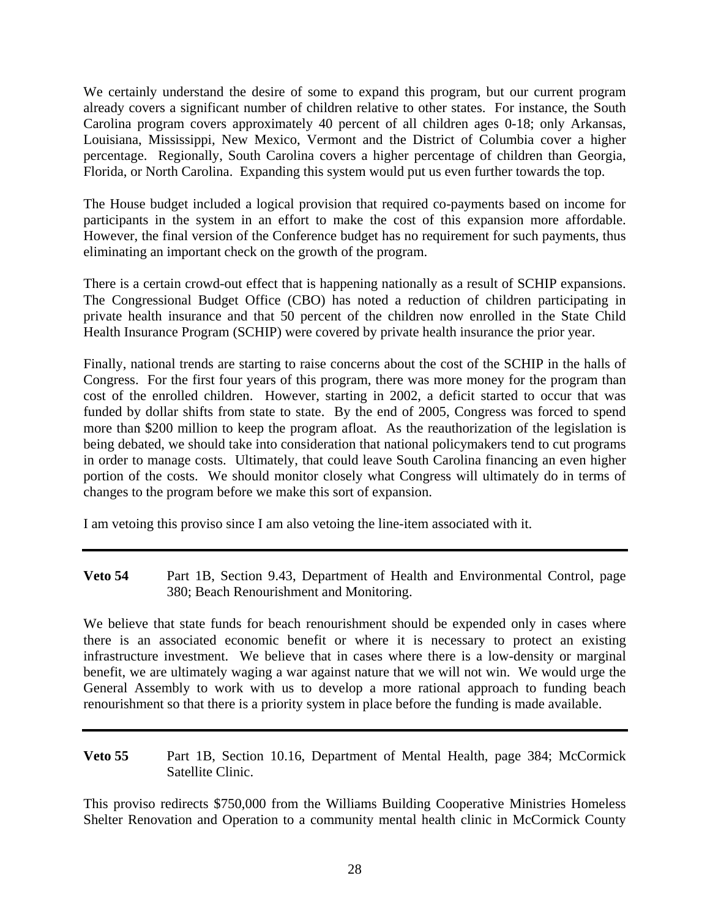We certainly understand the desire of some to expand this program, but our current program already covers a significant number of children relative to other states. For instance, the South Carolina program covers approximately 40 percent of all children ages 0-18; only Arkansas, Louisiana, Mississippi, New Mexico, Vermont and the District of Columbia cover a higher percentage. Regionally, South Carolina covers a higher percentage of children than Georgia, Florida, or North Carolina. Expanding this system would put us even further towards the top.

The House budget included a logical provision that required co-payments based on income for participants in the system in an effort to make the cost of this expansion more affordable. However, the final version of the Conference budget has no requirement for such payments, thus eliminating an important check on the growth of the program.

There is a certain crowd-out effect that is happening nationally as a result of SCHIP expansions. The Congressional Budget Office (CBO) has noted a reduction of children participating in private health insurance and that 50 percent of the children now enrolled in the State Child Health Insurance Program (SCHIP) were covered by private health insurance the prior year.

Finally, national trends are starting to raise concerns about the cost of the SCHIP in the halls of Congress. For the first four years of this program, there was more money for the program than cost of the enrolled children. However, starting in 2002, a deficit started to occur that was funded by dollar shifts from state to state. By the end of 2005, Congress was forced to spend more than $200 million to keep the program afloat. As the reauthorization of the legislation is being debated, we should take into consideration that national policymakers tend to cut programs in order to manage costs. Ultimately, that could leave South Carolina financing an even higher portion of the costs. We should monitor closely what Congress will ultimately do in terms of changes to the program before we make this sort of expansion.

I am vetoing this proviso since I am also vetoing the line-item associated with it.

---

**Veto 54** Part 1B, Section 9.43, Department of Health and Environmental Control, page 380; Beach Renourishment and Monitoring.

We believe that state funds for beach renourishment should be expended only in cases where there is an associated economic benefit or where it is necessary to protect an existing infrastructure investment. We believe that in cases where there is a low-density or marginal benefit, we are ultimately waging a war against nature that we will not win. We would urge the General Assembly to work with us to develop a more rational approach to funding beach renourishment so that there is a priority system in place before the funding is made available.

---

**Veto 55** Part 1B, Section 10.16, Department of Mental Health, page 384; McCormick Satellite Clinic.

This proviso redirects $750,000 from the Williams Building Cooperative Ministries Homeless Shelter Renovation and Operation to a community mental health clinic in McCormick County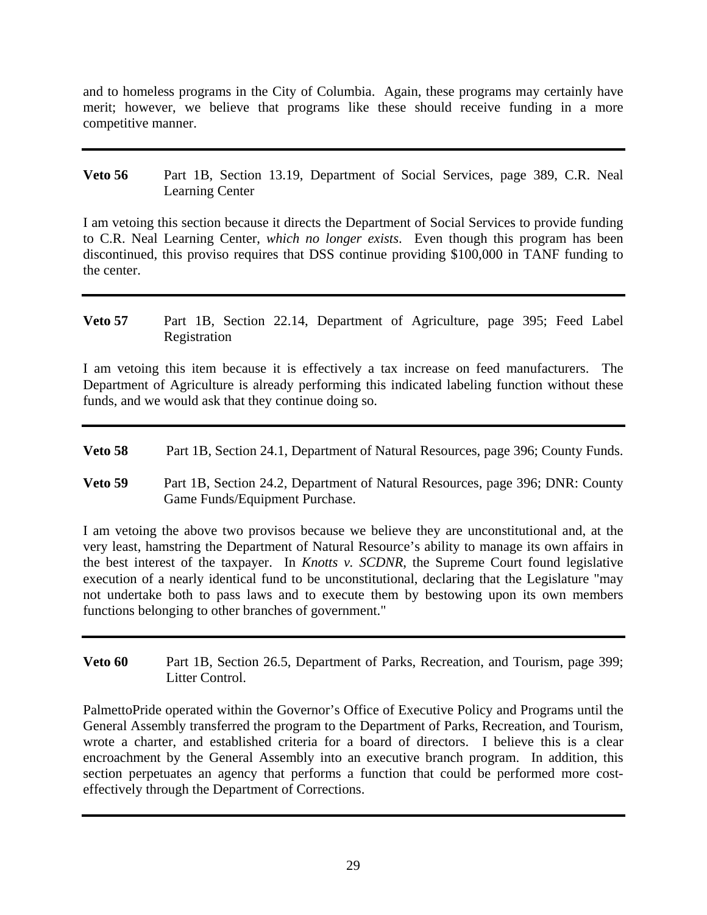and to homeless programs in the City of Columbia. Again, these programs may certainly have merit; however, we believe that programs like these should receive funding in a more competitive manner.

---

**Veto 56** Part 1B, Section 13.19, Department of Social Services, page 389, C.R. Neal Learning Center

I am vetoing this section because it directs the Department of Social Services to provide funding to C.R. Neal Learning Center, *which no longer exists*. Even though this program has been discontinued, this proviso requires that DSS continue providing $100,000 in TANF funding to the center.

---

**Veto 57** Part 1B, Section 22.14, Department of Agriculture, page 395; Feed Label Registration

I am vetoing this item because it is effectively a tax increase on feed manufacturers. The Department of Agriculture is already performing this indicated labeling function without these funds, and we would ask that they continue doing so.

---

**Veto 58** Part 1B, Section 24.1, Department of Natural Resources, page 396; County Funds.

**Veto 59** Part 1B, Section 24.2, Department of Natural Resources, page 396; DNR: County Game Funds/Equipment Purchase.

I am vetoing the above two provisos because we believe they are unconstitutional and, at the very least, hamstring the Department of Natural Resource's ability to manage its own affairs in the best interest of the taxpayer. In *Knotts v. SCDNR*, the Supreme Court found legislative execution of a nearly identical fund to be unconstitutional, declaring that the Legislature "may not undertake both to pass laws and to execute them by bestowing upon its own members functions belonging to other branches of government."

---

**Veto 60** Part 1B, Section 26.5, Department of Parks, Recreation, and Tourism, page 399; Litter Control.

PalmettoPride operated within the Governor's Office of Executive Policy and Programs until the General Assembly transferred the program to the Department of Parks, Recreation, and Tourism, wrote a charter, and established criteria for a board of directors. I believe this is a clear encroachment by the General Assembly into an executive branch program. In addition, this section perpetuates an agency that performs a function that could be performed more cost-effectively through the Department of Corrections.

---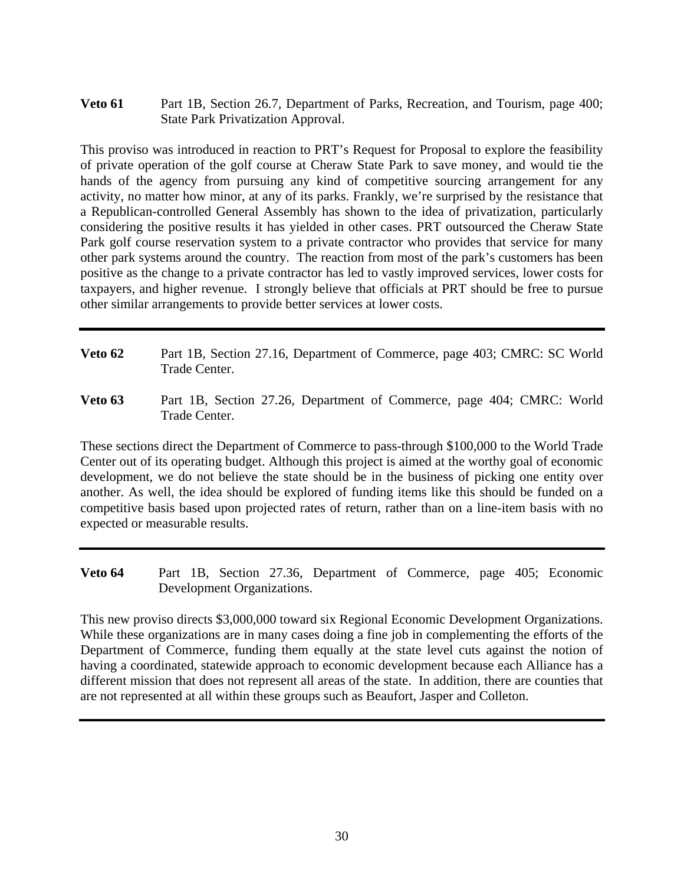**Veto 61** Part 1B, Section 26.7, Department of Parks, Recreation, and Tourism, page 400; State Park Privatization Approval.

This proviso was introduced in reaction to PRT's Request for Proposal to explore the feasibility of private operation of the golf course at Cheraw State Park to save money, and would tie the hands of the agency from pursuing any kind of competitive sourcing arrangement for any activity, no matter how minor, at any of its parks. Frankly, we're surprised by the resistance that a Republican-controlled General Assembly has shown to the idea of privatization, particularly considering the positive results it has yielded in other cases. PRT outsourced the Cheraw State Park golf course reservation system to a private contractor who provides that service for many other park systems around the country. The reaction from most of the park's customers has been positive as the change to a private contractor has led to vastly improved services, lower costs for taxpayers, and higher revenue. I strongly believe that officials at PRT should be free to pursue other similar arrangements to provide better services at lower costs.

---

**Veto 62** Part 1B, Section 27.16, Department of Commerce, page 403; CMRC: SC World Trade Center.

**Veto 63** Part 1B, Section 27.26, Department of Commerce, page 404; CMRC: World Trade Center.

These sections direct the Department of Commerce to pass-through $100,000 to the World Trade Center out of its operating budget. Although this project is aimed at the worthy goal of economic development, we do not believe the state should be in the business of picking one entity over another. As well, the idea should be explored of funding items like this should be funded on a competitive basis based upon projected rates of return, rather than on a line-item basis with no expected or measurable results.

---

**Veto 64** Part 1B, Section 27.36, Department of Commerce, page 405; Economic Development Organizations.

This new proviso directs $3,000,000 toward six Regional Economic Development Organizations. While these organizations are in many cases doing a fine job in complementing the efforts of the Department of Commerce, funding them equally at the state level cuts against the notion of having a coordinated, statewide approach to economic development because each Alliance has a different mission that does not represent all areas of the state. In addition, there are counties that are not represented at all within these groups such as Beaufort, Jasper and Colleton.

---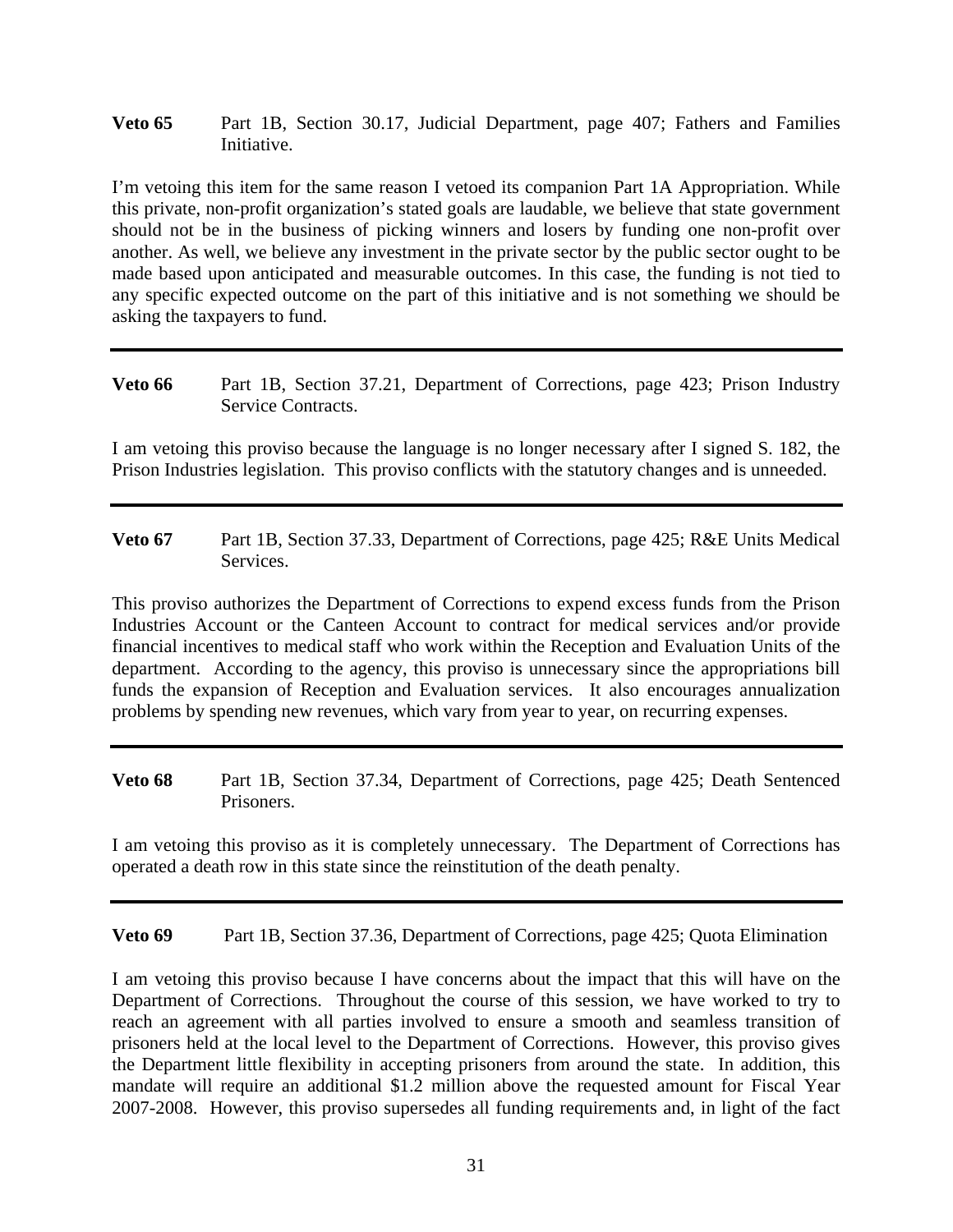**Veto 65** Part 1B, Section 30.17, Judicial Department, page 407; Fathers and Families Initiative.

I'm vetoing this item for the same reason I vetoed its companion Part 1A Appropriation. While this private, non-profit organization's stated goals are laudable, we believe that state government should not be in the business of picking winners and losers by funding one non-profit over another. As well, we believe any investment in the private sector by the public sector ought to be made based upon anticipated and measurable outcomes. In this case, the funding is not tied to any specific expected outcome on the part of this initiative and is not something we should be asking the taxpayers to fund.

---

**Veto 66** Part 1B, Section 37.21, Department of Corrections, page 423; Prison Industry Service Contracts.

I am vetoing this proviso because the language is no longer necessary after I signed S. 182, the Prison Industries legislation. This proviso conflicts with the statutory changes and is unneeded.

---

**Veto 67** Part 1B, Section 37.33, Department of Corrections, page 425; R&E Units Medical Services.

This proviso authorizes the Department of Corrections to expend excess funds from the Prison Industries Account or the Canteen Account to contract for medical services and/or provide financial incentives to medical staff who work within the Reception and Evaluation Units of the department. According to the agency, this proviso is unnecessary since the appropriations bill funds the expansion of Reception and Evaluation services. It also encourages annualization problems by spending new revenues, which vary from year to year, on recurring expenses.

---

**Veto 68** Part 1B, Section 37.34, Department of Corrections, page 425; Death Sentenced Prisoners.

I am vetoing this proviso as it is completely unnecessary. The Department of Corrections has operated a death row in this state since the reinstitution of the death penalty.

---

**Veto 69** Part 1B, Section 37.36, Department of Corrections, page 425; Quota Elimination

I am vetoing this proviso because I have concerns about the impact that this will have on the Department of Corrections. Throughout the course of this session, we have worked to try to reach an agreement with all parties involved to ensure a smooth and seamless transition of prisoners held at the local level to the Department of Corrections. However, this proviso gives the Department little flexibility in accepting prisoners from around the state. In addition, this mandate will require an additional $1.2 million above the requested amount for Fiscal Year 2007-2008. However, this proviso supersedes all funding requirements and, in light of the fact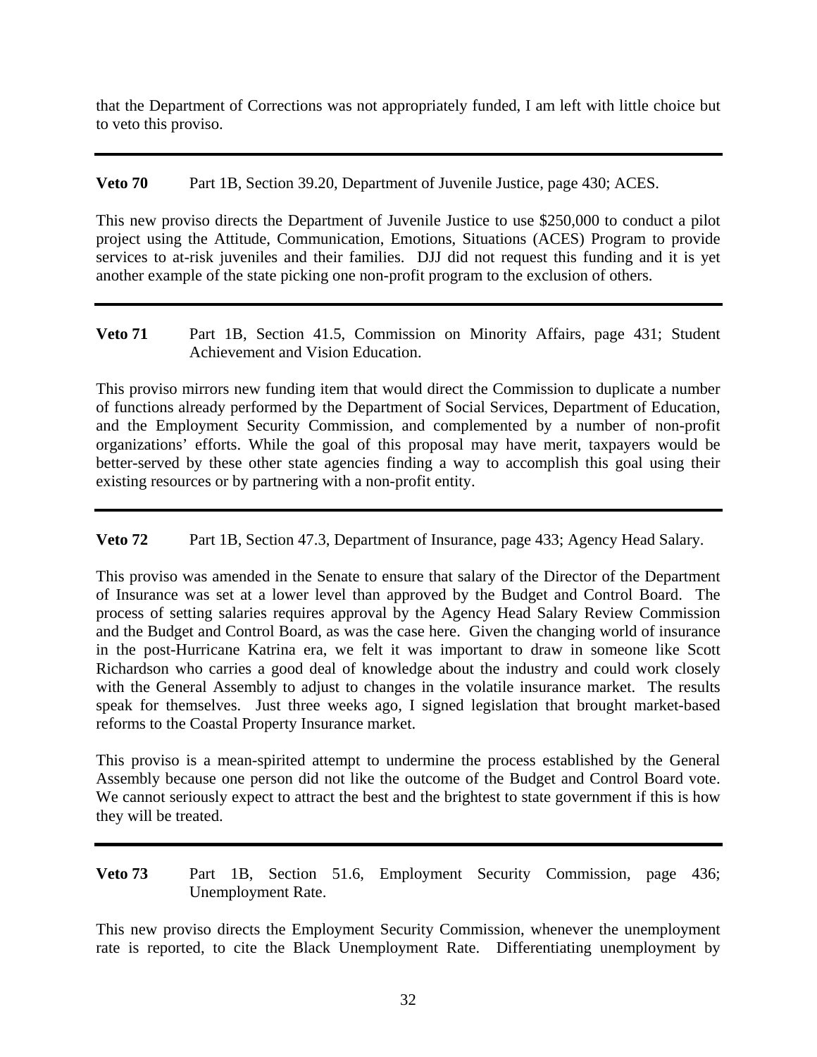that the Department of Corrections was not appropriately funded, I am left with little choice but to veto this proviso.

---

**Veto 70** Part 1B, Section 39.20, Department of Juvenile Justice, page 430; ACES.

This new proviso directs the Department of Juvenile Justice to use $250,000 to conduct a pilot project using the Attitude, Communication, Emotions, Situations (ACES) Program to provide services to at-risk juveniles and their families. DJJ did not request this funding and it is yet another example of the state picking one non-profit program to the exclusion of others.

---

**Veto 71** Part 1B, Section 41.5, Commission on Minority Affairs, page 431; Student Achievement and Vision Education.

This proviso mirrors new funding item that would direct the Commission to duplicate a number of functions already performed by the Department of Social Services, Department of Education, and the Employment Security Commission, and complemented by a number of non-profit organizations' efforts. While the goal of this proposal may have merit, taxpayers would be better-served by these other state agencies finding a way to accomplish this goal using their existing resources or by partnering with a non-profit entity.

---

**Veto 72** Part 1B, Section 47.3, Department of Insurance, page 433; Agency Head Salary.

This proviso was amended in the Senate to ensure that salary of the Director of the Department of Insurance was set at a lower level than approved by the Budget and Control Board. The process of setting salaries requires approval by the Agency Head Salary Review Commission and the Budget and Control Board, as was the case here. Given the changing world of insurance in the post-Hurricane Katrina era, we felt it was important to draw in someone like Scott Richardson who carries a good deal of knowledge about the industry and could work closely with the General Assembly to adjust to changes in the volatile insurance market. The results speak for themselves. Just three weeks ago, I signed legislation that brought market-based reforms to the Coastal Property Insurance market.

This proviso is a mean-spirited attempt to undermine the process established by the General Assembly because one person did not like the outcome of the Budget and Control Board vote. We cannot seriously expect to attract the best and the brightest to state government if this is how they will be treated.

---

**Veto 73** Part 1B, Section 51.6, Employment Security Commission, page 436; Unemployment Rate.

This new proviso directs the Employment Security Commission, whenever the unemployment rate is reported, to cite the Black Unemployment Rate. Differentiating unemployment by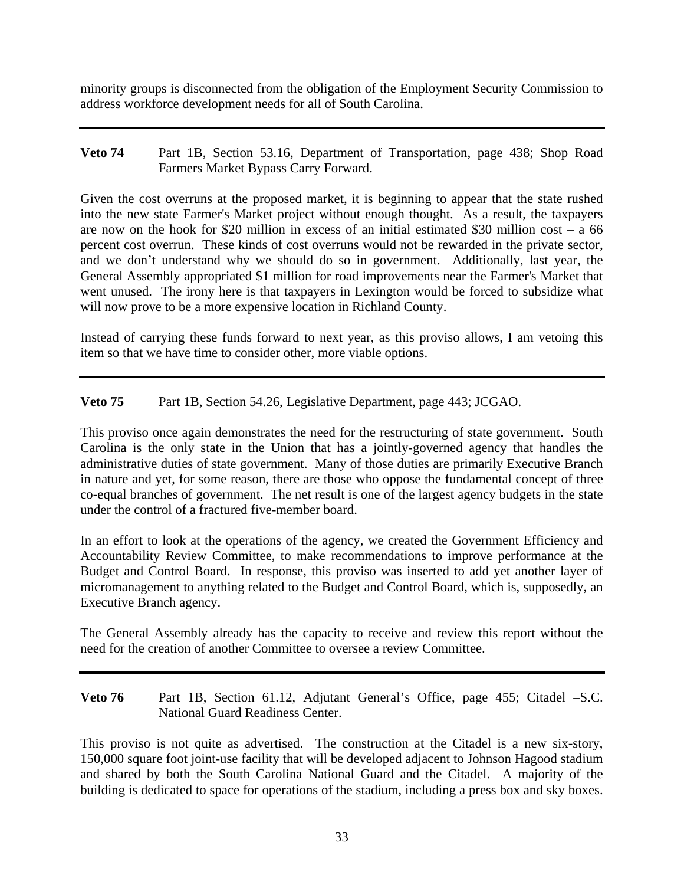minority groups is disconnected from the obligation of the Employment Security Commission to address workforce development needs for all of South Carolina.

---

**Veto 74** Part 1B, Section 53.16, Department of Transportation, page 438; Shop Road Farmers Market Bypass Carry Forward.

Given the cost overruns at the proposed market, it is beginning to appear that the state rushed into the new state Farmer's Market project without enough thought. As a result, the taxpayers are now on the hook for $20 million in excess of an initial estimated $30 million cost – a 66 percent cost overrun. These kinds of cost overruns would not be rewarded in the private sector, and we don't understand why we should do so in government. Additionally, last year, the General Assembly appropriated $1 million for road improvements near the Farmer's Market that went unused. The irony here is that taxpayers in Lexington would be forced to subsidize what will now prove to be a more expensive location in Richland County.

Instead of carrying these funds forward to next year, as this proviso allows, I am vetoing this item so that we have time to consider other, more viable options.

---

**Veto 75** Part 1B, Section 54.26, Legislative Department, page 443; JCGAO.

This proviso once again demonstrates the need for the restructuring of state government. South Carolina is the only state in the Union that has a jointly-governed agency that handles the administrative duties of state government. Many of those duties are primarily Executive Branch in nature and yet, for some reason, there are those who oppose the fundamental concept of three co-equal branches of government. The net result is one of the largest agency budgets in the state under the control of a fractured five-member board.

In an effort to look at the operations of the agency, we created the Government Efficiency and Accountability Review Committee, to make recommendations to improve performance at the Budget and Control Board. In response, this proviso was inserted to add yet another layer of micromanagement to anything related to the Budget and Control Board, which is, supposedly, an Executive Branch agency.

The General Assembly already has the capacity to receive and review this report without the need for the creation of another Committee to oversee a review Committee.

---

**Veto 76** Part 1B, Section 61.12, Adjutant General's Office, page 455; Citadel –S.C. National Guard Readiness Center.

This proviso is not quite as advertised. The construction at the Citadel is a new six-story, 150,000 square foot joint-use facility that will be developed adjacent to Johnson Hagood stadium and shared by both the South Carolina National Guard and the Citadel. A majority of the building is dedicated to space for operations of the stadium, including a press box and sky boxes.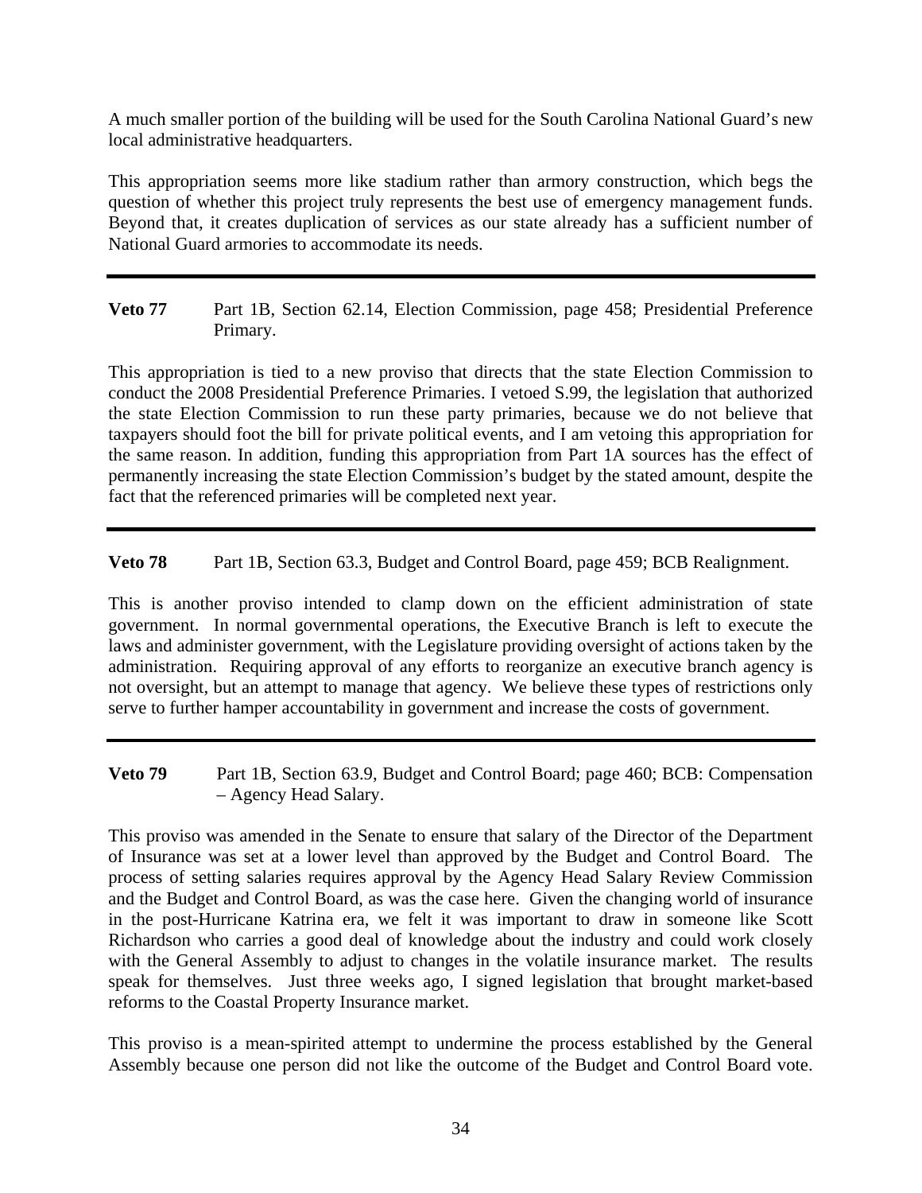A much smaller portion of the building will be used for the South Carolina National Guard's new local administrative headquarters.

This appropriation seems more like stadium rather than armory construction, which begs the question of whether this project truly represents the best use of emergency management funds. Beyond that, it creates duplication of services as our state already has a sufficient number of National Guard armories to accommodate its needs.

---

**Veto 77** Part 1B, Section 62.14, Election Commission, page 458; Presidential Preference Primary.

This appropriation is tied to a new proviso that directs that the state Election Commission to conduct the 2008 Presidential Preference Primaries. I vetoed S.99, the legislation that authorized the state Election Commission to run these party primaries, because we do not believe that taxpayers should foot the bill for private political events, and I am vetoing this appropriation for the same reason. In addition, funding this appropriation from Part 1A sources has the effect of permanently increasing the state Election Commission's budget by the stated amount, despite the fact that the referenced primaries will be completed next year.

---

**Veto 78** Part 1B, Section 63.3, Budget and Control Board, page 459; BCB Realignment.

This is another proviso intended to clamp down on the efficient administration of state government. In normal governmental operations, the Executive Branch is left to execute the laws and administer government, with the Legislature providing oversight of actions taken by the administration. Requiring approval of any efforts to reorganize an executive branch agency is not oversight, but an attempt to manage that agency. We believe these types of restrictions only serve to further hamper accountability in government and increase the costs of government.

---

**Veto 79** Part 1B, Section 63.9, Budget and Control Board; page 460; BCB: Compensation – Agency Head Salary.

This proviso was amended in the Senate to ensure that salary of the Director of the Department of Insurance was set at a lower level than approved by the Budget and Control Board. The process of setting salaries requires approval by the Agency Head Salary Review Commission and the Budget and Control Board, as was the case here. Given the changing world of insurance in the post-Hurricane Katrina era, we felt it was important to draw in someone like Scott Richardson who carries a good deal of knowledge about the industry and could work closely with the General Assembly to adjust to changes in the volatile insurance market. The results speak for themselves. Just three weeks ago, I signed legislation that brought market-based reforms to the Coastal Property Insurance market.

This proviso is a mean-spirited attempt to undermine the process established by the General Assembly because one person did not like the outcome of the Budget and Control Board vote.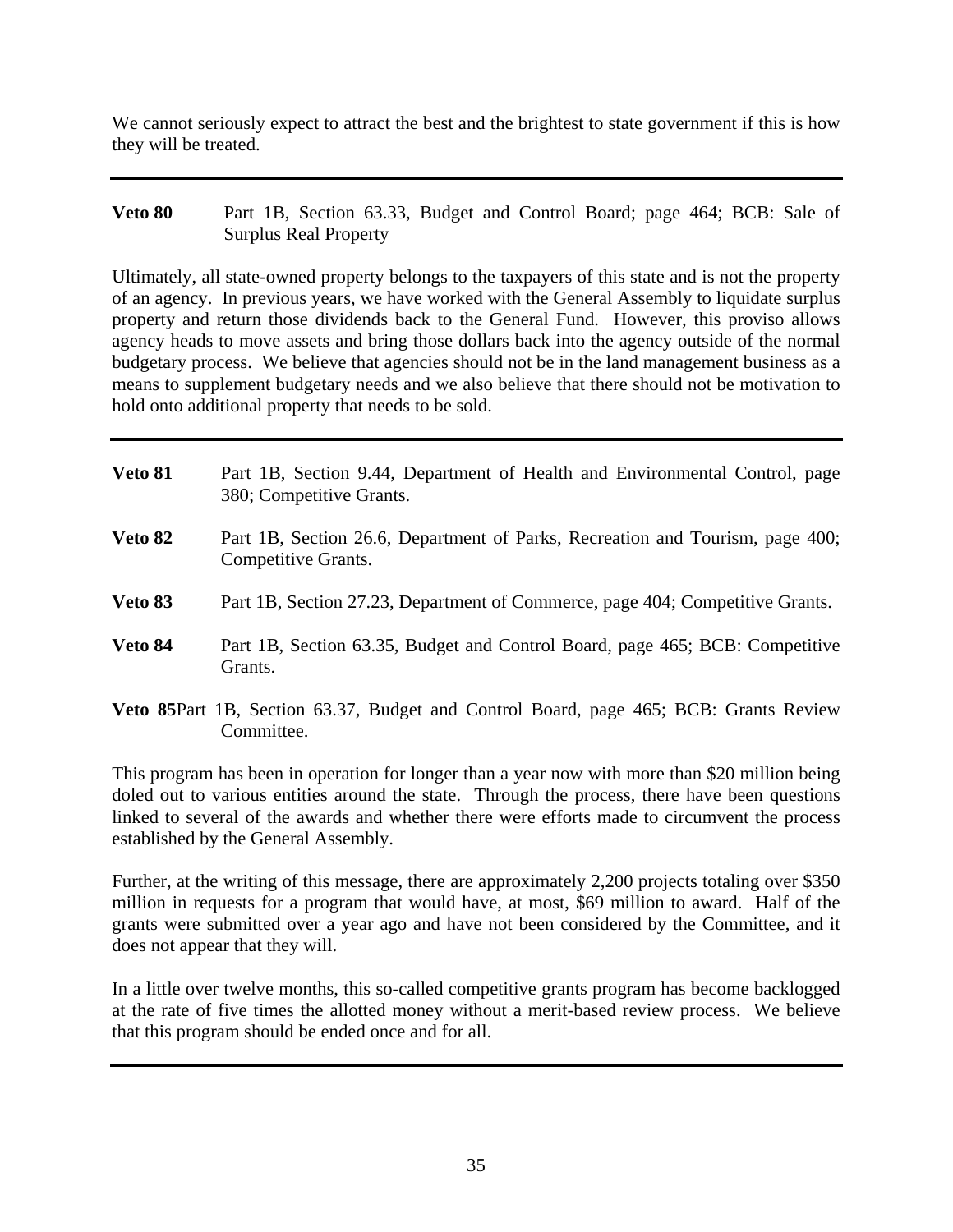We cannot seriously expect to attract the best and the brightest to state government if this is how they will be treated.

---

**Veto 80** Part 1B, Section 63.33, Budget and Control Board; page 464; BCB: Sale of Surplus Real Property

Ultimately, all state-owned property belongs to the taxpayers of this state and is not the property of an agency. In previous years, we have worked with the General Assembly to liquidate surplus property and return those dividends back to the General Fund. However, this proviso allows agency heads to move assets and bring those dollars back into the agency outside of the normal budgetary process. We believe that agencies should not be in the land management business as a means to supplement budgetary needs and we also believe that there should not be motivation to hold onto additional property that needs to be sold.

---

**Veto 81** Part 1B, Section 9.44, Department of Health and Environmental Control, page 380; Competitive Grants.

**Veto 82** Part 1B, Section 26.6, Department of Parks, Recreation and Tourism, page 400; Competitive Grants.

**Veto 83** Part 1B, Section 27.23, Department of Commerce, page 404; Competitive Grants.

**Veto 84** Part 1B, Section 63.35, Budget and Control Board, page 465; BCB: Competitive Grants.

**Veto 85** Part 1B, Section 63.37, Budget and Control Board, page 465; BCB: Grants Review Committee.

This program has been in operation for longer than a year now with more than $20 million being doled out to various entities around the state. Through the process, there have been questions linked to several of the awards and whether there were efforts made to circumvent the process established by the General Assembly.

Further, at the writing of this message, there are approximately 2,200 projects totaling over $350 million in requests for a program that would have, at most, $69 million to award. Half of the grants were submitted over a year ago and have not been considered by the Committee, and it does not appear that they will.

In a little over twelve months, this so-called competitive grants program has become backlogged at the rate of five times the allotted money without a merit-based review process. We believe that this program should be ended once and for all.

---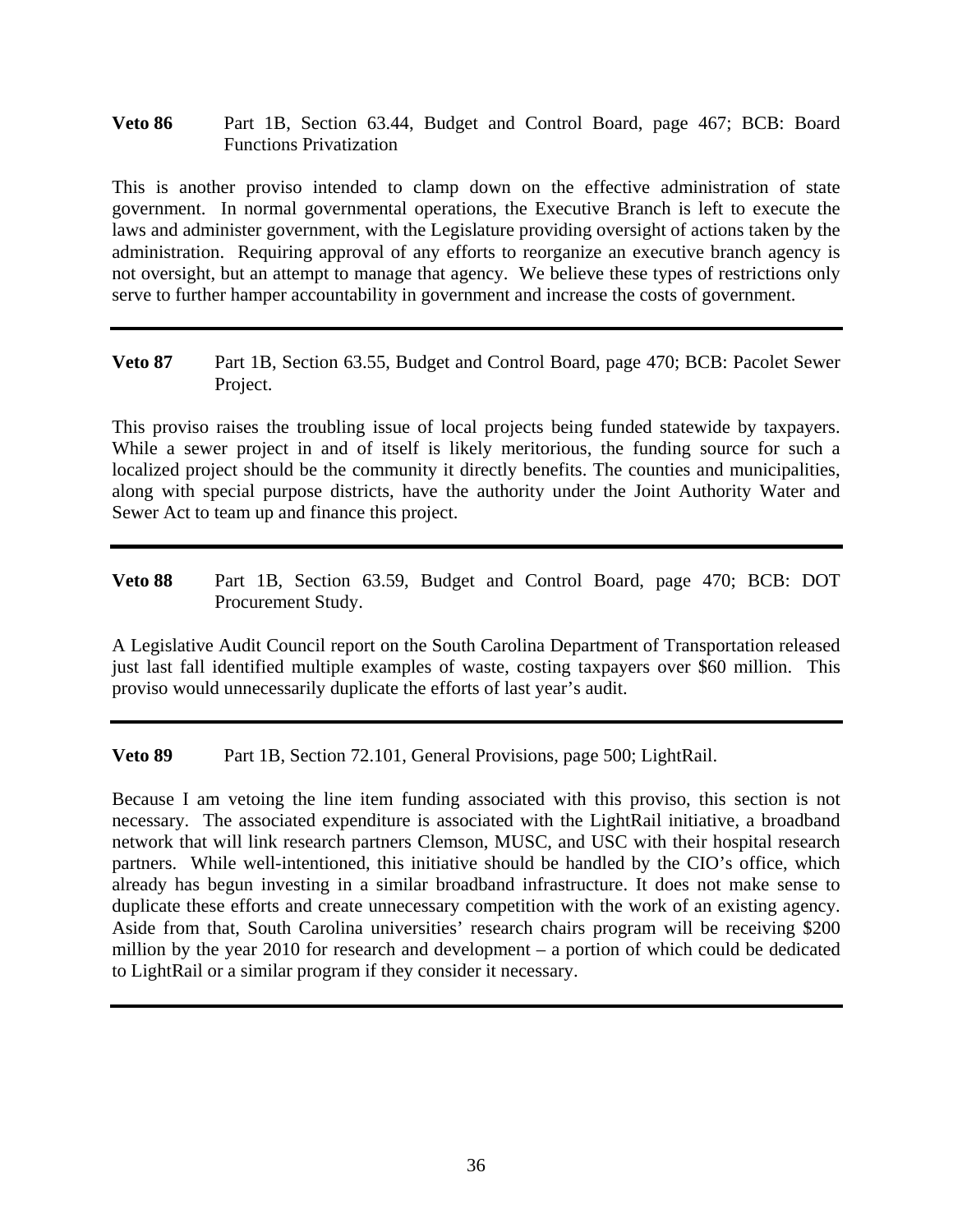**Veto 86** Part 1B, Section 63.44, Budget and Control Board, page 467; BCB: Board Functions Privatization

This is another proviso intended to clamp down on the effective administration of state government. In normal governmental operations, the Executive Branch is left to execute the laws and administer government, with the Legislature providing oversight of actions taken by the administration. Requiring approval of any efforts to reorganize an executive branch agency is not oversight, but an attempt to manage that agency. We believe these types of restrictions only serve to further hamper accountability in government and increase the costs of government.

---

**Veto 87** Part 1B, Section 63.55, Budget and Control Board, page 470; BCB: Pacolet Sewer Project.

This proviso raises the troubling issue of local projects being funded statewide by taxpayers. While a sewer project in and of itself is likely meritorious, the funding source for such a localized project should be the community it directly benefits. The counties and municipalities, along with special purpose districts, have the authority under the Joint Authority Water and Sewer Act to team up and finance this project.

---

**Veto 88** Part 1B, Section 63.59, Budget and Control Board, page 470; BCB: DOT Procurement Study.

A Legislative Audit Council report on the South Carolina Department of Transportation released just last fall identified multiple examples of waste, costing taxpayers over $60 million. This proviso would unnecessarily duplicate the efforts of last year's audit.

---

**Veto 89** Part 1B, Section 72.101, General Provisions, page 500; LightRail.

Because I am vetoing the line item funding associated with this proviso, this section is not necessary. The associated expenditure is associated with the LightRail initiative, a broadband network that will link research partners Clemson, MUSC, and USC with their hospital research partners. While well-intentioned, this initiative should be handled by the CIO's office, which already has begun investing in a similar broadband infrastructure. It does not make sense to duplicate these efforts and create unnecessary competition with the work of an existing agency. Aside from that, South Carolina universities' research chairs program will be receiving $200 million by the year 2010 for research and development – a portion of which could be dedicated to LightRail or a similar program if they consider it necessary.

---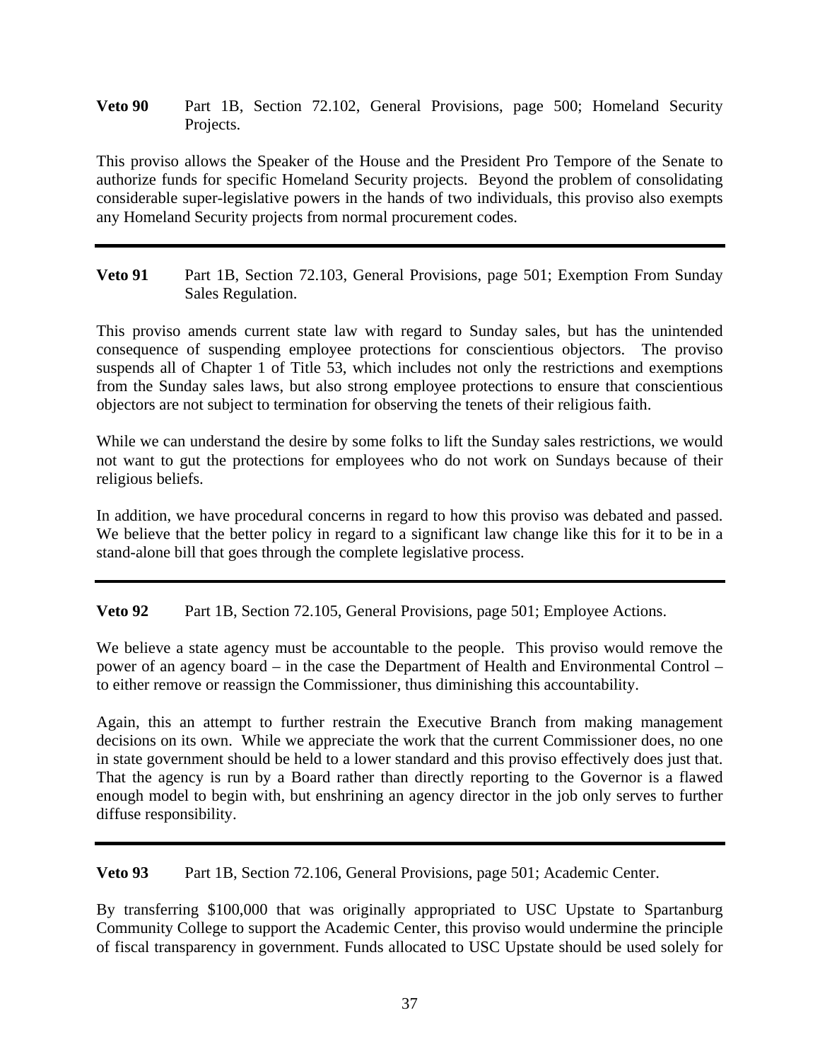**Veto 90** Part 1B, Section 72.102, General Provisions, page 500; Homeland Security Projects.

This proviso allows the Speaker of the House and the President Pro Tempore of the Senate to authorize funds for specific Homeland Security projects. Beyond the problem of consolidating considerable super-legislative powers in the hands of two individuals, this proviso also exempts any Homeland Security projects from normal procurement codes.

---

**Veto 91** Part 1B, Section 72.103, General Provisions, page 501; Exemption From Sunday Sales Regulation.

This proviso amends current state law with regard to Sunday sales, but has the unintended consequence of suspending employee protections for conscientious objectors. The proviso suspends all of Chapter 1 of Title 53, which includes not only the restrictions and exemptions from the Sunday sales laws, but also strong employee protections to ensure that conscientious objectors are not subject to termination for observing the tenets of their religious faith.

While we can understand the desire by some folks to lift the Sunday sales restrictions, we would not want to gut the protections for employees who do not work on Sundays because of their religious beliefs.

In addition, we have procedural concerns in regard to how this proviso was debated and passed. We believe that the better policy in regard to a significant law change like this for it to be in a stand-alone bill that goes through the complete legislative process.

---

**Veto 92** Part 1B, Section 72.105, General Provisions, page 501; Employee Actions.

We believe a state agency must be accountable to the people. This proviso would remove the power of an agency board – in the case the Department of Health and Environmental Control – to either remove or reassign the Commissioner, thus diminishing this accountability.

Again, this an attempt to further restrain the Executive Branch from making management decisions on its own. While we appreciate the work that the current Commissioner does, no one in state government should be held to a lower standard and this proviso effectively does just that. That the agency is run by a Board rather than directly reporting to the Governor is a flawed enough model to begin with, but enshrining an agency director in the job only serves to further diffuse responsibility.

---

**Veto 93** Part 1B, Section 72.106, General Provisions, page 501; Academic Center.

By transferring $100,000 that was originally appropriated to USC Upstate to Spartanburg Community College to support the Academic Center, this proviso would undermine the principle of fiscal transparency in government. Funds allocated to USC Upstate should be used solely for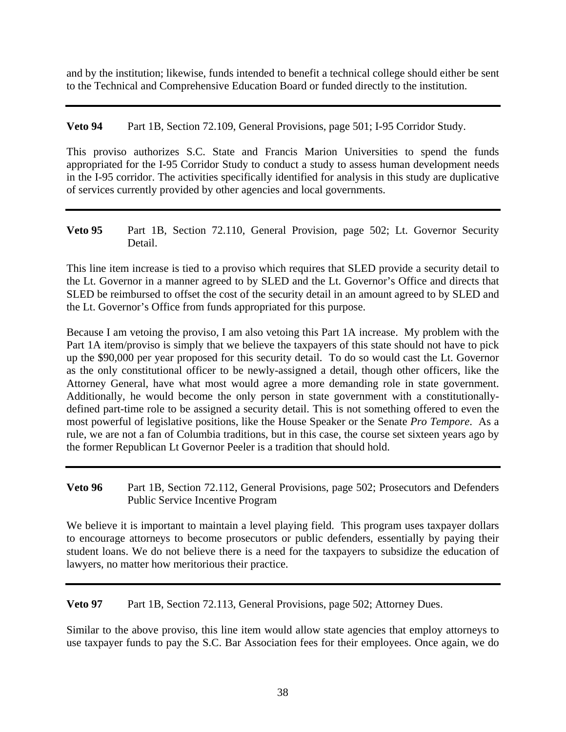and by the institution; likewise, funds intended to benefit a technical college should either be sent to the Technical and Comprehensive Education Board or funded directly to the institution.

---

**Veto 94** Part 1B, Section 72.109, General Provisions, page 501; I-95 Corridor Study.

This proviso authorizes S.C. State and Francis Marion Universities to spend the funds appropriated for the I-95 Corridor Study to conduct a study to assess human development needs in the I-95 corridor. The activities specifically identified for analysis in this study are duplicative of services currently provided by other agencies and local governments.

---

**Veto 95** Part 1B, Section 72.110, General Provision, page 502; Lt. Governor Security Detail.

This line item increase is tied to a proviso which requires that SLED provide a security detail to the Lt. Governor in a manner agreed to by SLED and the Lt. Governor's Office and directs that SLED be reimbursed to offset the cost of the security detail in an amount agreed to by SLED and the Lt. Governor's Office from funds appropriated for this purpose.

Because I am vetoing the proviso, I am also vetoing this Part 1A increase. My problem with the Part 1A item/proviso is simply that we believe the taxpayers of this state should not have to pick up the $90,000 per year proposed for this security detail. To do so would cast the Lt. Governor as the only constitutional officer to be newly-assigned a detail, though other officers, like the Attorney General, have what most would agree a more demanding role in state government. Additionally, he would become the only person in state government with a constitutionally-defined part-time role to be assigned a security detail. This is not something offered to even the most powerful of legislative positions, like the House Speaker or the Senate *Pro Tempore*. As a rule, we are not a fan of Columbia traditions, but in this case, the course set sixteen years ago by the former Republican Lt Governor Peeler is a tradition that should hold.

---

**Veto 96** Part 1B, Section 72.112, General Provisions, page 502; Prosecutors and Defenders Public Service Incentive Program

We believe it is important to maintain a level playing field. This program uses taxpayer dollars to encourage attorneys to become prosecutors or public defenders, essentially by paying their student loans. We do not believe there is a need for the taxpayers to subsidize the education of lawyers, no matter how meritorious their practice.

---

**Veto 97** Part 1B, Section 72.113, General Provisions, page 502; Attorney Dues.

Similar to the above proviso, this line item would allow state agencies that employ attorneys to use taxpayer funds to pay the S.C. Bar Association fees for their employees. Once again, we do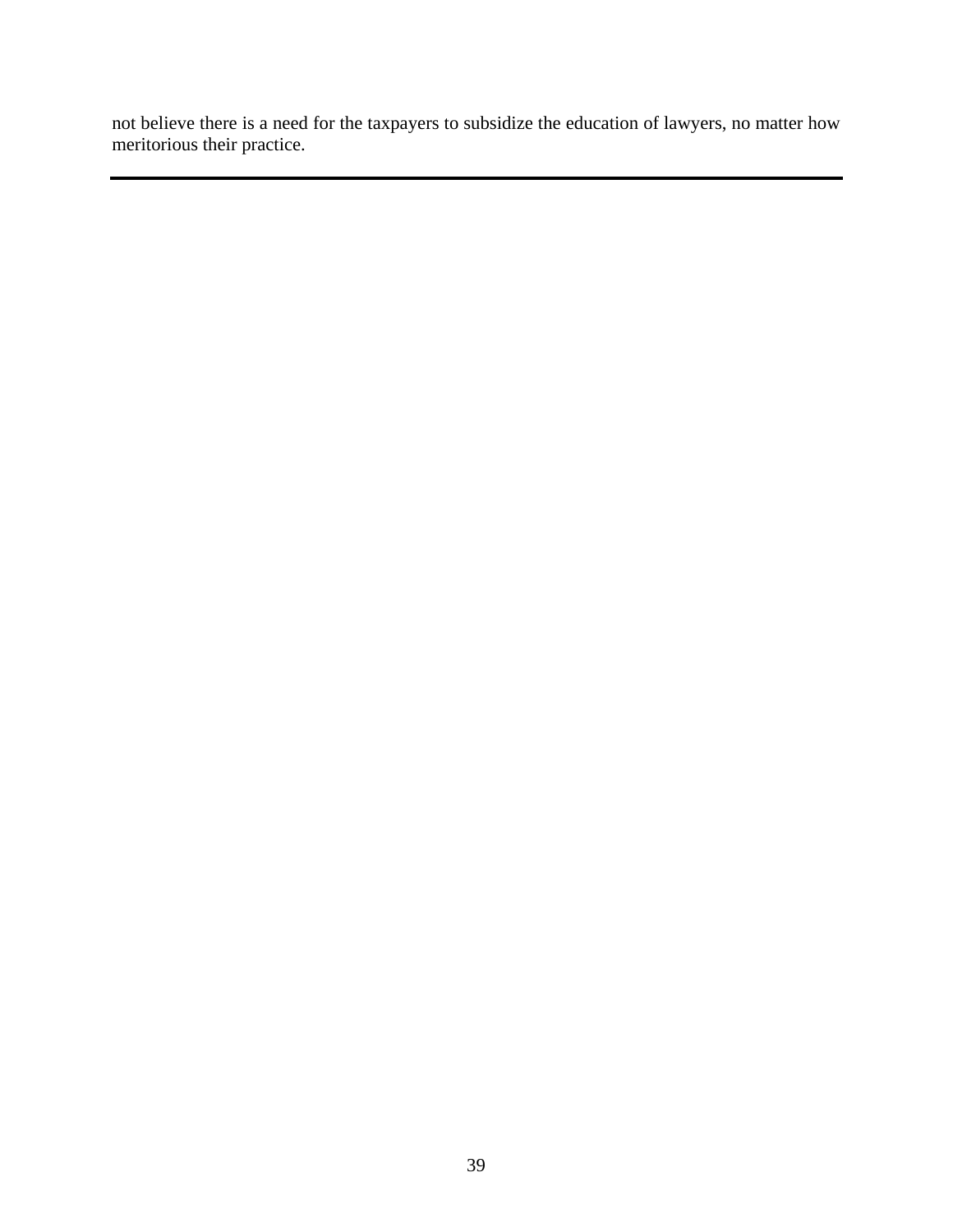not believe there is a need for the taxpayers to subsidize the education of lawyers, no matter how meritorious their practice.

---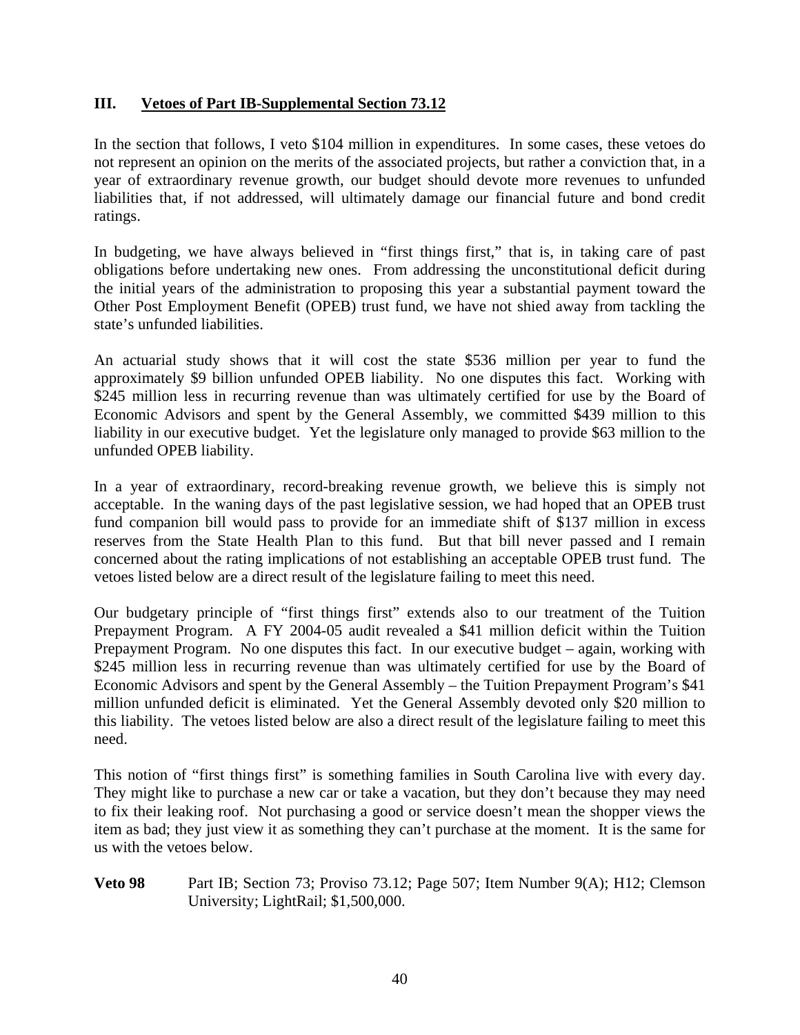## III. Vetoes of Part IB-Supplemental Section 73.12

In the section that follows, I veto $104 million in expenditures. In some cases, these vetoes do not represent an opinion on the merits of the associated projects, but rather a conviction that, in a year of extraordinary revenue growth, our budget should devote more revenues to unfunded liabilities that, if not addressed, will ultimately damage our financial future and bond credit ratings.

In budgeting, we have always believed in "first things first," that is, in taking care of past obligations before undertaking new ones. From addressing the unconstitutional deficit during the initial years of the administration to proposing this year a substantial payment toward the Other Post Employment Benefit (OPEB) trust fund, we have not shied away from tackling the state's unfunded liabilities.

An actuarial study shows that it will cost the state $536 million per year to fund the approximately $9 billion unfunded OPEB liability. No one disputes this fact. Working with $245 million less in recurring revenue than was ultimately certified for use by the Board of Economic Advisors and spent by the General Assembly, we committed $439 million to this liability in our executive budget. Yet the legislature only managed to provide $63 million to the unfunded OPEB liability.

In a year of extraordinary, record-breaking revenue growth, we believe this is simply not acceptable. In the waning days of the past legislative session, we had hoped that an OPEB trust fund companion bill would pass to provide for an immediate shift of $137 million in excess reserves from the State Health Plan to this fund. But that bill never passed and I remain concerned about the rating implications of not establishing an acceptable OPEB trust fund. The vetoes listed below are a direct result of the legislature failing to meet this need.

Our budgetary principle of "first things first" extends also to our treatment of the Tuition Prepayment Program. A FY 2004-05 audit revealed a $41 million deficit within the Tuition Prepayment Program. No one disputes this fact. In our executive budget – again, working with $245 million less in recurring revenue than was ultimately certified for use by the Board of Economic Advisors and spent by the General Assembly – the Tuition Prepayment Program's $41 million unfunded deficit is eliminated. Yet the General Assembly devoted only $20 million to this liability. The vetoes listed below are also a direct result of the legislature failing to meet this need.

This notion of "first things first" is something families in South Carolina live with every day. They might like to purchase a new car or take a vacation, but they don't because they may need to fix their leaking roof. Not purchasing a good or service doesn't mean the shopper views the item as bad; they just view it as something they can't purchase at the moment. It is the same for us with the vetoes below.

**Veto 98** Part IB; Section 73; Proviso 73.12; Page 507; Item Number 9(A); H12; Clemson University; LightRail; $1,500,000.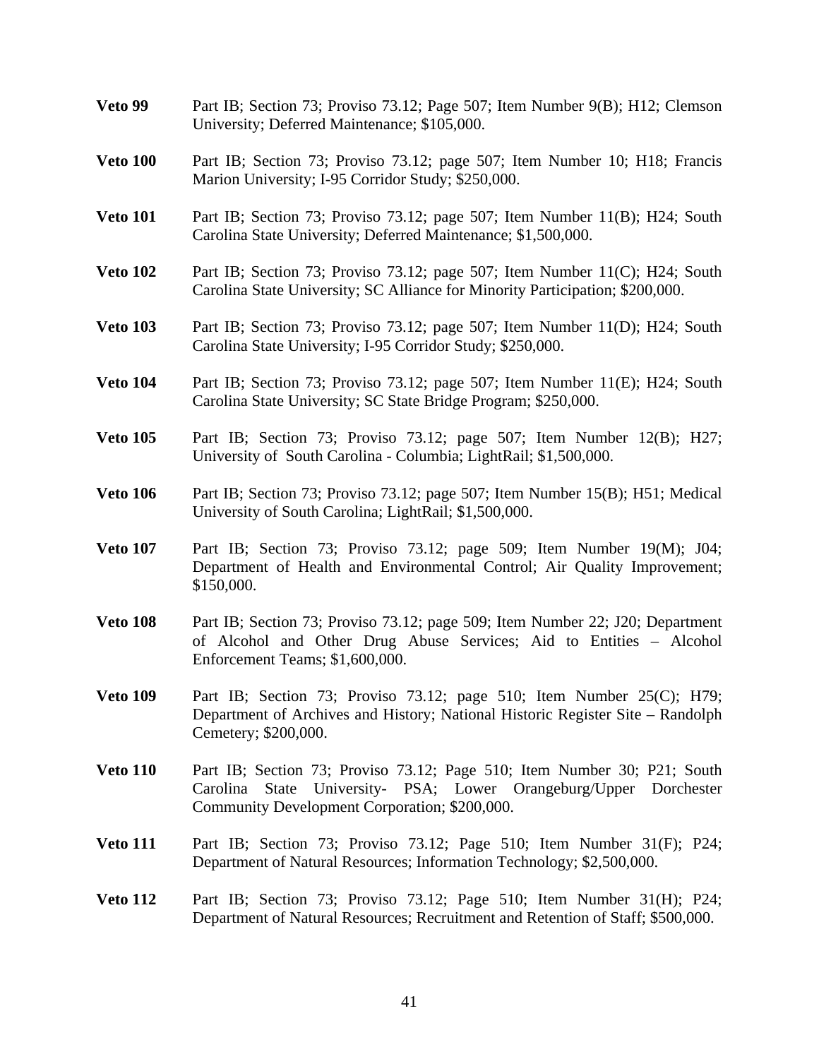**Veto 99** Part IB; Section 73; Proviso 73.12; Page 507; Item Number 9(B); H12; Clemson University; Deferred Maintenance; $105,000.

**Veto 100** Part IB; Section 73; Proviso 73.12; page 507; Item Number 10; H18; Francis Marion University; I-95 Corridor Study; $250,000.

**Veto 101** Part IB; Section 73; Proviso 73.12; page 507; Item Number 11(B); H24; South Carolina State University; Deferred Maintenance; $1,500,000.

**Veto 102** Part IB; Section 73; Proviso 73.12; page 507; Item Number 11(C); H24; South Carolina State University; SC Alliance for Minority Participation; $200,000.

**Veto 103** Part IB; Section 73; Proviso 73.12; page 507; Item Number 11(D); H24; South Carolina State University; I-95 Corridor Study; $250,000.

**Veto 104** Part IB; Section 73; Proviso 73.12; page 507; Item Number 11(E); H24; South Carolina State University; SC State Bridge Program; $250,000.

**Veto 105** Part IB; Section 73; Proviso 73.12; page 507; Item Number 12(B); H27; University of South Carolina - Columbia; LightRail; $1,500,000.

**Veto 106** Part IB; Section 73; Proviso 73.12; page 507; Item Number 15(B); H51; Medical University of South Carolina; LightRail; $1,500,000.

**Veto 107** Part IB; Section 73; Proviso 73.12; page 509; Item Number 19(M); J04; Department of Health and Environmental Control; Air Quality Improvement; $150,000.

**Veto 108** Part IB; Section 73; Proviso 73.12; page 509; Item Number 22; J20; Department of Alcohol and Other Drug Abuse Services; Aid to Entities – Alcohol Enforcement Teams; $1,600,000.

**Veto 109** Part IB; Section 73; Proviso 73.12; page 510; Item Number 25(C); H79; Department of Archives and History; National Historic Register Site – Randolph Cemetery; $200,000.

**Veto 110** Part IB; Section 73; Proviso 73.12; Page 510; Item Number 30; P21; South Carolina State University- PSA; Lower Orangeburg/Upper Dorchester Community Development Corporation; $200,000.

**Veto 111** Part IB; Section 73; Proviso 73.12; Page 510; Item Number 31(F); P24; Department of Natural Resources; Information Technology; $2,500,000.

**Veto 112** Part IB; Section 73; Proviso 73.12; Page 510; Item Number 31(H); P24; Department of Natural Resources; Recruitment and Retention of Staff; $500,000.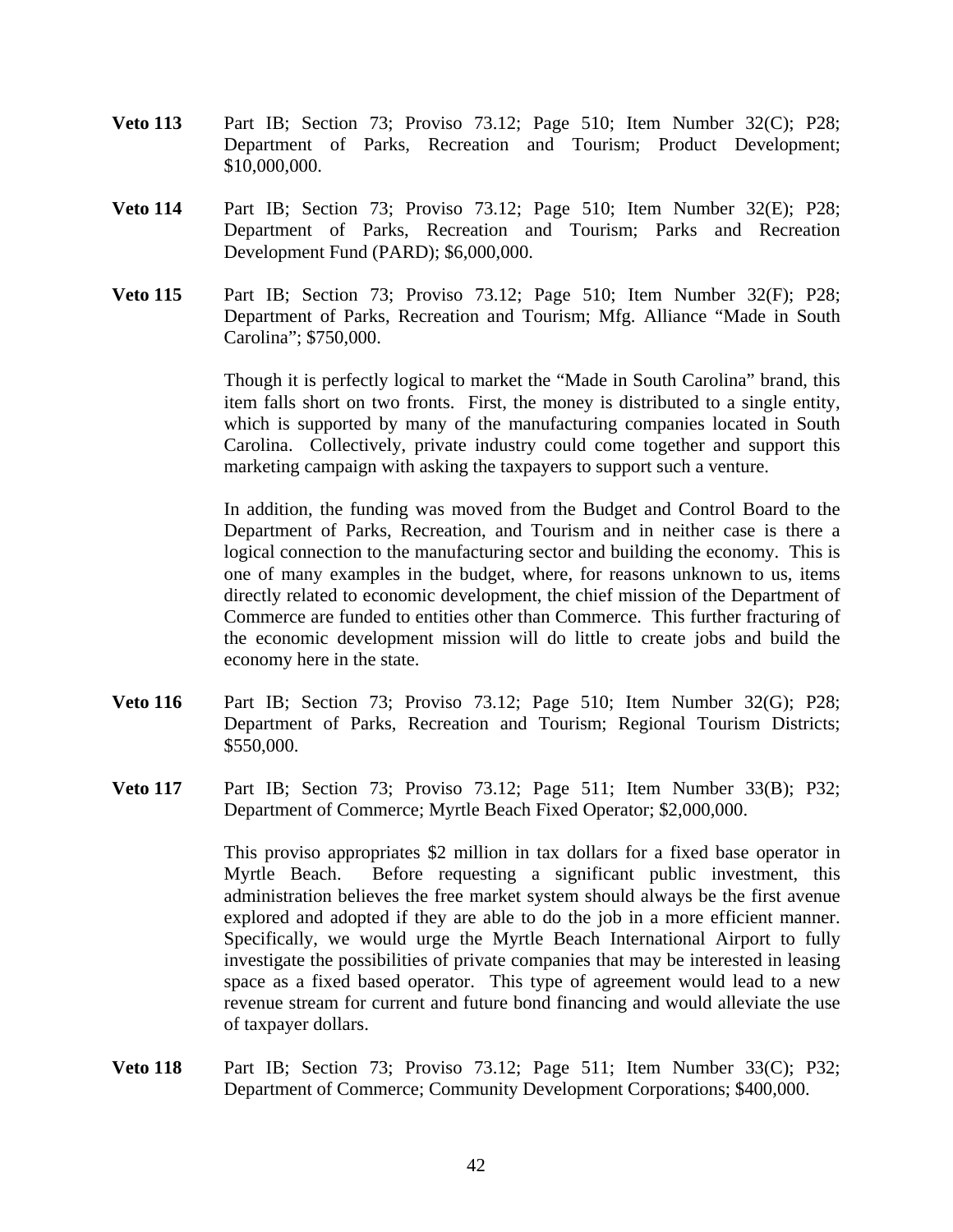**Veto 113** Part IB; Section 73; Proviso 73.12; Page 510; Item Number 32(C); P28; Department of Parks, Recreation and Tourism; Product Development; $10,000,000.

**Veto 114** Part IB; Section 73; Proviso 73.12; Page 510; Item Number 32(E); P28; Department of Parks, Recreation and Tourism; Parks and Recreation Development Fund (PARD); $6,000,000.

**Veto 115** Part IB; Section 73; Proviso 73.12; Page 510; Item Number 32(F); P28; Department of Parks, Recreation and Tourism; Mfg. Alliance "Made in South Carolina"; $750,000.

Though it is perfectly logical to market the "Made in South Carolina" brand, this item falls short on two fronts. First, the money is distributed to a single entity, which is supported by many of the manufacturing companies located in South Carolina. Collectively, private industry could come together and support this marketing campaign with asking the taxpayers to support such a venture.

In addition, the funding was moved from the Budget and Control Board to the Department of Parks, Recreation, and Tourism and in neither case is there a logical connection to the manufacturing sector and building the economy. This is one of many examples in the budget, where, for reasons unknown to us, items directly related to economic development, the chief mission of the Department of Commerce are funded to entities other than Commerce. This further fracturing of the economic development mission will do little to create jobs and build the economy here in the state.

**Veto 116** Part IB; Section 73; Proviso 73.12; Page 510; Item Number 32(G); P28; Department of Parks, Recreation and Tourism; Regional Tourism Districts; $550,000.

**Veto 117** Part IB; Section 73; Proviso 73.12; Page 511; Item Number 33(B); P32; Department of Commerce; Myrtle Beach Fixed Operator; $2,000,000.

This proviso appropriates $2 million in tax dollars for a fixed base operator in Myrtle Beach. Before requesting a significant public investment, this administration believes the free market system should always be the first avenue explored and adopted if they are able to do the job in a more efficient manner. Specifically, we would urge the Myrtle Beach International Airport to fully investigate the possibilities of private companies that may be interested in leasing space as a fixed based operator. This type of agreement would lead to a new revenue stream for current and future bond financing and would alleviate the use of taxpayer dollars.

**Veto 118** Part IB; Section 73; Proviso 73.12; Page 511; Item Number 33(C); P32; Department of Commerce; Community Development Corporations; $400,000.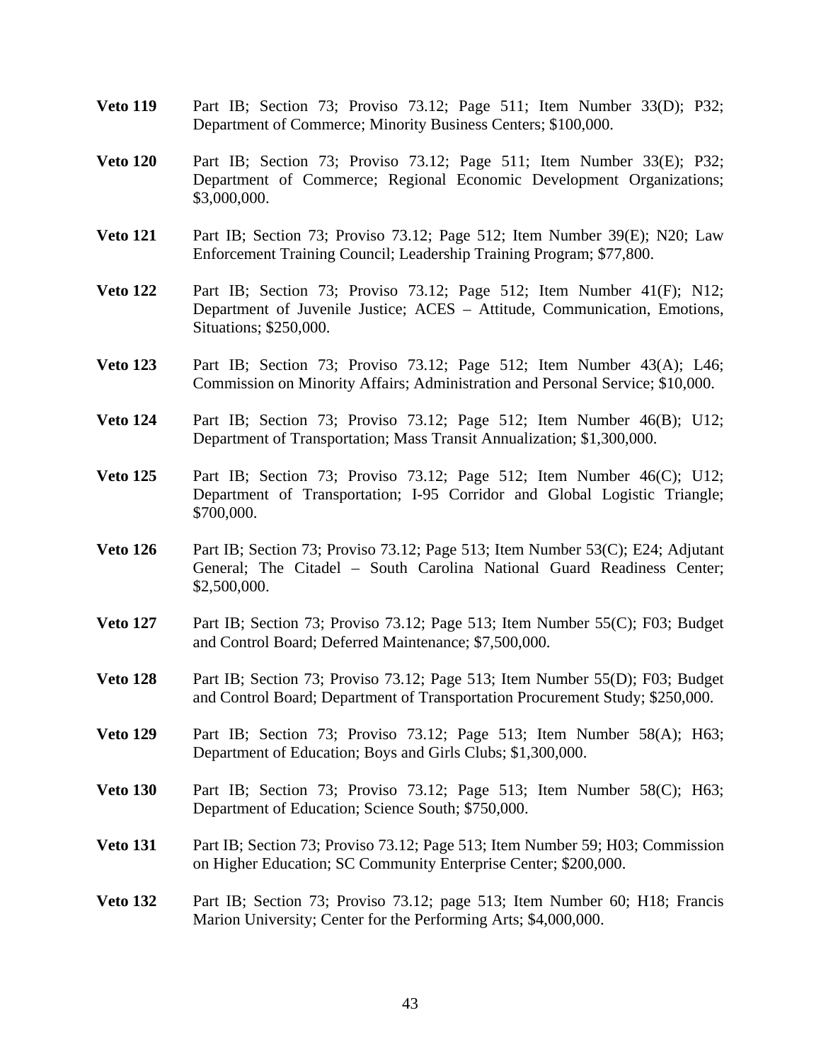**Veto 119** Part IB; Section 73; Proviso 73.12; Page 511; Item Number 33(D); P32; Department of Commerce; Minority Business Centers; $100,000.

**Veto 120** Part IB; Section 73; Proviso 73.12; Page 511; Item Number 33(E); P32; Department of Commerce; Regional Economic Development Organizations; $3,000,000.

**Veto 121** Part IB; Section 73; Proviso 73.12; Page 512; Item Number 39(E); N20; Law Enforcement Training Council; Leadership Training Program; $77,800.

**Veto 122** Part IB; Section 73; Proviso 73.12; Page 512; Item Number 41(F); N12; Department of Juvenile Justice; ACES – Attitude, Communication, Emotions, Situations; $250,000.

**Veto 123** Part IB; Section 73; Proviso 73.12; Page 512; Item Number 43(A); L46; Commission on Minority Affairs; Administration and Personal Service; $10,000.

**Veto 124** Part IB; Section 73; Proviso 73.12; Page 512; Item Number 46(B); U12; Department of Transportation; Mass Transit Annualization; $1,300,000.

**Veto 125** Part IB; Section 73; Proviso 73.12; Page 512; Item Number 46(C); U12; Department of Transportation; I-95 Corridor and Global Logistic Triangle; $700,000.

**Veto 126** Part IB; Section 73; Proviso 73.12; Page 513; Item Number 53(C); E24; Adjutant General; The Citadel – South Carolina National Guard Readiness Center; $2,500,000.

**Veto 127** Part IB; Section 73; Proviso 73.12; Page 513; Item Number 55(C); F03; Budget and Control Board; Deferred Maintenance; $7,500,000.

**Veto 128** Part IB; Section 73; Proviso 73.12; Page 513; Item Number 55(D); F03; Budget and Control Board; Department of Transportation Procurement Study; $250,000.

**Veto 129** Part IB; Section 73; Proviso 73.12; Page 513; Item Number 58(A); H63; Department of Education; Boys and Girls Clubs; $1,300,000.

**Veto 130** Part IB; Section 73; Proviso 73.12; Page 513; Item Number 58(C); H63; Department of Education; Science South; $750,000.

**Veto 131** Part IB; Section 73; Proviso 73.12; Page 513; Item Number 59; H03; Commission on Higher Education; SC Community Enterprise Center; $200,000.

**Veto 132** Part IB; Section 73; Proviso 73.12; page 513; Item Number 60; H18; Francis Marion University; Center for the Performing Arts; $4,000,000.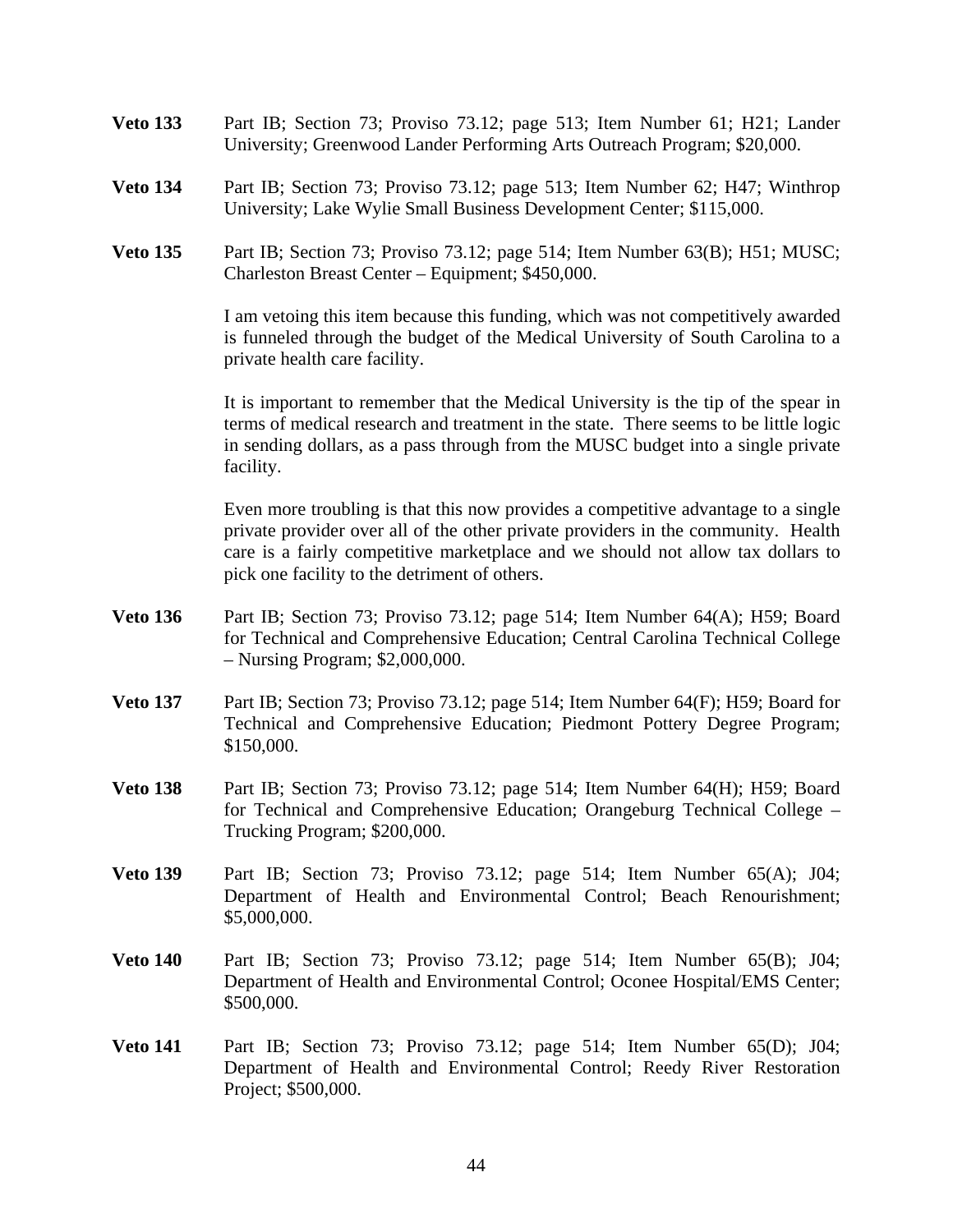**Veto 133** Part IB; Section 73; Proviso 73.12; page 513; Item Number 61; H21; Lander University; Greenwood Lander Performing Arts Outreach Program; $20,000.

**Veto 134** Part IB; Section 73; Proviso 73.12; page 513; Item Number 62; H47; Winthrop University; Lake Wylie Small Business Development Center; $115,000.

**Veto 135** Part IB; Section 73; Proviso 73.12; page 514; Item Number 63(B); H51; MUSC; Charleston Breast Center – Equipment; $450,000.

I am vetoing this item because this funding, which was not competitively awarded is funneled through the budget of the Medical University of South Carolina to a private health care facility.

It is important to remember that the Medical University is the tip of the spear in terms of medical research and treatment in the state. There seems to be little logic in sending dollars, as a pass through from the MUSC budget into a single private facility.

Even more troubling is that this now provides a competitive advantage to a single private provider over all of the other private providers in the community. Health care is a fairly competitive marketplace and we should not allow tax dollars to pick one facility to the detriment of others.

**Veto 136** Part IB; Section 73; Proviso 73.12; page 514; Item Number 64(A); H59; Board for Technical and Comprehensive Education; Central Carolina Technical College – Nursing Program; $2,000,000.

**Veto 137** Part IB; Section 73; Proviso 73.12; page 514; Item Number 64(F); H59; Board for Technical and Comprehensive Education; Piedmont Pottery Degree Program; $150,000.

**Veto 138** Part IB; Section 73; Proviso 73.12; page 514; Item Number 64(H); H59; Board for Technical and Comprehensive Education; Orangeburg Technical College – Trucking Program; $200,000.

**Veto 139** Part IB; Section 73; Proviso 73.12; page 514; Item Number 65(A); J04; Department of Health and Environmental Control; Beach Renourishment; $5,000,000.

**Veto 140** Part IB; Section 73; Proviso 73.12; page 514; Item Number 65(B); J04; Department of Health and Environmental Control; Oconee Hospital/EMS Center; $500,000.

**Veto 141** Part IB; Section 73; Proviso 73.12; page 514; Item Number 65(D); J04; Department of Health and Environmental Control; Reedy River Restoration Project; $500,000.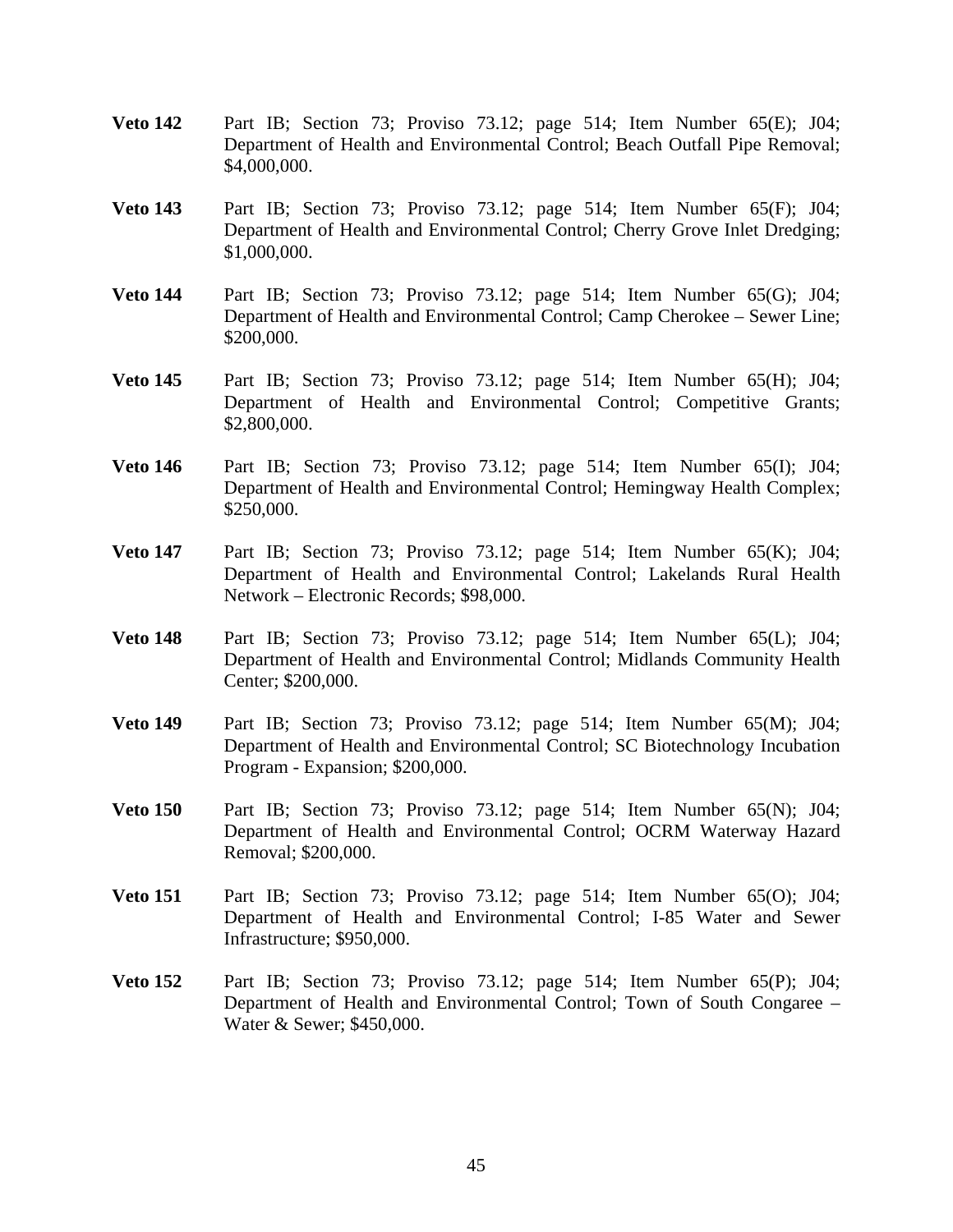**Veto 142** Part IB; Section 73; Proviso 73.12; page 514; Item Number 65(E); J04; Department of Health and Environmental Control; Beach Outfall Pipe Removal; $4,000,000.

**Veto 143** Part IB; Section 73; Proviso 73.12; page 514; Item Number 65(F); J04; Department of Health and Environmental Control; Cherry Grove Inlet Dredging; $1,000,000.

**Veto 144** Part IB; Section 73; Proviso 73.12; page 514; Item Number 65(G); J04; Department of Health and Environmental Control; Camp Cherokee – Sewer Line; $200,000.

**Veto 145** Part IB; Section 73; Proviso 73.12; page 514; Item Number 65(H); J04; Department of Health and Environmental Control; Competitive Grants; $2,800,000.

**Veto 146** Part IB; Section 73; Proviso 73.12; page 514; Item Number 65(I); J04; Department of Health and Environmental Control; Hemingway Health Complex; $250,000.

**Veto 147** Part IB; Section 73; Proviso 73.12; page 514; Item Number 65(K); J04; Department of Health and Environmental Control; Lakelands Rural Health Network – Electronic Records; $98,000.

**Veto 148** Part IB; Section 73; Proviso 73.12; page 514; Item Number 65(L); J04; Department of Health and Environmental Control; Midlands Community Health Center; $200,000.

**Veto 149** Part IB; Section 73; Proviso 73.12; page 514; Item Number 65(M); J04; Department of Health and Environmental Control; SC Biotechnology Incubation Program - Expansion; $200,000.

**Veto 150** Part IB; Section 73; Proviso 73.12; page 514; Item Number 65(N); J04; Department of Health and Environmental Control; OCRM Waterway Hazard Removal; $200,000.

**Veto 151** Part IB; Section 73; Proviso 73.12; page 514; Item Number 65(O); J04; Department of Health and Environmental Control; I-85 Water and Sewer Infrastructure; $950,000.

**Veto 152** Part IB; Section 73; Proviso 73.12; page 514; Item Number 65(P); J04; Department of Health and Environmental Control; Town of South Congaree – Water & Sewer; $450,000.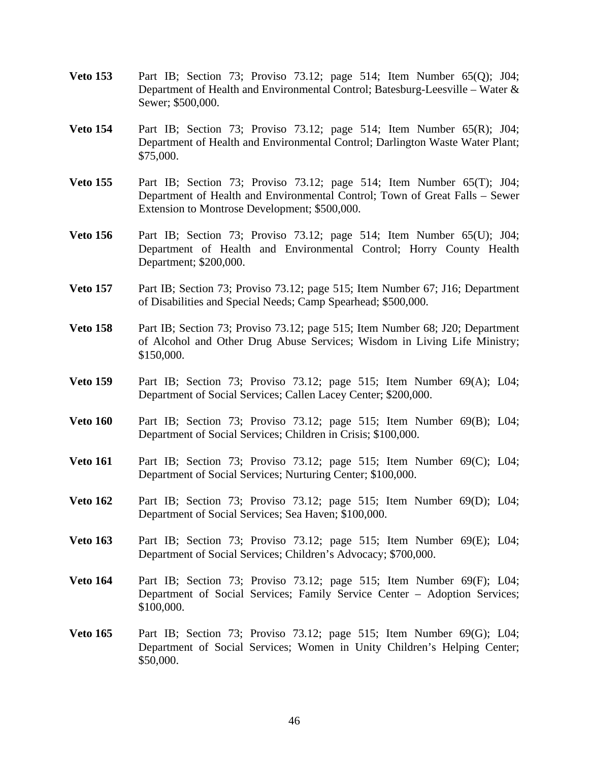**Veto 153** Part IB; Section 73; Proviso 73.12; page 514; Item Number 65(Q); J04; Department of Health and Environmental Control; Batesburg-Leesville – Water & Sewer; $500,000.

**Veto 154** Part IB; Section 73; Proviso 73.12; page 514; Item Number 65(R); J04; Department of Health and Environmental Control; Darlington Waste Water Plant; $75,000.

**Veto 155** Part IB; Section 73; Proviso 73.12; page 514; Item Number 65(T); J04; Department of Health and Environmental Control; Town of Great Falls – Sewer Extension to Montrose Development; $500,000.

**Veto 156** Part IB; Section 73; Proviso 73.12; page 514; Item Number 65(U); J04; Department of Health and Environmental Control; Horry County Health Department; $200,000.

**Veto 157** Part IB; Section 73; Proviso 73.12; page 515; Item Number 67; J16; Department of Disabilities and Special Needs; Camp Spearhead; $500,000.

**Veto 158** Part IB; Section 73; Proviso 73.12; page 515; Item Number 68; J20; Department of Alcohol and Other Drug Abuse Services; Wisdom in Living Life Ministry; $150,000.

**Veto 159** Part IB; Section 73; Proviso 73.12; page 515; Item Number 69(A); L04; Department of Social Services; Callen Lacey Center; $200,000.

**Veto 160** Part IB; Section 73; Proviso 73.12; page 515; Item Number 69(B); L04; Department of Social Services; Children in Crisis; $100,000.

**Veto 161** Part IB; Section 73; Proviso 73.12; page 515; Item Number 69(C); L04; Department of Social Services; Nurturing Center; $100,000.

**Veto 162** Part IB; Section 73; Proviso 73.12; page 515; Item Number 69(D); L04; Department of Social Services; Sea Haven; $100,000.

**Veto 163** Part IB; Section 73; Proviso 73.12; page 515; Item Number 69(E); L04; Department of Social Services; Children's Advocacy; $700,000.

**Veto 164** Part IB; Section 73; Proviso 73.12; page 515; Item Number 69(F); L04; Department of Social Services; Family Service Center – Adoption Services; $100,000.

**Veto 165** Part IB; Section 73; Proviso 73.12; page 515; Item Number 69(G); L04; Department of Social Services; Women in Unity Children's Helping Center; $50,000.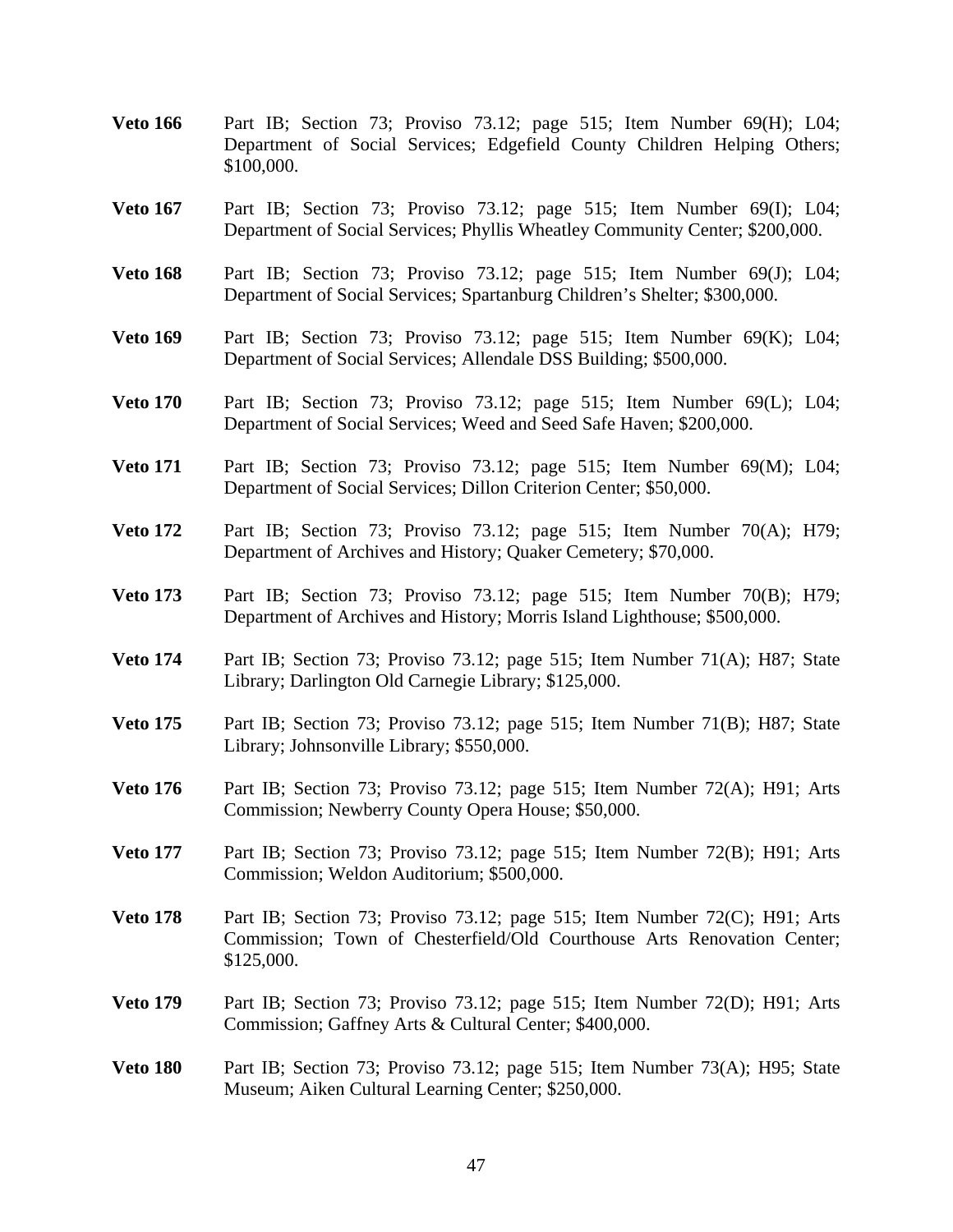**Veto 166** Part IB; Section 73; Proviso 73.12; page 515; Item Number 69(H); L04; Department of Social Services; Edgefield County Children Helping Others; $100,000.

**Veto 167** Part IB; Section 73; Proviso 73.12; page 515; Item Number 69(I); L04; Department of Social Services; Phyllis Wheatley Community Center; $200,000.

**Veto 168** Part IB; Section 73; Proviso 73.12; page 515; Item Number 69(J); L04; Department of Social Services; Spartanburg Children's Shelter; $300,000.

**Veto 169** Part IB; Section 73; Proviso 73.12; page 515; Item Number 69(K); L04; Department of Social Services; Allendale DSS Building; $500,000.

**Veto 170** Part IB; Section 73; Proviso 73.12; page 515; Item Number 69(L); L04; Department of Social Services; Weed and Seed Safe Haven; $200,000.

**Veto 171** Part IB; Section 73; Proviso 73.12; page 515; Item Number 69(M); L04; Department of Social Services; Dillon Criterion Center; $50,000.

**Veto 172** Part IB; Section 73; Proviso 73.12; page 515; Item Number 70(A); H79; Department of Archives and History; Quaker Cemetery; $70,000.

**Veto 173** Part IB; Section 73; Proviso 73.12; page 515; Item Number 70(B); H79; Department of Archives and History; Morris Island Lighthouse; $500,000.

**Veto 174** Part IB; Section 73; Proviso 73.12; page 515; Item Number 71(A); H87; State Library; Darlington Old Carnegie Library; $125,000.

**Veto 175** Part IB; Section 73; Proviso 73.12; page 515; Item Number 71(B); H87; State Library; Johnsonville Library; $550,000.

**Veto 176** Part IB; Section 73; Proviso 73.12; page 515; Item Number 72(A); H91; Arts Commission; Newberry County Opera House; $50,000.

**Veto 177** Part IB; Section 73; Proviso 73.12; page 515; Item Number 72(B); H91; Arts Commission; Weldon Auditorium; $500,000.

**Veto 178** Part IB; Section 73; Proviso 73.12; page 515; Item Number 72(C); H91; Arts Commission; Town of Chesterfield/Old Courthouse Arts Renovation Center; $125,000.

**Veto 179** Part IB; Section 73; Proviso 73.12; page 515; Item Number 72(D); H91; Arts Commission; Gaffney Arts & Cultural Center; $400,000.

**Veto 180** Part IB; Section 73; Proviso 73.12; page 515; Item Number 73(A); H95; State Museum; Aiken Cultural Learning Center; $250,000.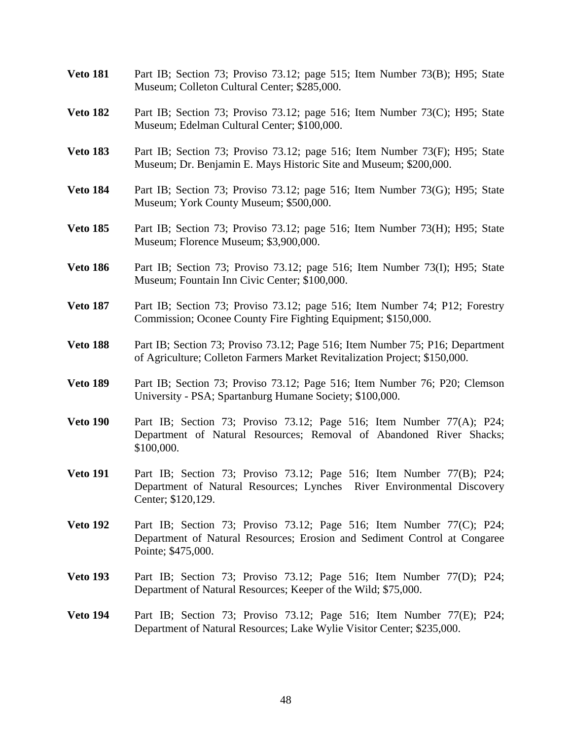**Veto 181** Part IB; Section 73; Proviso 73.12; page 515; Item Number 73(B); H95; State Museum; Colleton Cultural Center; $285,000.

**Veto 182** Part IB; Section 73; Proviso 73.12; page 516; Item Number 73(C); H95; State Museum; Edelman Cultural Center; $100,000.

**Veto 183** Part IB; Section 73; Proviso 73.12; page 516; Item Number 73(F); H95; State Museum; Dr. Benjamin E. Mays Historic Site and Museum; $200,000.

**Veto 184** Part IB; Section 73; Proviso 73.12; page 516; Item Number 73(G); H95; State Museum; York County Museum; $500,000.

**Veto 185** Part IB; Section 73; Proviso 73.12; page 516; Item Number 73(H); H95; State Museum; Florence Museum; $3,900,000.

**Veto 186** Part IB; Section 73; Proviso 73.12; page 516; Item Number 73(I); H95; State Museum; Fountain Inn Civic Center; $100,000.

**Veto 187** Part IB; Section 73; Proviso 73.12; page 516; Item Number 74; P12; Forestry Commission; Oconee County Fire Fighting Equipment; $150,000.

**Veto 188** Part IB; Section 73; Proviso 73.12; Page 516; Item Number 75; P16; Department of Agriculture; Colleton Farmers Market Revitalization Project; $150,000.

**Veto 189** Part IB; Section 73; Proviso 73.12; Page 516; Item Number 76; P20; Clemson University - PSA; Spartanburg Humane Society; $100,000.

**Veto 190** Part IB; Section 73; Proviso 73.12; Page 516; Item Number 77(A); P24; Department of Natural Resources; Removal of Abandoned River Shacks; $100,000.

**Veto 191** Part IB; Section 73; Proviso 73.12; Page 516; Item Number 77(B); P24; Department of Natural Resources; Lynches River Environmental Discovery Center; $120,129.

**Veto 192** Part IB; Section 73; Proviso 73.12; Page 516; Item Number 77(C); P24; Department of Natural Resources; Erosion and Sediment Control at Congaree Pointe; $475,000.

**Veto 193** Part IB; Section 73; Proviso 73.12; Page 516; Item Number 77(D); P24; Department of Natural Resources; Keeper of the Wild; $75,000.

**Veto 194** Part IB; Section 73; Proviso 73.12; Page 516; Item Number 77(E); P24; Department of Natural Resources; Lake Wylie Visitor Center; $235,000.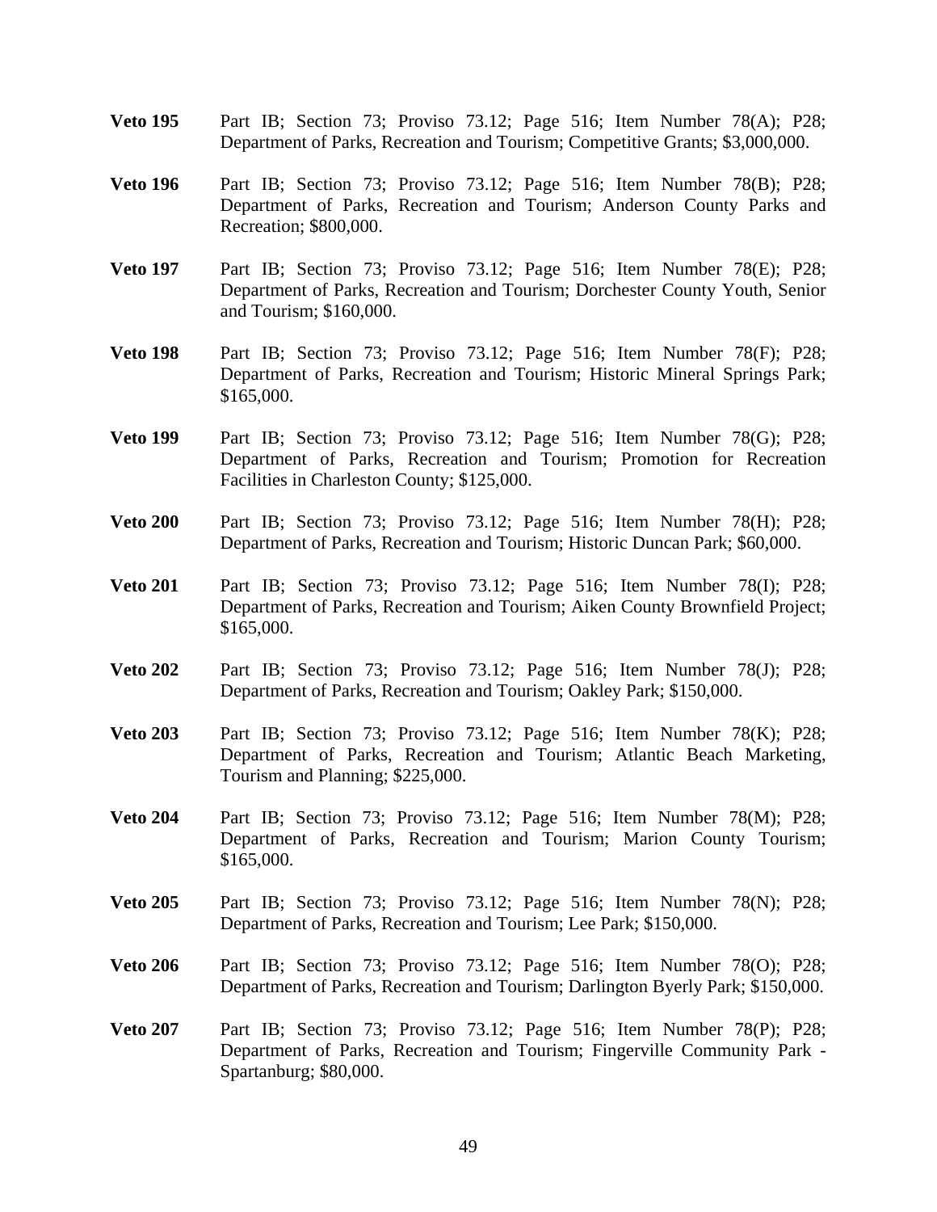**Veto 195** Part IB; Section 73; Proviso 73.12; Page 516; Item Number 78(A); P28; Department of Parks, Recreation and Tourism; Competitive Grants; $3,000,000.

**Veto 196** Part IB; Section 73; Proviso 73.12; Page 516; Item Number 78(B); P28; Department of Parks, Recreation and Tourism; Anderson County Parks and Recreation; $800,000.

**Veto 197** Part IB; Section 73; Proviso 73.12; Page 516; Item Number 78(E); P28; Department of Parks, Recreation and Tourism; Dorchester County Youth, Senior and Tourism; $160,000.

**Veto 198** Part IB; Section 73; Proviso 73.12; Page 516; Item Number 78(F); P28; Department of Parks, Recreation and Tourism; Historic Mineral Springs Park; $165,000.

**Veto 199** Part IB; Section 73; Proviso 73.12; Page 516; Item Number 78(G); P28; Department of Parks, Recreation and Tourism; Promotion for Recreation Facilities in Charleston County; $125,000.

**Veto 200** Part IB; Section 73; Proviso 73.12; Page 516; Item Number 78(H); P28; Department of Parks, Recreation and Tourism; Historic Duncan Park; $60,000.

**Veto 201** Part IB; Section 73; Proviso 73.12; Page 516; Item Number 78(I); P28; Department of Parks, Recreation and Tourism; Aiken County Brownfield Project; $165,000.

**Veto 202** Part IB; Section 73; Proviso 73.12; Page 516; Item Number 78(J); P28; Department of Parks, Recreation and Tourism; Oakley Park; $150,000.

**Veto 203** Part IB; Section 73; Proviso 73.12; Page 516; Item Number 78(K); P28; Department of Parks, Recreation and Tourism; Atlantic Beach Marketing, Tourism and Planning; $225,000.

**Veto 204** Part IB; Section 73; Proviso 73.12; Page 516; Item Number 78(M); P28; Department of Parks, Recreation and Tourism; Marion County Tourism; $165,000.

**Veto 205** Part IB; Section 73; Proviso 73.12; Page 516; Item Number 78(N); P28; Department of Parks, Recreation and Tourism; Lee Park; $150,000.

**Veto 206** Part IB; Section 73; Proviso 73.12; Page 516; Item Number 78(O); P28; Department of Parks, Recreation and Tourism; Darlington Byerly Park; $150,000.

**Veto 207** Part IB; Section 73; Proviso 73.12; Page 516; Item Number 78(P); P28; Department of Parks, Recreation and Tourism; Fingerville Community Park - Spartanburg; $80,000.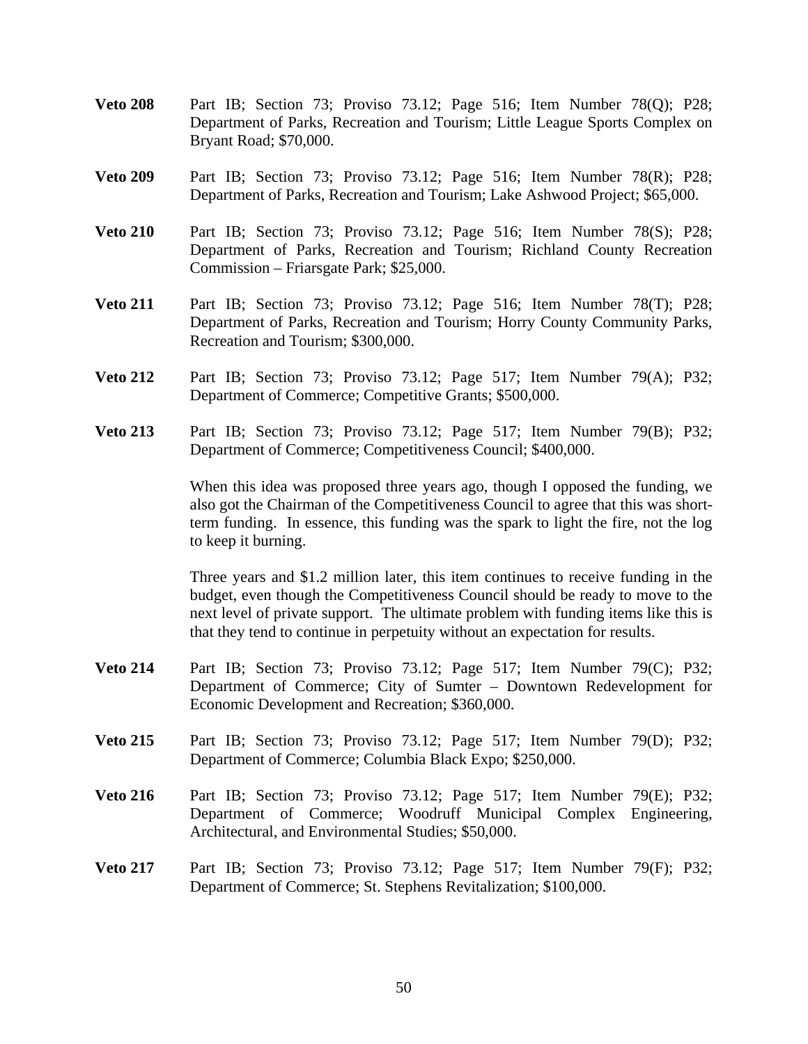**Veto 208** Part IB; Section 73; Proviso 73.12; Page 516; Item Number 78(Q); P28; Department of Parks, Recreation and Tourism; Little League Sports Complex on Bryant Road; $70,000.

**Veto 209** Part IB; Section 73; Proviso 73.12; Page 516; Item Number 78(R); P28; Department of Parks, Recreation and Tourism; Lake Ashwood Project; $65,000.

**Veto 210** Part IB; Section 73; Proviso 73.12; Page 516; Item Number 78(S); P28; Department of Parks, Recreation and Tourism; Richland County Recreation Commission – Friarsgate Park; $25,000.

**Veto 211** Part IB; Section 73; Proviso 73.12; Page 516; Item Number 78(T); P28; Department of Parks, Recreation and Tourism; Horry County Community Parks, Recreation and Tourism; $300,000.

**Veto 212** Part IB; Section 73; Proviso 73.12; Page 517; Item Number 79(A); P32; Department of Commerce; Competitive Grants; $500,000.

**Veto 213** Part IB; Section 73; Proviso 73.12; Page 517; Item Number 79(B); P32; Department of Commerce; Competitiveness Council; $400,000.

When this idea was proposed three years ago, though I opposed the funding, we also got the Chairman of the Competitiveness Council to agree that this was short-term funding. In essence, this funding was the spark to light the fire, not the log to keep it burning.

Three years and $1.2 million later, this item continues to receive funding in the budget, even though the Competitiveness Council should be ready to move to the next level of private support. The ultimate problem with funding items like this is that they tend to continue in perpetuity without an expectation for results.

**Veto 214** Part IB; Section 73; Proviso 73.12; Page 517; Item Number 79(C); P32; Department of Commerce; City of Sumter – Downtown Redevelopment for Economic Development and Recreation; $360,000.

**Veto 215** Part IB; Section 73; Proviso 73.12; Page 517; Item Number 79(D); P32; Department of Commerce; Columbia Black Expo; $250,000.

**Veto 216** Part IB; Section 73; Proviso 73.12; Page 517; Item Number 79(E); P32; Department of Commerce; Woodruff Municipal Complex Engineering, Architectural, and Environmental Studies; $50,000.

**Veto 217** Part IB; Section 73; Proviso 73.12; Page 517; Item Number 79(F); P32; Department of Commerce; St. Stephens Revitalization; $100,000.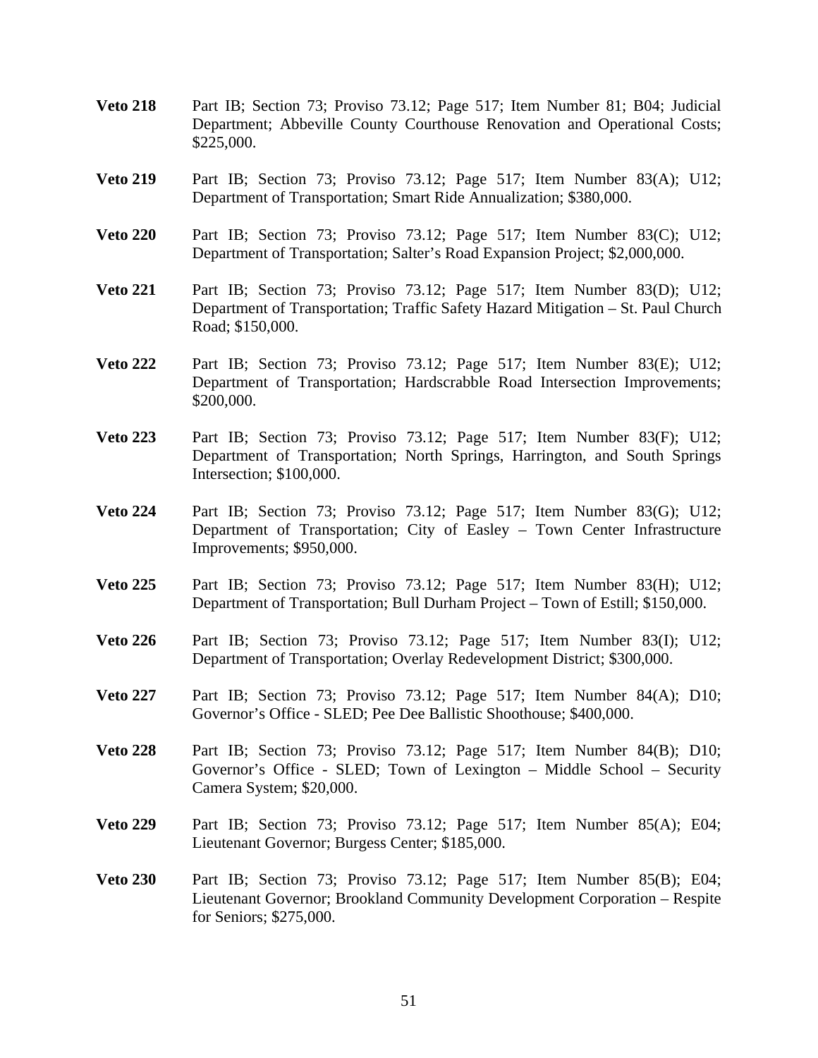**Veto 218** Part IB; Section 73; Proviso 73.12; Page 517; Item Number 81; B04; Judicial Department; Abbeville County Courthouse Renovation and Operational Costs; $225,000.

**Veto 219** Part IB; Section 73; Proviso 73.12; Page 517; Item Number 83(A); U12; Department of Transportation; Smart Ride Annualization; $380,000.

**Veto 220** Part IB; Section 73; Proviso 73.12; Page 517; Item Number 83(C); U12; Department of Transportation; Salter's Road Expansion Project; $2,000,000.

**Veto 221** Part IB; Section 73; Proviso 73.12; Page 517; Item Number 83(D); U12; Department of Transportation; Traffic Safety Hazard Mitigation – St. Paul Church Road; $150,000.

**Veto 222** Part IB; Section 73; Proviso 73.12; Page 517; Item Number 83(E); U12; Department of Transportation; Hardscrabble Road Intersection Improvements; $200,000.

**Veto 223** Part IB; Section 73; Proviso 73.12; Page 517; Item Number 83(F); U12; Department of Transportation; North Springs, Harrington, and South Springs Intersection; $100,000.

**Veto 224** Part IB; Section 73; Proviso 73.12; Page 517; Item Number 83(G); U12; Department of Transportation; City of Easley – Town Center Infrastructure Improvements; $950,000.

**Veto 225** Part IB; Section 73; Proviso 73.12; Page 517; Item Number 83(H); U12; Department of Transportation; Bull Durham Project – Town of Estill; $150,000.

**Veto 226** Part IB; Section 73; Proviso 73.12; Page 517; Item Number 83(I); U12; Department of Transportation; Overlay Redevelopment District; $300,000.

**Veto 227** Part IB; Section 73; Proviso 73.12; Page 517; Item Number 84(A); D10; Governor's Office - SLED; Pee Dee Ballistic Shoothouse; $400,000.

**Veto 228** Part IB; Section 73; Proviso 73.12; Page 517; Item Number 84(B); D10; Governor's Office - SLED; Town of Lexington – Middle School – Security Camera System; $20,000.

**Veto 229** Part IB; Section 73; Proviso 73.12; Page 517; Item Number 85(A); E04; Lieutenant Governor; Burgess Center; $185,000.

**Veto 230** Part IB; Section 73; Proviso 73.12; Page 517; Item Number 85(B); E04; Lieutenant Governor; Brookland Community Development Corporation – Respite for Seniors; $275,000.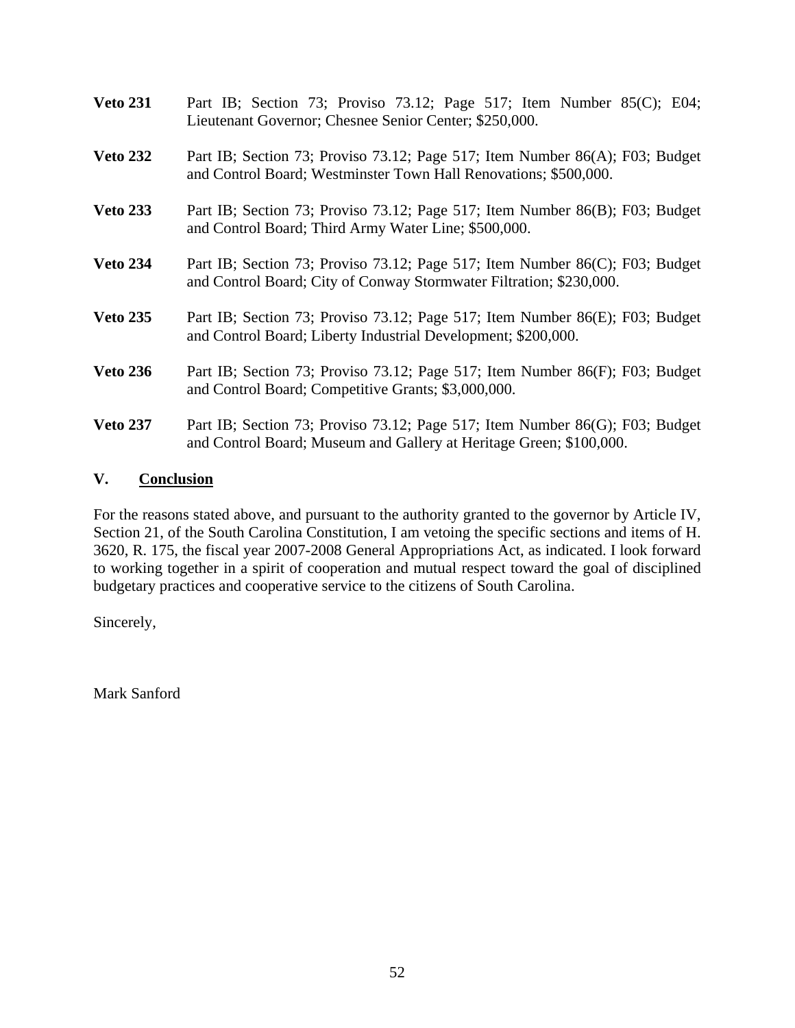**Veto 231** Part IB; Section 73; Proviso 73.12; Page 517; Item Number 85(C); E04; Lieutenant Governor; Chesnee Senior Center; $250,000.

**Veto 232** Part IB; Section 73; Proviso 73.12; Page 517; Item Number 86(A); F03; Budget and Control Board; Westminster Town Hall Renovations; $500,000.

**Veto 233** Part IB; Section 73; Proviso 73.12; Page 517; Item Number 86(B); F03; Budget and Control Board; Third Army Water Line; $500,000.

**Veto 234** Part IB; Section 73; Proviso 73.12; Page 517; Item Number 86(C); F03; Budget and Control Board; City of Conway Stormwater Filtration; $230,000.

**Veto 235** Part IB; Section 73; Proviso 73.12; Page 517; Item Number 86(E); F03; Budget and Control Board; Liberty Industrial Development; $200,000.

**Veto 236** Part IB; Section 73; Proviso 73.12; Page 517; Item Number 86(F); F03; Budget and Control Board; Competitive Grants; $3,000,000.

**Veto 237** Part IB; Section 73; Proviso 73.12; Page 517; Item Number 86(G); F03; Budget and Control Board; Museum and Gallery at Heritage Green; $100,000.

## V. Conclusion

For the reasons stated above, and pursuant to the authority granted to the governor by Article IV, Section 21, of the South Carolina Constitution, I am vetoing the specific sections and items of H. 3620, R. 175, the fiscal year 2007-2008 General Appropriations Act, as indicated. I look forward to working together in a spirit of cooperation and mutual respect toward the goal of disciplined budgetary practices and cooperative service to the citizens of South Carolina.

Sincerely,

Mark Sanford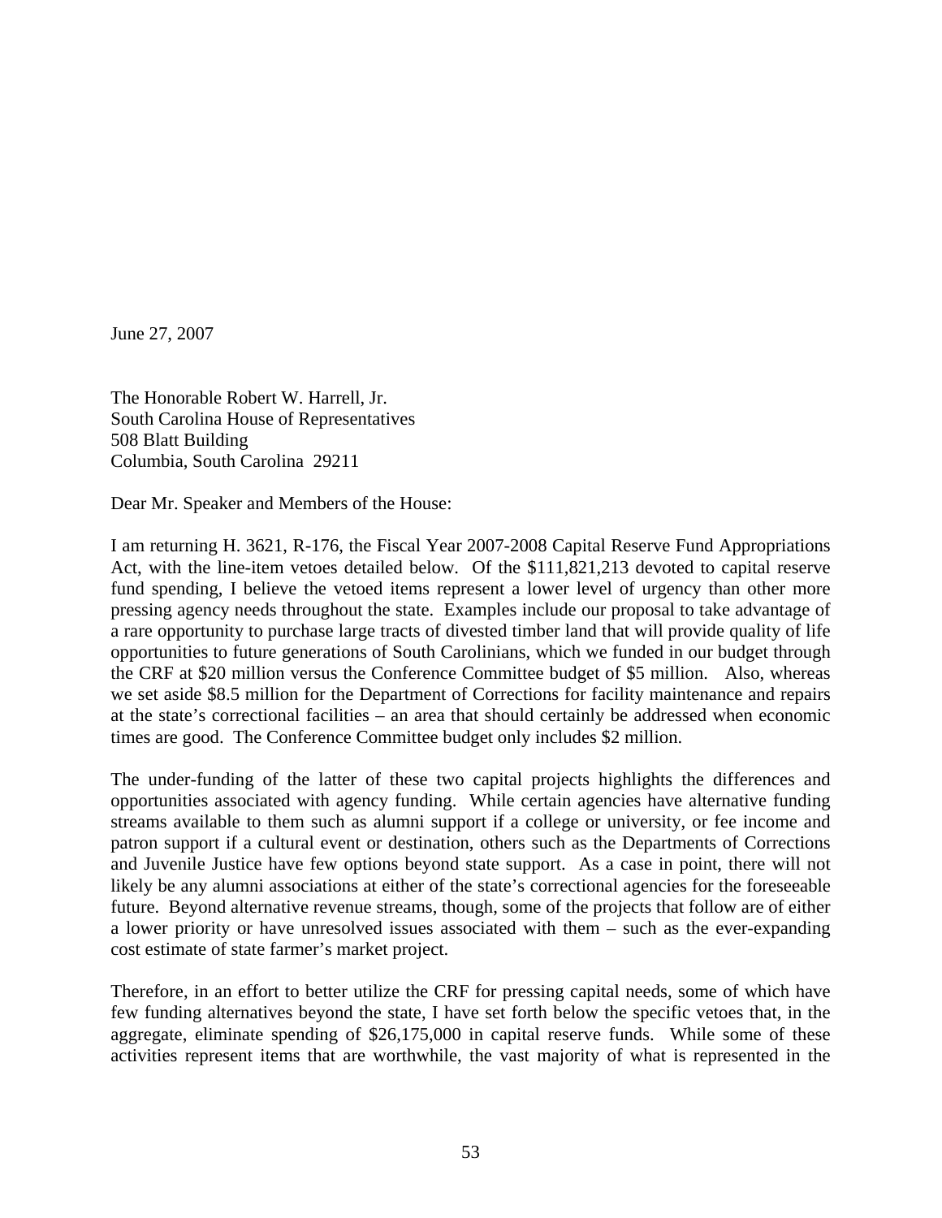June 27, 2007

The Honorable Robert W. Harrell, Jr.
South Carolina House of Representatives
508 Blatt Building
Columbia, South Carolina 29211

Dear Mr. Speaker and Members of the House:

I am returning H. 3621, R-176, the Fiscal Year 2007-2008 Capital Reserve Fund Appropriations Act, with the line-item vetoes detailed below. Of the $111,821,213 devoted to capital reserve fund spending, I believe the vetoed items represent a lower level of urgency than other more pressing agency needs throughout the state. Examples include our proposal to take advantage of a rare opportunity to purchase large tracts of divested timber land that will provide quality of life opportunities to future generations of South Carolinians, which we funded in our budget through the CRF at $20 million versus the Conference Committee budget of $5 million. Also, whereas we set aside $8.5 million for the Department of Corrections for facility maintenance and repairs at the state's correctional facilities – an area that should certainly be addressed when economic times are good. The Conference Committee budget only includes $2 million.

The under-funding of the latter of these two capital projects highlights the differences and opportunities associated with agency funding. While certain agencies have alternative funding streams available to them such as alumni support if a college or university, or fee income and patron support if a cultural event or destination, others such as the Departments of Corrections and Juvenile Justice have few options beyond state support. As a case in point, there will not likely be any alumni associations at either of the state's correctional agencies for the foreseeable future. Beyond alternative revenue streams, though, some of the projects that follow are of either a lower priority or have unresolved issues associated with them – such as the ever-expanding cost estimate of state farmer's market project.

Therefore, in an effort to better utilize the CRF for pressing capital needs, some of which have few funding alternatives beyond the state, I have set forth below the specific vetoes that, in the aggregate, eliminate spending of $26,175,000 in capital reserve funds. While some of these activities represent items that are worthwhile, the vast majority of what is represented in the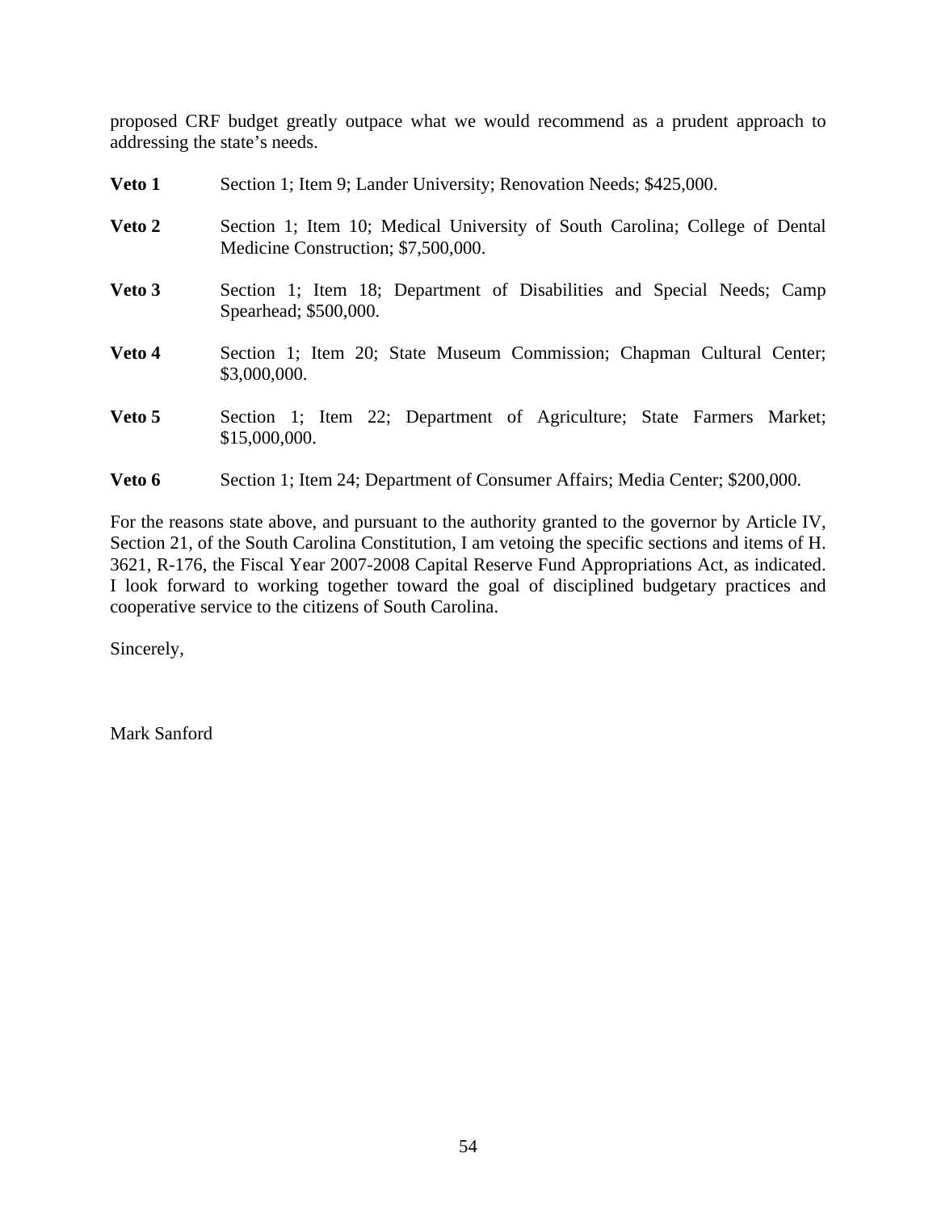proposed CRF budget greatly outpace what we would recommend as a prudent approach to addressing the state's needs.

**Veto 1** Section 1; Item 9; Lander University; Renovation Needs; $425,000.

**Veto 2** Section 1; Item 10; Medical University of South Carolina; College of Dental Medicine Construction; $7,500,000.

**Veto 3** Section 1; Item 18; Department of Disabilities and Special Needs; Camp Spearhead; $500,000.

**Veto 4** Section 1; Item 20; State Museum Commission; Chapman Cultural Center; $3,000,000.

**Veto 5** Section 1; Item 22; Department of Agriculture; State Farmers Market; $15,000,000.

**Veto 6** Section 1; Item 24; Department of Consumer Affairs; Media Center; $200,000.

For the reasons state above, and pursuant to the authority granted to the governor by Article IV, Section 21, of the South Carolina Constitution, I am vetoing the specific sections and items of H. 3621, R-176, the Fiscal Year 2007-2008 Capital Reserve Fund Appropriations Act, as indicated. I look forward to working together toward the goal of disciplined budgetary practices and cooperative service to the citizens of South Carolina.

Sincerely,

Mark Sanford